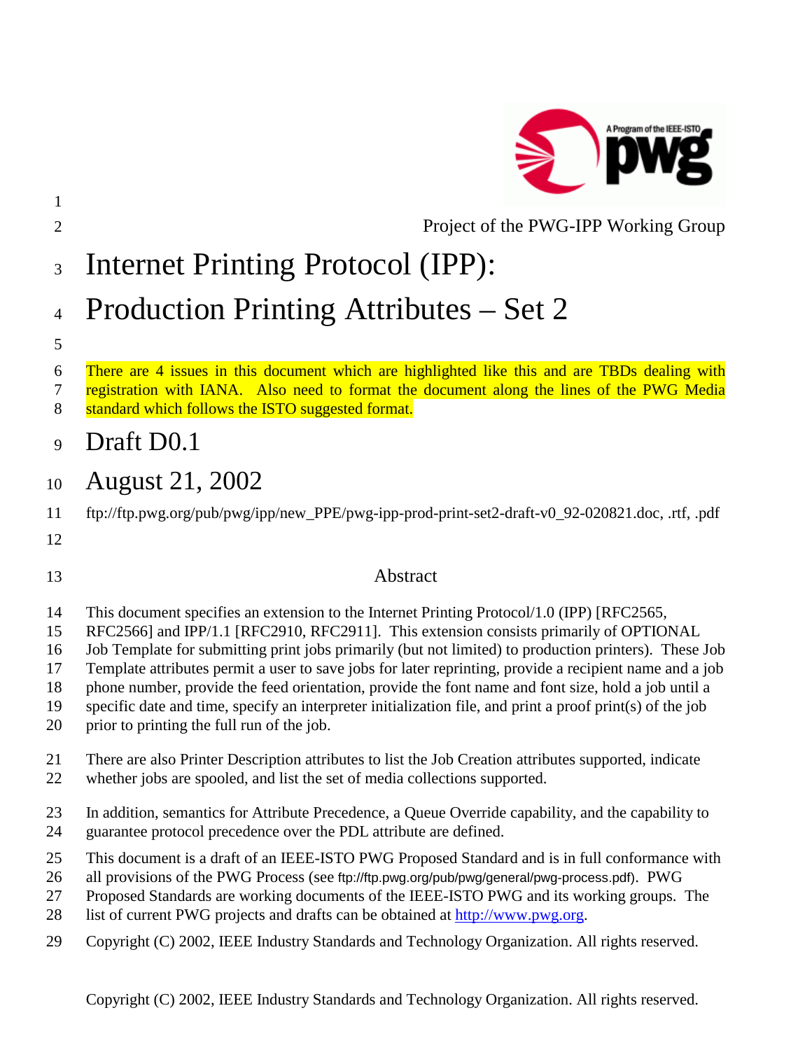Project of the PWG-IPP Working Group

# Internet Printing Protocol (IPP): Production Printing Attributes – Set 2

There are 4 issues in this document which are highlighted like this and are TBDs dealing with registration with IANA. Also need to format the document along the lines of the PWG Media standard which follows the ISTO suggested format.

## Draft D0.1

## August 21, 2002

ftp://ftp.pwg.org/pub/pwg/ipp/new_PPE/pwg-ipp-prod-print-set2-draft-v0_92-020821.doc, .rtf, .pdf

### Abstract

This document specifies an extension to the Internet Printing Protocol/1.0 (IPP) [RFC2565, RFC2566] and IPP/1.1 [RFC2910, RFC2911]. This extension consists primarily of OPTIONAL Job Template for submitting print jobs primarily (but not limited) to production printers). These Job Template attributes permit a user to save jobs for later reprinting, provide a recipient name and a job phone number, provide the feed orientation, provide the font name and font size, hold a job until a specific date and time, specify an interpreter initialization file, and print a proof print(s) of the job prior to printing the full run of the job.

There are also Printer Description attributes to list the Job Creation attributes supported, indicate whether jobs are spooled, and list the set of media collections supported.

In addition, semantics for Attribute Precedence, a Queue Override capability, and the capability to guarantee protocol precedence over the PDL attribute are defined.

This document is a draft of an IEEE-ISTO PWG Proposed Standard and is in full conformance with all provisions of the PWG Process (see ftp://ftp.pwg.org/pub/pwg/general/pwg-process.pdf). PWG Proposed Standards are working documents of the IEEE-ISTO PWG and its working groups. The list of current PWG projects and drafts can be obtained at http://www.pwg.org.

Copyright (C) 2002, IEEE Industry Standards and Technology Organization. All rights reserved.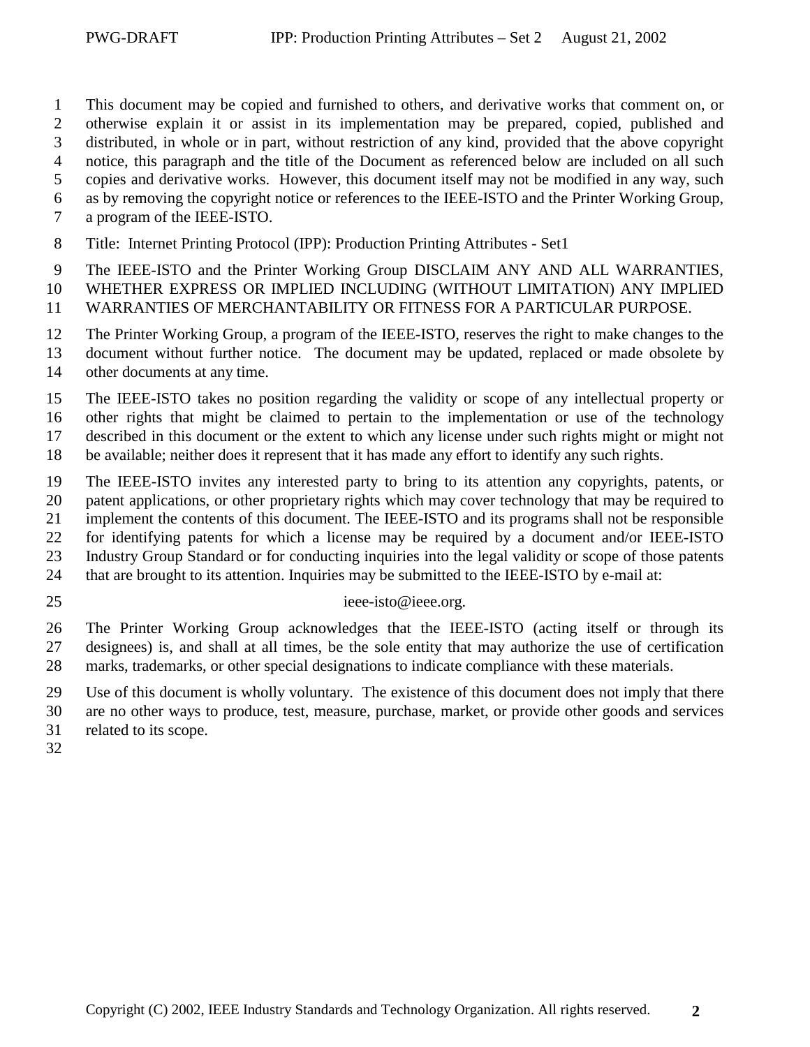This document may be copied and furnished to others, and derivative works that comment on, or otherwise explain it or assist in its implementation may be prepared, copied, published and distributed, in whole or in part, without restriction of any kind, provided that the above copyright notice, this paragraph and the title of the Document as referenced below are included on all such copies and derivative works. However, this document itself may not be modified in any way, such as by removing the copyright notice or references to the IEEE-ISTO and the Printer Working Group, a program of the IEEE-ISTO.

Title: Internet Printing Protocol (IPP): Production Printing Attributes - Set1

The IEEE-ISTO and the Printer Working Group DISCLAIM ANY AND ALL WARRANTIES, WHETHER EXPRESS OR IMPLIED INCLUDING (WITHOUT LIMITATION) ANY IMPLIED WARRANTIES OF MERCHANTABILITY OR FITNESS FOR A PARTICULAR PURPOSE.

The Printer Working Group, a program of the IEEE-ISTO, reserves the right to make changes to the document without further notice. The document may be updated, replaced or made obsolete by other documents at any time.

The IEEE-ISTO takes no position regarding the validity or scope of any intellectual property or other rights that might be claimed to pertain to the implementation or use of the technology described in this document or the extent to which any license under such rights might or might not be available; neither does it represent that it has made any effort to identify any such rights.

The IEEE-ISTO invites any interested party to bring to its attention any copyrights, patents, or patent applications, or other proprietary rights which may cover technology that may be required to implement the contents of this document. The IEEE-ISTO and its programs shall not be responsible for identifying patents for which a license may be required by a document and/or IEEE-ISTO Industry Group Standard or for conducting inquiries into the legal validity or scope of those patents that are brought to its attention. Inquiries may be submitted to the IEEE-ISTO by e-mail at:

ieee-isto@ieee.org.

The Printer Working Group acknowledges that the IEEE-ISTO (acting itself or through its designees) is, and shall at all times, be the sole entity that may authorize the use of certification marks, trademarks, or other special designations to indicate compliance with these materials.

Use of this document is wholly voluntary. The existence of this document does not imply that there are no other ways to produce, test, measure, purchase, market, or provide other goods and services related to its scope.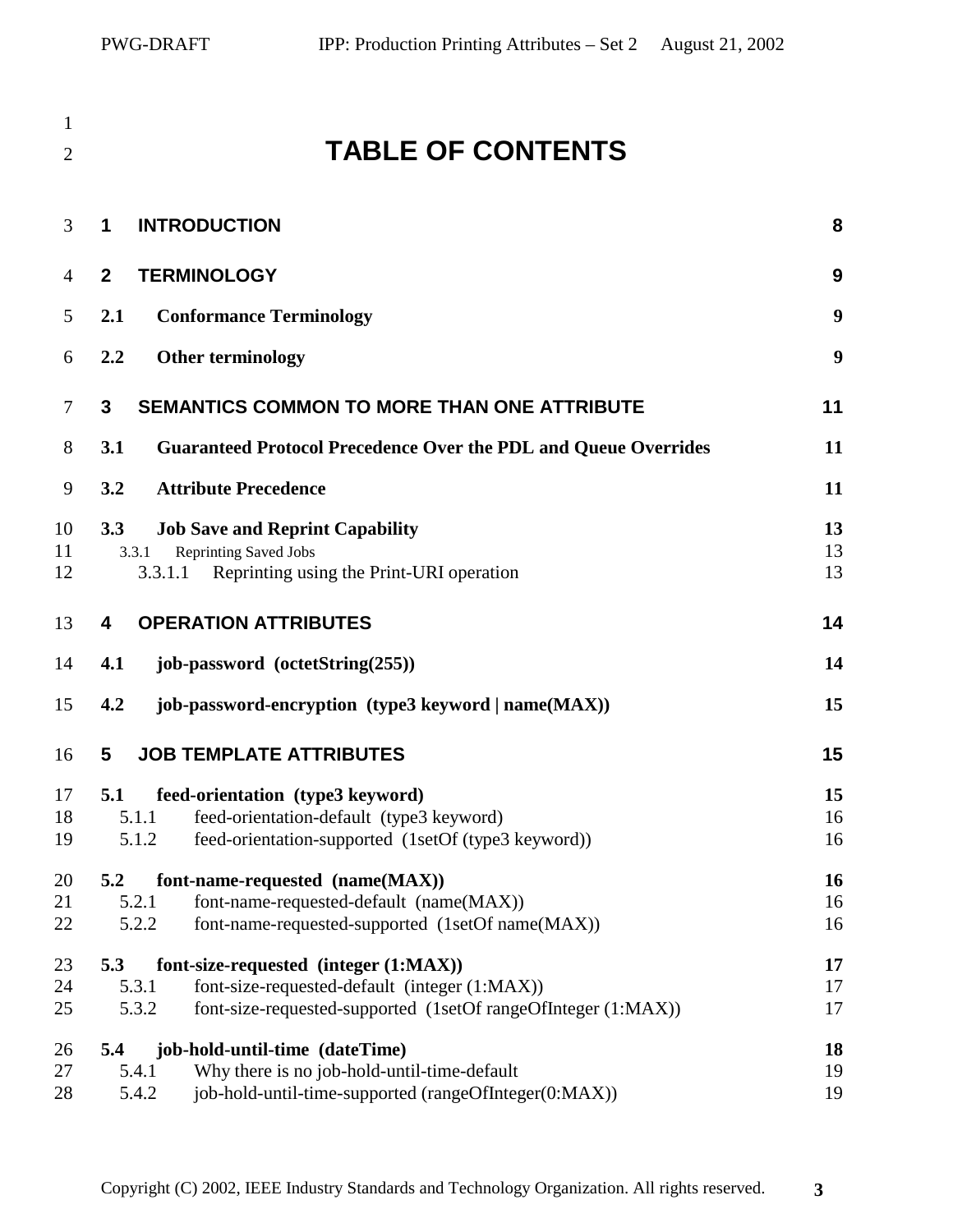# TABLE OF CONTENTS

**1 INTRODUCTION** 8

**2 TERMINOLOGY** 9

**2.1 Conformance Terminology** 9

**2.2 Other terminology** 9

**3 SEMANTICS COMMON TO MORE THAN ONE ATTRIBUTE** 11

**3.1 Guaranteed Protocol Precedence Over the PDL and Queue Overrides** 11

**3.2 Attribute Precedence** 11

**3.3 Job Save and Reprint Capability** 13
- 3.3.1 Reprinting Saved Jobs 13
  - 3.3.1.1 Reprinting using the Print-URI operation 13

**4 OPERATION ATTRIBUTES** 14

**4.1 job-password (octetString(255))** 14

**4.2 job-password-encryption (type3 keyword | name(MAX))** 15

**5 JOB TEMPLATE ATTRIBUTES** 15

**5.1 feed-orientation (type3 keyword)** 15
- 5.1.1 feed-orientation-default (type3 keyword) 16
- 5.1.2 feed-orientation-supported (1setOf (type3 keyword)) 16

**5.2 font-name-requested (name(MAX))** 16
- 5.2.1 font-name-requested-default (name(MAX)) 16
- 5.2.2 font-name-requested-supported (1setOf name(MAX)) 16

**5.3 font-size-requested (integer (1:MAX))** 17
- 5.3.1 font-size-requested-default (integer (1:MAX)) 17
- 5.3.2 font-size-requested-supported (1setOf rangeOfInteger (1:MAX)) 17

**5.4 job-hold-until-time (dateTime)** 18
- 5.4.1 Why there is no job-hold-until-time-default 19
- 5.4.2 job-hold-until-time-supported (rangeOfInteger(0:MAX)) 19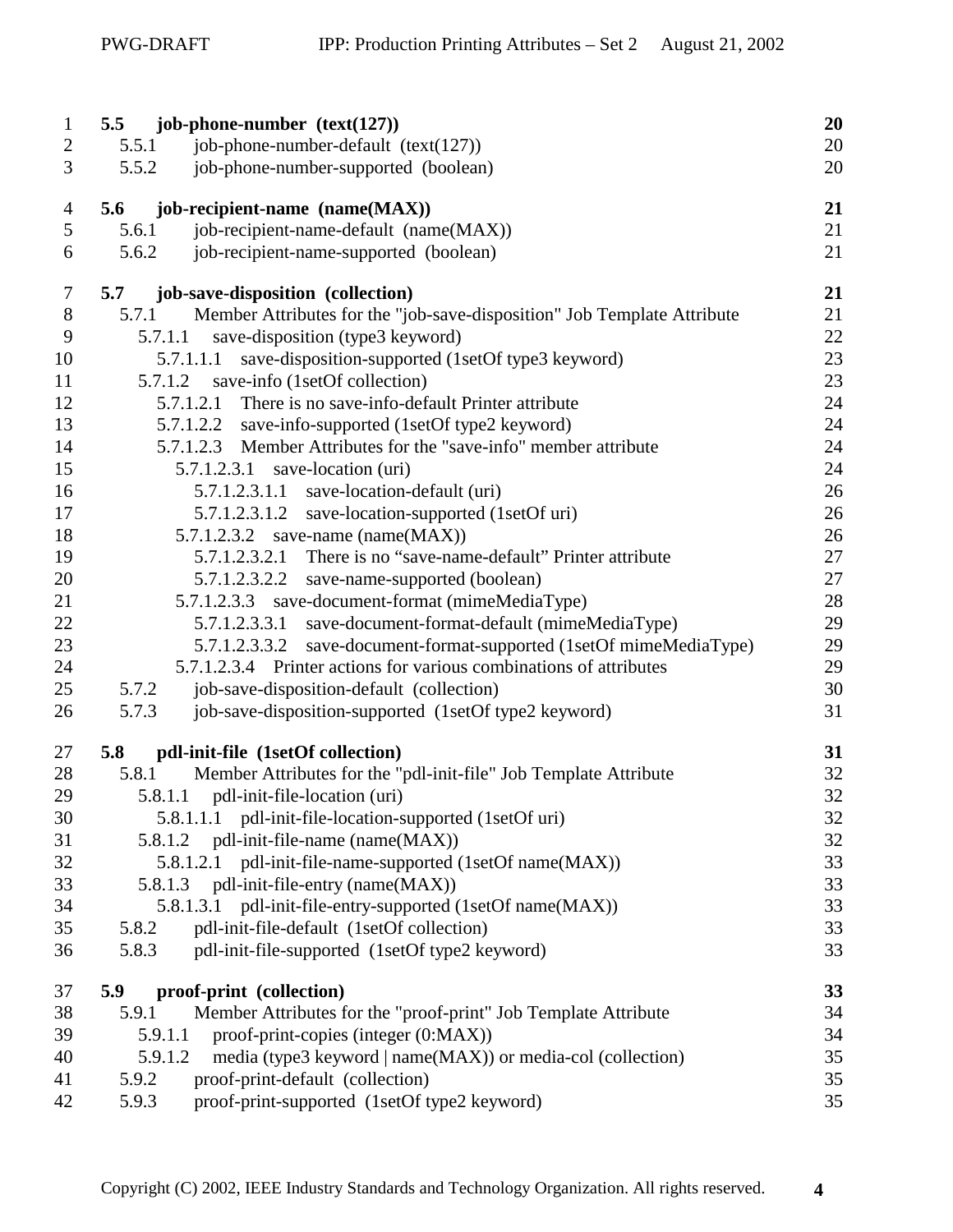**5.5 job-phone-number (text(127)) 20**
5.5.1 job-phone-number-default (text(127)) 20
5.5.2 job-phone-number-supported (boolean) 20

**5.6 job-recipient-name (name(MAX)) 21**
5.6.1 job-recipient-name-default (name(MAX)) 21
5.6.2 job-recipient-name-supported (boolean) 21

**5.7 job-save-disposition (collection) 21**
5.7.1 Member Attributes for the "job-save-disposition" Job Template Attribute 21
5.7.1.1 save-disposition (type3 keyword) 22
5.7.1.1.1 save-disposition-supported (1setOf type3 keyword) 23
5.7.1.2 save-info (1setOf collection) 23
5.7.1.2.1 There is no save-info-default Printer attribute 24
5.7.1.2.2 save-info-supported (1setOf type2 keyword) 24
5.7.1.2.3 Member Attributes for the "save-info" member attribute 24
5.7.1.2.3.1 save-location (uri) 24
5.7.1.2.3.1.1 save-location-default (uri) 26
5.7.1.2.3.1.2 save-location-supported (1setOf uri) 26
5.7.1.2.3.2 save-name (name(MAX)) 26
5.7.1.2.3.2.1 There is no "save-name-default" Printer attribute 27
5.7.1.2.3.2.2 save-name-supported (boolean) 27
5.7.1.2.3.3 save-document-format (mimeMediaType) 28
5.7.1.2.3.3.1 save-document-format-default (mimeMediaType) 29
5.7.1.2.3.3.2 save-document-format-supported (1setOf mimeMediaType) 29
5.7.1.2.3.4 Printer actions for various combinations of attributes 29
5.7.2 job-save-disposition-default (collection) 30
5.7.3 job-save-disposition-supported (1setOf type2 keyword) 31

**5.8 pdl-init-file (1setOf collection) 31**
5.8.1 Member Attributes for the "pdl-init-file" Job Template Attribute 32
5.8.1.1 pdl-init-file-location (uri) 32
5.8.1.1.1 pdl-init-file-location-supported (1setOf uri) 32
5.8.1.2 pdl-init-file-name (name(MAX)) 32
5.8.1.2.1 pdl-init-file-name-supported (1setOf name(MAX)) 33
5.8.1.3 pdl-init-file-entry (name(MAX)) 33
5.8.1.3.1 pdl-init-file-entry-supported (1setOf name(MAX)) 33
5.8.2 pdl-init-file-default (1setOf collection) 33
5.8.3 pdl-init-file-supported (1setOf type2 keyword) 33

**5.9 proof-print (collection) 33**
5.9.1 Member Attributes for the "proof-print" Job Template Attribute 34
5.9.1.1 proof-print-copies (integer (0:MAX)) 34
5.9.1.2 media (type3 keyword | name(MAX)) or media-col (collection) 35
5.9.2 proof-print-default (collection) 35
5.9.3 proof-print-supported (1setOf type2 keyword) 35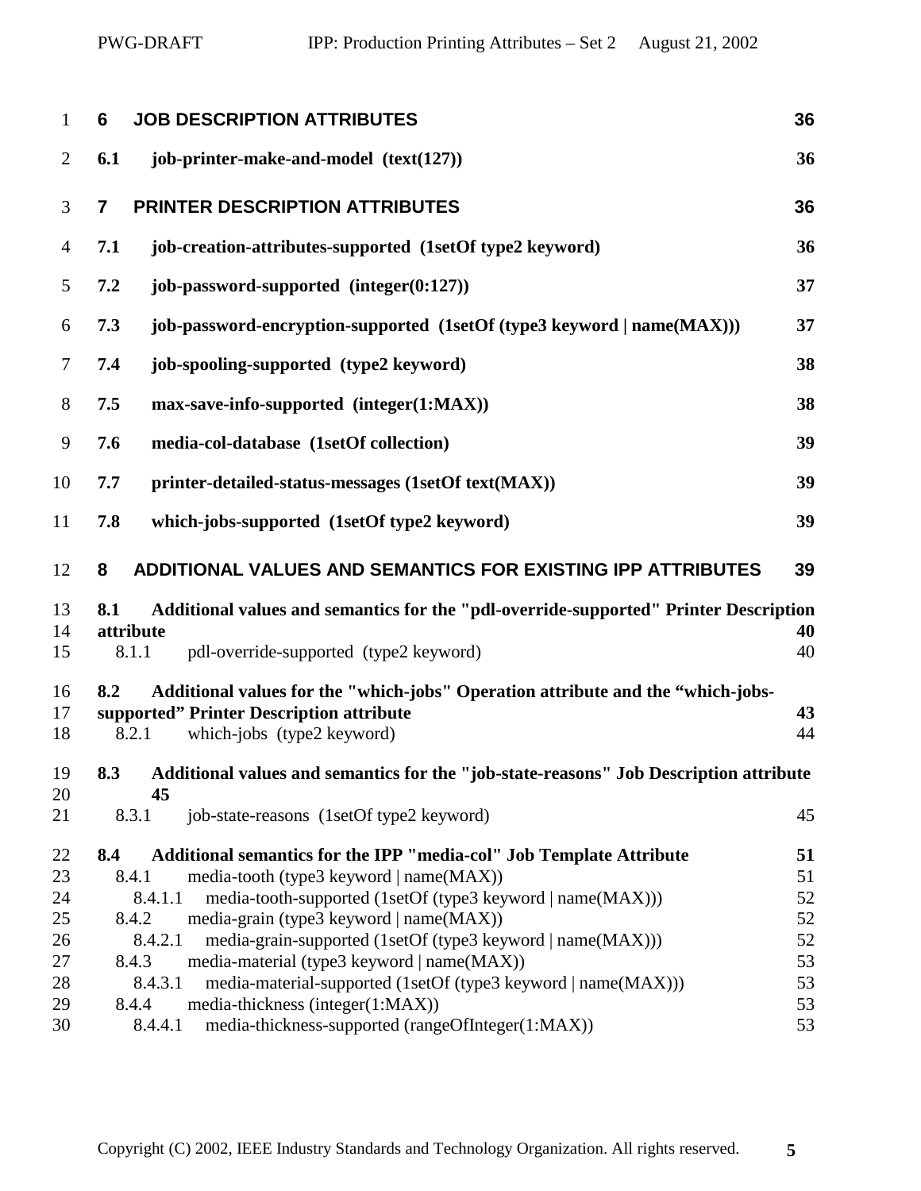**6 JOB DESCRIPTION ATTRIBUTES** 36

**6.1 job-printer-make-and-model (text(127))** 36

**7 PRINTER DESCRIPTION ATTRIBUTES** 36

**7.1 job-creation-attributes-supported (1setOf type2 keyword)** 36

**7.2 job-password-supported (integer(0:127))** 37

**7.3 job-password-encryption-supported (1setOf (type3 keyword | name(MAX)))** 37

**7.4 job-spooling-supported (type2 keyword)** 38

**7.5 max-save-info-supported (integer(1:MAX))** 38

**7.6 media-col-database (1setOf collection)** 39

**7.7 printer-detailed-status-messages (1setOf text(MAX))** 39

**7.8 which-jobs-supported (1setOf type2 keyword)** 39

**8 ADDITIONAL VALUES AND SEMANTICS FOR EXISTING IPP ATTRIBUTES** 39

**8.1 Additional values and semantics for the "pdl-override-supported" Printer Description attribute** 40

8.1.1 pdl-override-supported (type2 keyword) 40

**8.2 Additional values for the "which-jobs" Operation attribute and the "which-jobs-supported" Printer Description attribute** 43

8.2.1 which-jobs (type2 keyword) 44

**8.3 Additional values and semantics for the "job-state-reasons" Job Description attribute** 45

8.3.1 job-state-reasons (1setOf type2 keyword) 45

**8.4 Additional semantics for the IPP "media-col" Job Template Attribute** 51

8.4.1 media-tooth (type3 keyword | name(MAX)) 51

8.4.1.1 media-tooth-supported (1setOf (type3 keyword | name(MAX))) 52

8.4.2 media-grain (type3 keyword | name(MAX)) 52

8.4.2.1 media-grain-supported (1setOf (type3 keyword | name(MAX))) 52

8.4.3 media-material (type3 keyword | name(MAX)) 53

8.4.3.1 media-material-supported (1setOf (type3 keyword | name(MAX))) 53

8.4.4 media-thickness (integer(1:MAX)) 53

8.4.4.1 media-thickness-supported (rangeOfInteger(1:MAX)) 53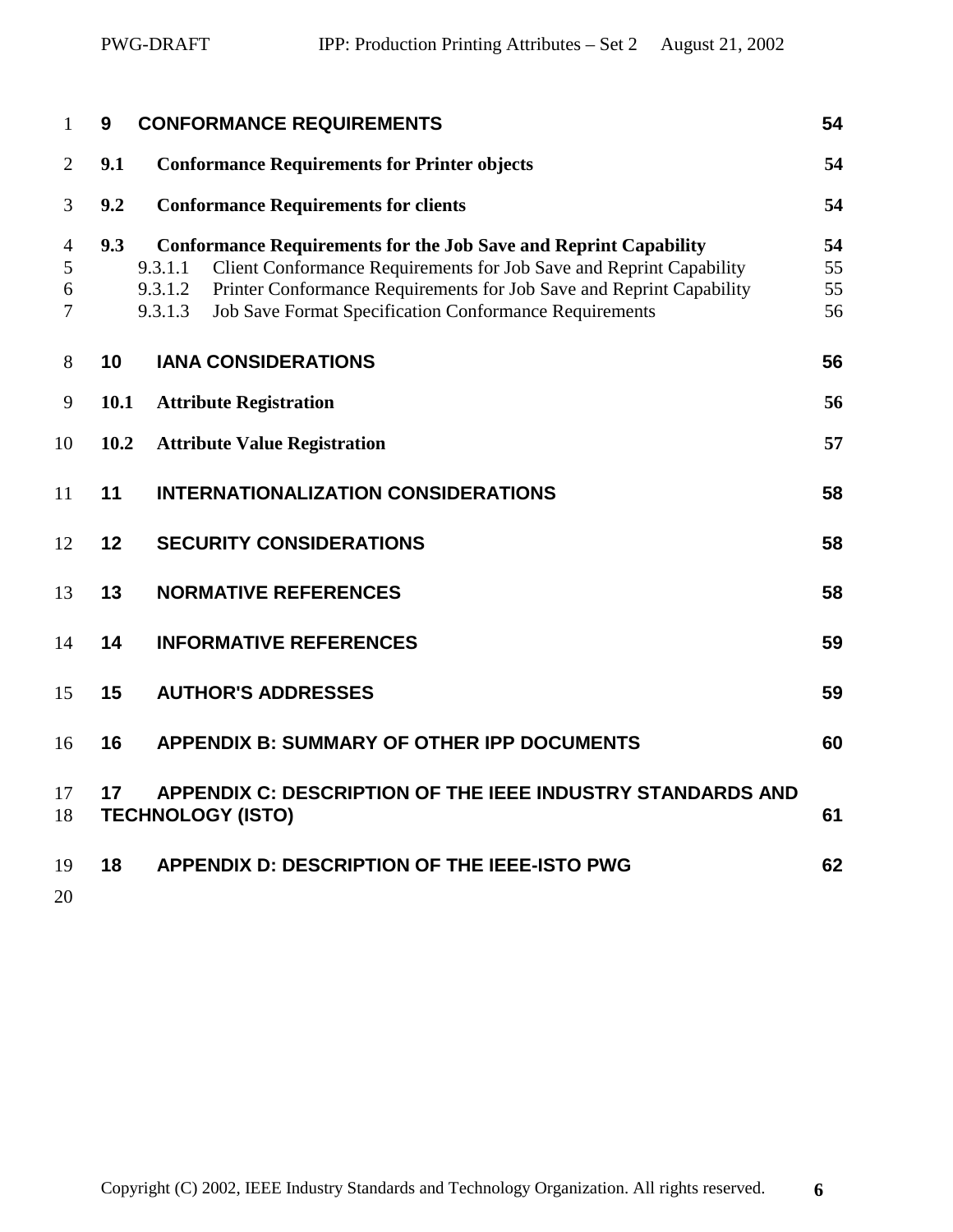**9 CONFORMANCE REQUIREMENTS** 54

**9.1 Conformance Requirements for Printer objects** 54

**9.2 Conformance Requirements for clients** 54

**9.3 Conformance Requirements for the Job Save and Reprint Capability** 54

9.3.1.1 Client Conformance Requirements for Job Save and Reprint Capability 55

9.3.1.2 Printer Conformance Requirements for Job Save and Reprint Capability 55

9.3.1.3 Job Save Format Specification Conformance Requirements 56

**10 IANA CONSIDERATIONS** 56

**10.1 Attribute Registration** 56

**10.2 Attribute Value Registration** 57

**11 INTERNATIONALIZATION CONSIDERATIONS** 58

**12 SECURITY CONSIDERATIONS** 58

**13 NORMATIVE REFERENCES** 58

**14 INFORMATIVE REFERENCES** 59

**15 AUTHOR'S ADDRESSES** 59

**16 APPENDIX B: SUMMARY OF OTHER IPP DOCUMENTS** 60

**17 APPENDIX C: DESCRIPTION OF THE IEEE INDUSTRY STANDARDS AND TECHNOLOGY (ISTO)** 61

**18 APPENDIX D: DESCRIPTION OF THE IEEE-ISTO PWG** 62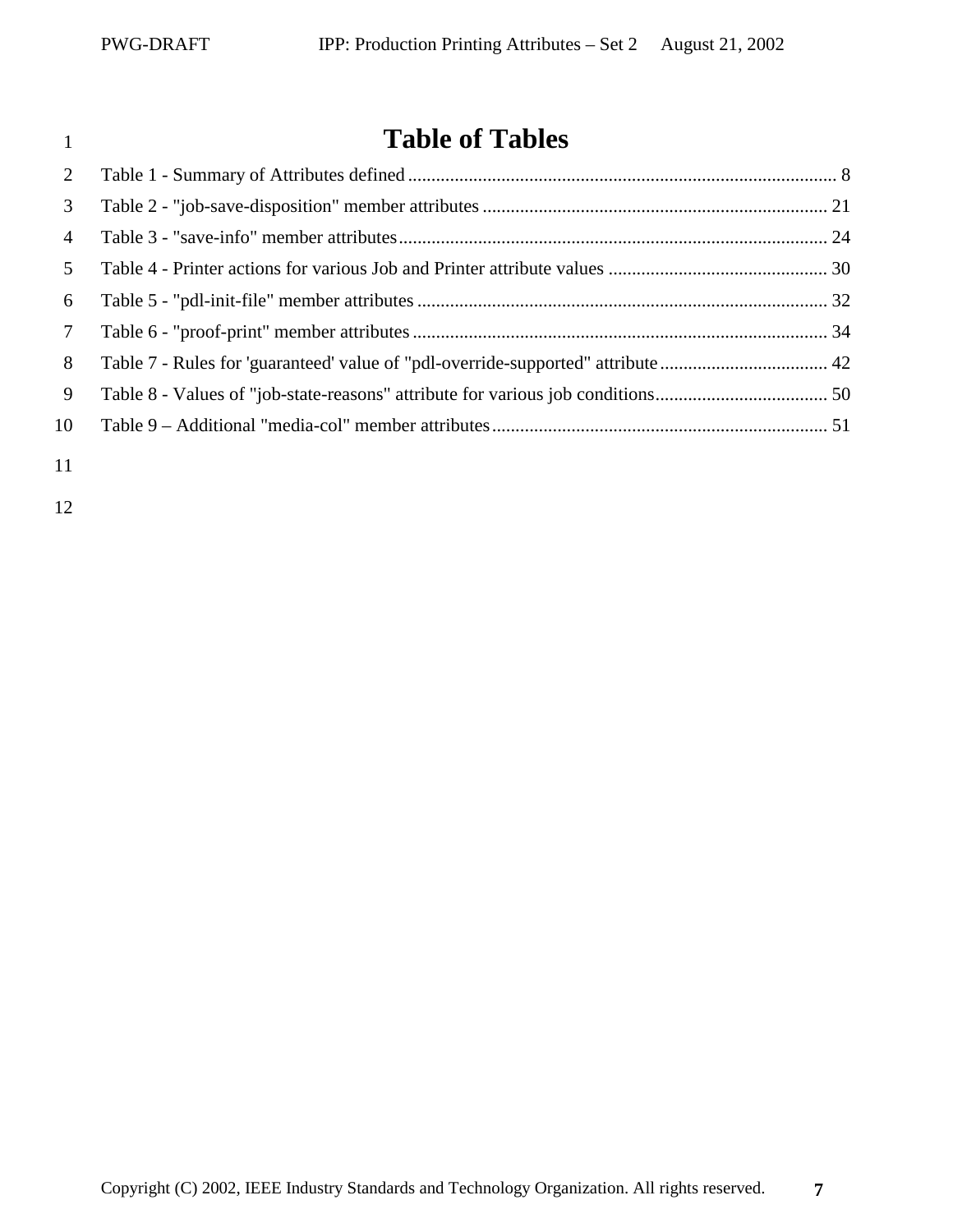# Table of Tables

Table 1 - Summary of Attributes defined ........................................................................................... 8

Table 2 - "job-save-disposition" member attributes ......................................................................... 21

Table 3 - "save-info" member attributes ........................................................................................... 24

Table 4 - Printer actions for various Job and Printer attribute values .............................................. 30

Table 5 - "pdl-init-file" member attributes ....................................................................................... 32

Table 6 - "proof-print" member attributes ........................................................................................ 34

Table 7 - Rules for 'guaranteed' value of "pdl-override-supported" attribute .................................... 42

Table 8 - Values of "job-state-reasons" attribute for various job conditions ..................................... 50

Table 9 – Additional "media-col" member attributes ........................................................................ 51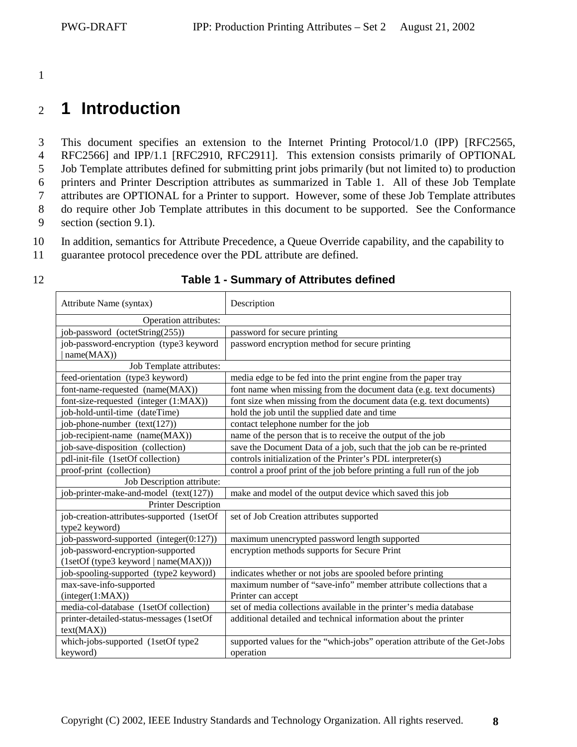# 1 Introduction

This document specifies an extension to the Internet Printing Protocol/1.0 (IPP) [RFC2565, RFC2566] and IPP/1.1 [RFC2910, RFC2911]. This extension consists primarily of OPTIONAL Job Template attributes defined for submitting print jobs primarily (but not limited to) to production printers and Printer Description attributes as summarized in Table 1. All of these Job Template attributes are OPTIONAL for a Printer to support. However, some of these Job Template attributes do require other Job Template attributes in this document to be supported. See the Conformance section (section 9.1).

In addition, semantics for Attribute Precedence, a Queue Override capability, and the capability to guarantee protocol precedence over the PDL attribute are defined.

**Table 1 - Summary of Attributes defined**

| Attribute Name (syntax) | Description |
|---|---|
| Operation attributes: | |
| job-password (octetString(255)) | password for secure printing |
| job-password-encryption (type3 keyword \| name(MAX)) | password encryption method for secure printing |
| Job Template attributes: | |
| feed-orientation (type3 keyword) | media edge to be fed into the print engine from the paper tray |
| font-name-requested (name(MAX)) | font name when missing from the document data (e.g. text documents) |
| font-size-requested (integer (1:MAX)) | font size when missing from the document data (e.g. text documents) |
| job-hold-until-time (dateTime) | hold the job until the supplied date and time |
| job-phone-number (text(127)) | contact telephone number for the job |
| job-recipient-name (name(MAX)) | name of the person that is to receive the output of the job |
| job-save-disposition (collection) | save the Document Data of a job, such that the job can be re-printed |
| pdl-init-file (1setOf collection) | controls initialization of the Printer's PDL interpreter(s) |
| proof-print (collection) | control a proof print of the job before printing a full run of the job |
| Job Description attribute: | |
| job-printer-make-and-model (text(127)) | make and model of the output device which saved this job |
| Printer Description | |
| job-creation-attributes-supported (1setOf type2 keyword) | set of Job Creation attributes supported |
| job-password-supported (integer(0:127)) | maximum unencrypted password length supported |
| job-password-encryption-supported (1setOf (type3 keyword \| name(MAX))) | encryption methods supports for Secure Print |
| job-spooling-supported (type2 keyword) | indicates whether or not jobs are spooled before printing |
| max-save-info-supported (integer(1:MAX)) | maximum number of "save-info" member attribute collections that a Printer can accept |
| media-col-database (1setOf collection) | set of media collections available in the printer's media database |
| printer-detailed-status-messages (1setOf text(MAX)) | additional detailed and technical information about the printer |
| which-jobs-supported (1setOf type2 keyword) | supported values for the "which-jobs" operation attribute of the Get-Jobs operation |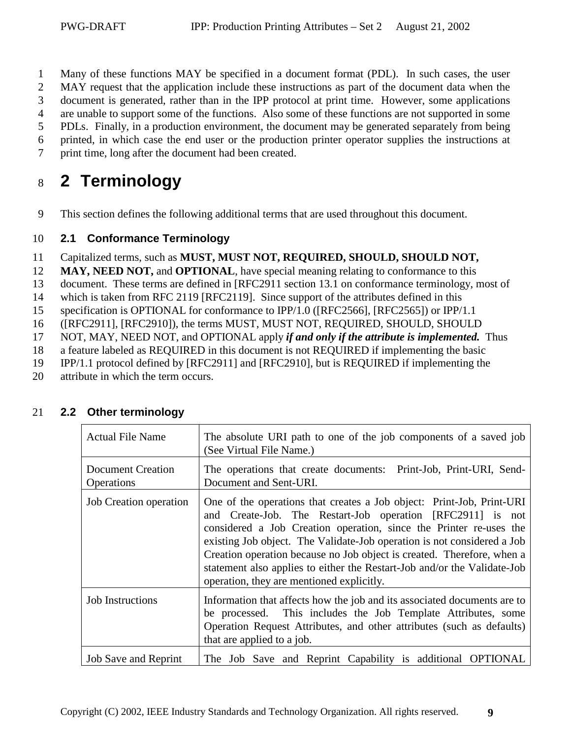Many of these functions MAY be specified in a document format (PDL). In such cases, the user MAY request that the application include these instructions as part of the document data when the document is generated, rather than in the IPP protocol at print time. However, some applications are unable to support some of the functions. Also some of these functions are not supported in some PDLs. Finally, in a production environment, the document may be generated separately from being printed, in which case the end user or the production printer operator supplies the instructions at print time, long after the document had been created.

# 2 Terminology

This section defines the following additional terms that are used throughout this document.

## 2.1 Conformance Terminology

Capitalized terms, such as **MUST, MUST NOT, REQUIRED, SHOULD, SHOULD NOT, MAY, NEED NOT,** and **OPTIONAL**, have special meaning relating to conformance to this document. These terms are defined in [RFC2911 section 13.1 on conformance terminology, most of which is taken from RFC 2119 [RFC2119]. Since support of the attributes defined in this specification is OPTIONAL for conformance to IPP/1.0 ([RFC2566], [RFC2565]) or IPP/1.1 ([RFC2911], [RFC2910]), the terms MUST, MUST NOT, REQUIRED, SHOULD, SHOULD NOT, MAY, NEED NOT, and OPTIONAL apply ***if and only if the attribute is implemented.*** Thus a feature labeled as REQUIRED in this document is not REQUIRED if implementing the basic IPP/1.1 protocol defined by [RFC2911] and [RFC2910], but is REQUIRED if implementing the attribute in which the term occurs.

## 2.2 Other terminology

| | |
|---|---|
| Actual File Name | The absolute URI path to one of the job components of a saved job (See Virtual File Name.) |
| Document Creation Operations | The operations that create documents: Print-Job, Print-URI, Send-Document and Sent-URI. |
| Job Creation operation | One of the operations that creates a Job object: Print-Job, Print-URI and Create-Job. The Restart-Job operation [RFC2911] is not considered a Job Creation operation, since the Printer re-uses the existing Job object. The Validate-Job operation is not considered a Job Creation operation because no Job object is created. Therefore, when a statement also applies to either the Restart-Job and/or the Validate-Job operation, they are mentioned explicitly. |
| Job Instructions | Information that affects how the job and its associated documents are to be processed. This includes the Job Template Attributes, some Operation Request Attributes, and other attributes (such as defaults) that are applied to a job. |
| Job Save and Reprint | The Job Save and Reprint Capability is additional OPTIONAL |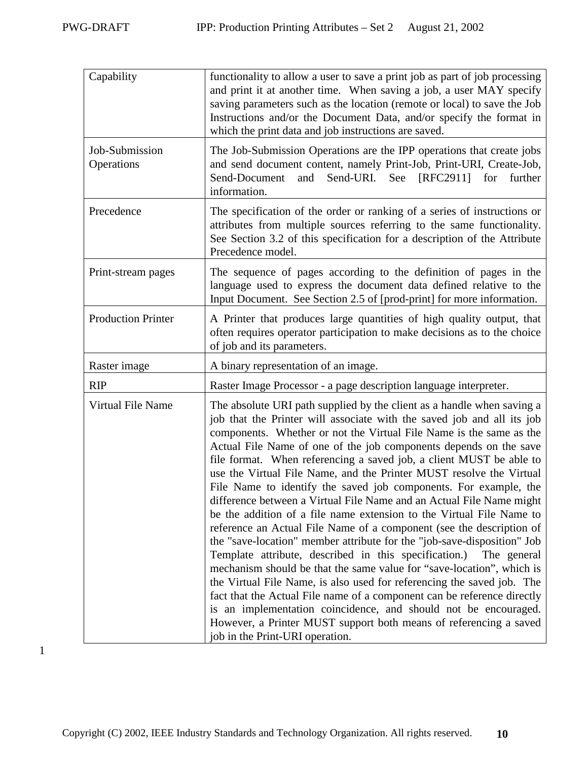| | |
|---|---|
| Capability | functionality to allow a user to save a print job as part of job processing and print it at another time. When saving a job, a user MAY specify saving parameters such as the location (remote or local) to save the Job Instructions and/or the Document Data, and/or specify the format in which the print data and job instructions are saved. |
| Job-Submission Operations | The Job-Submission Operations are the IPP operations that create jobs and send document content, namely Print-Job, Print-URI, Create-Job, Send-Document and Send-URI. See [RFC2911] for further information. |
| Precedence | The specification of the order or ranking of a series of instructions or attributes from multiple sources referring to the same functionality. See Section 3.2 of this specification for a description of the Attribute Precedence model. |
| Print-stream pages | The sequence of pages according to the definition of pages in the language used to express the document data defined relative to the Input Document. See Section 2.5 of [prod-print] for more information. |
| Production Printer | A Printer that produces large quantities of high quality output, that often requires operator participation to make decisions as to the choice of job and its parameters. |
| Raster image | A binary representation of an image. |
| RIP | Raster Image Processor - a page description language interpreter. |
| Virtual File Name | The absolute URI path supplied by the client as a handle when saving a job that the Printer will associate with the saved job and all its job components. Whether or not the Virtual File Name is the same as the Actual File Name of one of the job components depends on the save file format. When referencing a saved job, a client MUST be able to use the Virtual File Name, and the Printer MUST resolve the Virtual File Name to identify the saved job components. For example, the difference between a Virtual File Name and an Actual File Name might be the addition of a file name extension to the Virtual File Name to reference an Actual File Name of a component (see the description of the "save-location" member attribute for the "job-save-disposition" Job Template attribute, described in this specification.) The general mechanism should be that the same value for "save-location", which is the Virtual File Name, is also used for referencing the saved job. The fact that the Actual File name of a component can be reference directly is an implementation coincidence, and should not be encouraged. However, a Printer MUST support both means of referencing a saved job in the Print-URI operation. |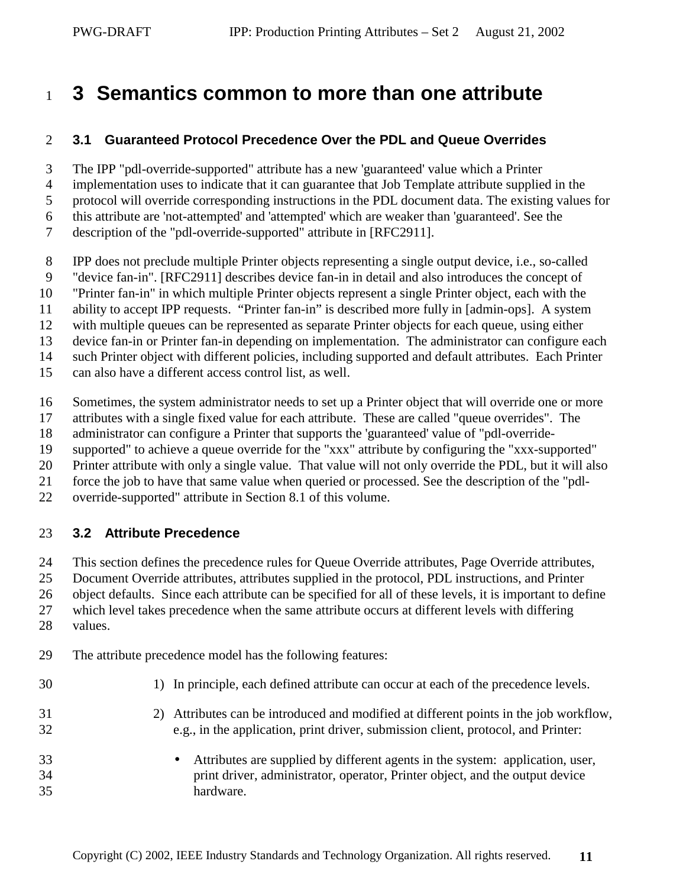# 3 Semantics common to more than one attribute

## 3.1 Guaranteed Protocol Precedence Over the PDL and Queue Overrides

The IPP "pdl-override-supported" attribute has a new 'guaranteed' value which a Printer implementation uses to indicate that it can guarantee that Job Template attribute supplied in the protocol will override corresponding instructions in the PDL document data. The existing values for this attribute are 'not-attempted' and 'attempted' which are weaker than 'guaranteed'. See the description of the "pdl-override-supported" attribute in [RFC2911].

IPP does not preclude multiple Printer objects representing a single output device, i.e., so-called "device fan-in". [RFC2911] describes device fan-in in detail and also introduces the concept of "Printer fan-in" in which multiple Printer objects represent a single Printer object, each with the ability to accept IPP requests. “Printer fan-in” is described more fully in [admin-ops]. A system with multiple queues can be represented as separate Printer objects for each queue, using either device fan-in or Printer fan-in depending on implementation. The administrator can configure each such Printer object with different policies, including supported and default attributes. Each Printer can also have a different access control list, as well.

Sometimes, the system administrator needs to set up a Printer object that will override one or more attributes with a single fixed value for each attribute. These are called "queue overrides". The administrator can configure a Printer that supports the 'guaranteed' value of "pdl-override-supported" to achieve a queue override for the "xxx" attribute by configuring the "xxx-supported" Printer attribute with only a single value. That value will not only override the PDL, but it will also force the job to have that same value when queried or processed. See the description of the "pdl-override-supported" attribute in Section 8.1 of this volume.

## 3.2 Attribute Precedence

This section defines the precedence rules for Queue Override attributes, Page Override attributes, Document Override attributes, attributes supplied in the protocol, PDL instructions, and Printer object defaults. Since each attribute can be specified for all of these levels, it is important to define which level takes precedence when the same attribute occurs at different levels with differing values.

The attribute precedence model has the following features:

1) In principle, each defined attribute can occur at each of the precedence levels.

2) Attributes can be introduced and modified at different points in the job workflow, e.g., in the application, print driver, submission client, protocol, and Printer:

   - Attributes are supplied by different agents in the system: application, user, print driver, administrator, operator, Printer object, and the output device hardware.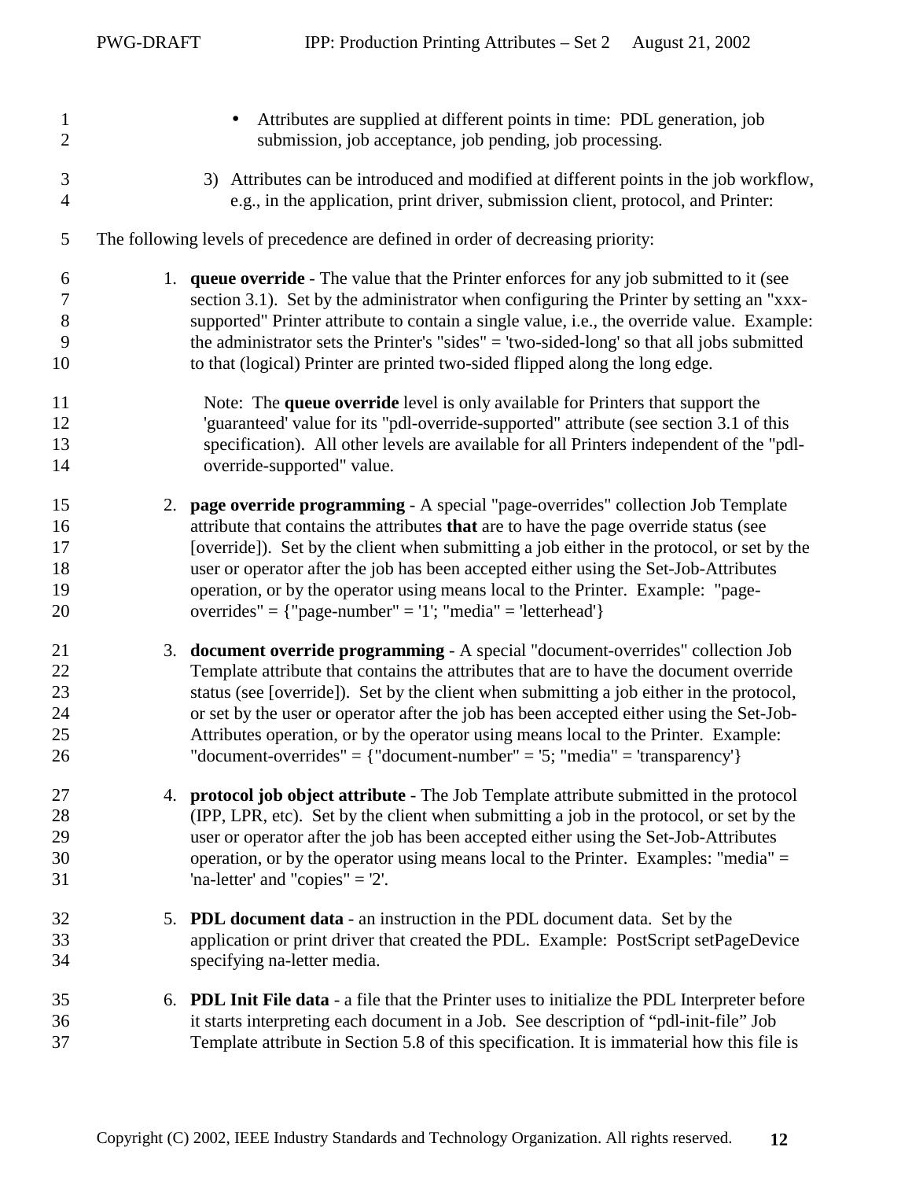- Attributes are supplied at different points in time: PDL generation, job submission, job acceptance, job pending, job processing.

3) Attributes can be introduced and modified at different points in the job workflow, e.g., in the application, print driver, submission client, protocol, and Printer:

The following levels of precedence are defined in order of decreasing priority:

1. **queue override** - The value that the Printer enforces for any job submitted to it (see section 3.1). Set by the administrator when configuring the Printer by setting an "xxx-supported" Printer attribute to contain a single value, i.e., the override value. Example: the administrator sets the Printer's "sides" = 'two-sided-long' so that all jobs submitted to that (logical) Printer are printed two-sided flipped along the long edge.

   Note: The **queue override** level is only available for Printers that support the 'guaranteed' value for its "pdl-override-supported" attribute (see section 3.1 of this specification). All other levels are available for all Printers independent of the "pdl-override-supported" value.

2. **page override programming** - A special "page-overrides" collection Job Template attribute that contains the attributes **that** are to have the page override status (see [override]). Set by the client when submitting a job either in the protocol, or set by the user or operator after the job has been accepted either using the Set-Job-Attributes operation, or by the operator using means local to the Printer. Example: "page-overrides" = {"page-number" = '1'; "media" = 'letterhead'}

3. **document override programming** - A special "document-overrides" collection Job Template attribute that contains the attributes that are to have the document override status (see [override]). Set by the client when submitting a job either in the protocol, or set by the user or operator after the job has been accepted either using the Set-Job-Attributes operation, or by the operator using means local to the Printer. Example: "document-overrides" = {"document-number" = '5; "media" = 'transparency'}

4. **protocol job object attribute** - The Job Template attribute submitted in the protocol (IPP, LPR, etc). Set by the client when submitting a job in the protocol, or set by the user or operator after the job has been accepted either using the Set-Job-Attributes operation, or by the operator using means local to the Printer. Examples: "media" = 'na-letter' and "copies" = '2'.

5. **PDL document data** - an instruction in the PDL document data. Set by the application or print driver that created the PDL. Example: PostScript setPageDevice specifying na-letter media.

6. **PDL Init File data** - a file that the Printer uses to initialize the PDL Interpreter before it starts interpreting each document in a Job. See description of “pdl-init-file” Job Template attribute in Section 5.8 of this specification. It is immaterial how this file is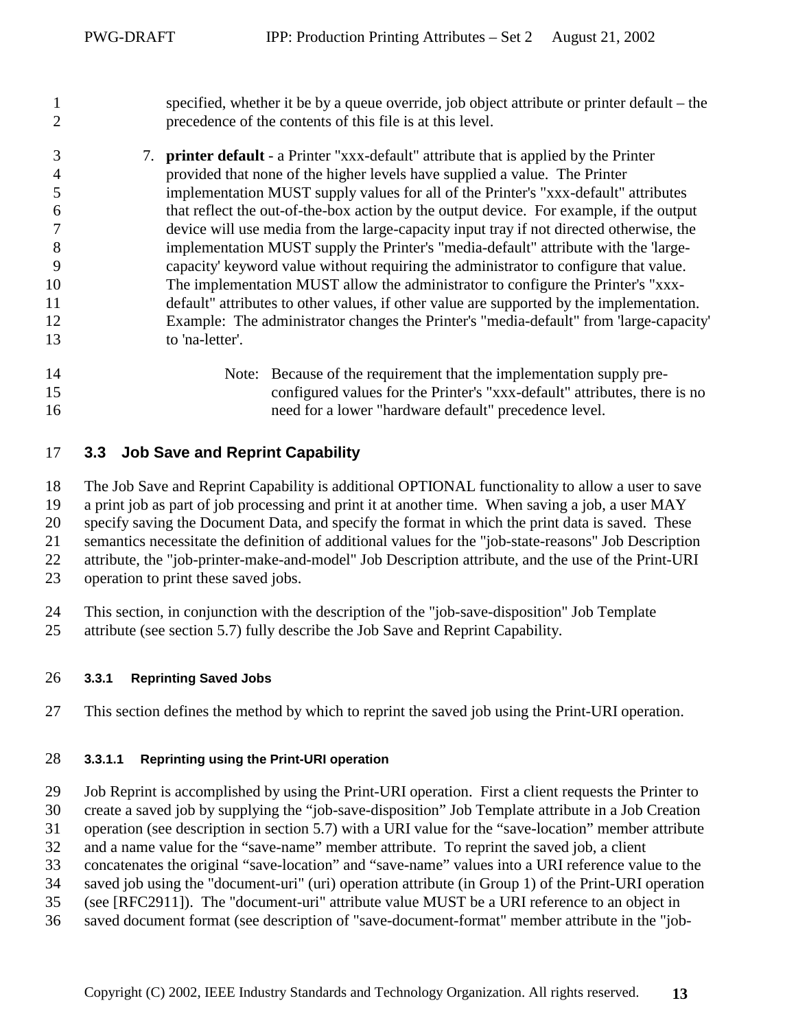specified, whether it be by a queue override, job object attribute or printer default – the precedence of the contents of this file is at this level.

7. **printer default** - a Printer "xxx-default" attribute that is applied by the Printer provided that none of the higher levels have supplied a value. The Printer implementation MUST supply values for all of the Printer's "xxx-default" attributes that reflect the out-of-the-box action by the output device. For example, if the output device will use media from the large-capacity input tray if not directed otherwise, the implementation MUST supply the Printer's "media-default" attribute with the 'large-capacity' keyword value without requiring the administrator to configure that value. The implementation MUST allow the administrator to configure the Printer's "xxx-default" attributes to other values, if other value are supported by the implementation. Example: The administrator changes the Printer's "media-default" from 'large-capacity' to 'na-letter'.

   Note: Because of the requirement that the implementation supply pre-configured values for the Printer's "xxx-default" attributes, there is no need for a lower "hardware default" precedence level.

## 3.3 Job Save and Reprint Capability

The Job Save and Reprint Capability is additional OPTIONAL functionality to allow a user to save a print job as part of job processing and print it at another time. When saving a job, a user MAY specify saving the Document Data, and specify the format in which the print data is saved. These semantics necessitate the definition of additional values for the "job-state-reasons" Job Description attribute, the "job-printer-make-and-model" Job Description attribute, and the use of the Print-URI operation to print these saved jobs.

This section, in conjunction with the description of the "job-save-disposition" Job Template attribute (see section 5.7) fully describe the Job Save and Reprint Capability.

### 3.3.1 Reprinting Saved Jobs

This section defines the method by which to reprint the saved job using the Print-URI operation.

#### 3.3.1.1 Reprinting using the Print-URI operation

Job Reprint is accomplished by using the Print-URI operation. First a client requests the Printer to create a saved job by supplying the "job-save-disposition" Job Template attribute in a Job Creation operation (see description in section 5.7) with a URI value for the "save-location" member attribute and a name value for the "save-name" member attribute. To reprint the saved job, a client concatenates the original "save-location" and "save-name" values into a URI reference value to the saved job using the "document-uri" (uri) operation attribute (in Group 1) of the Print-URI operation (see [RFC2911]). The "document-uri" attribute value MUST be a URI reference to an object in saved document format (see description of "save-document-format" member attribute in the "job-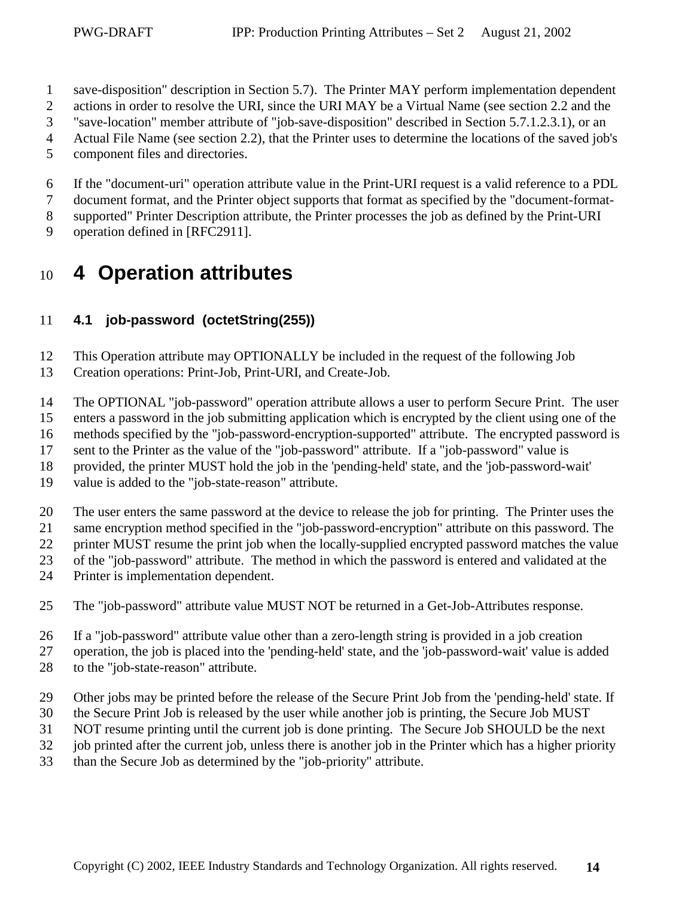save-disposition" description in Section 5.7). The Printer MAY perform implementation dependent actions in order to resolve the URI, since the URI MAY be a Virtual Name (see section 2.2 and the "save-location" member attribute of "job-save-disposition" described in Section 5.7.1.2.3.1), or an Actual File Name (see section 2.2), that the Printer uses to determine the locations of the saved job's component files and directories.

If the "document-uri" operation attribute value in the Print-URI request is a valid reference to a PDL document format, and the Printer object supports that format as specified by the "document-format-supported" Printer Description attribute, the Printer processes the job as defined by the Print-URI operation defined in [RFC2911].

# 4 Operation attributes

## 4.1 job-password (octetString(255))

This Operation attribute may OPTIONALLY be included in the request of the following Job Creation operations: Print-Job, Print-URI, and Create-Job.

The OPTIONAL "job-password" operation attribute allows a user to perform Secure Print. The user enters a password in the job submitting application which is encrypted by the client using one of the methods specified by the "job-password-encryption-supported" attribute. The encrypted password is sent to the Printer as the value of the "job-password" attribute. If a "job-password" value is provided, the printer MUST hold the job in the 'pending-held' state, and the 'job-password-wait' value is added to the "job-state-reason" attribute.

The user enters the same password at the device to release the job for printing. The Printer uses the same encryption method specified in the "job-password-encryption" attribute on this password. The printer MUST resume the print job when the locally-supplied encrypted password matches the value of the "job-password" attribute. The method in which the password is entered and validated at the Printer is implementation dependent.

The "job-password" attribute value MUST NOT be returned in a Get-Job-Attributes response.

If a "job-password" attribute value other than a zero-length string is provided in a job creation operation, the job is placed into the 'pending-held' state, and the 'job-password-wait' value is added to the "job-state-reason" attribute.

Other jobs may be printed before the release of the Secure Print Job from the 'pending-held' state. If the Secure Print Job is released by the user while another job is printing, the Secure Job MUST NOT resume printing until the current job is done printing. The Secure Job SHOULD be the next job printed after the current job, unless there is another job in the Printer which has a higher priority than the Secure Job as determined by the "job-priority" attribute.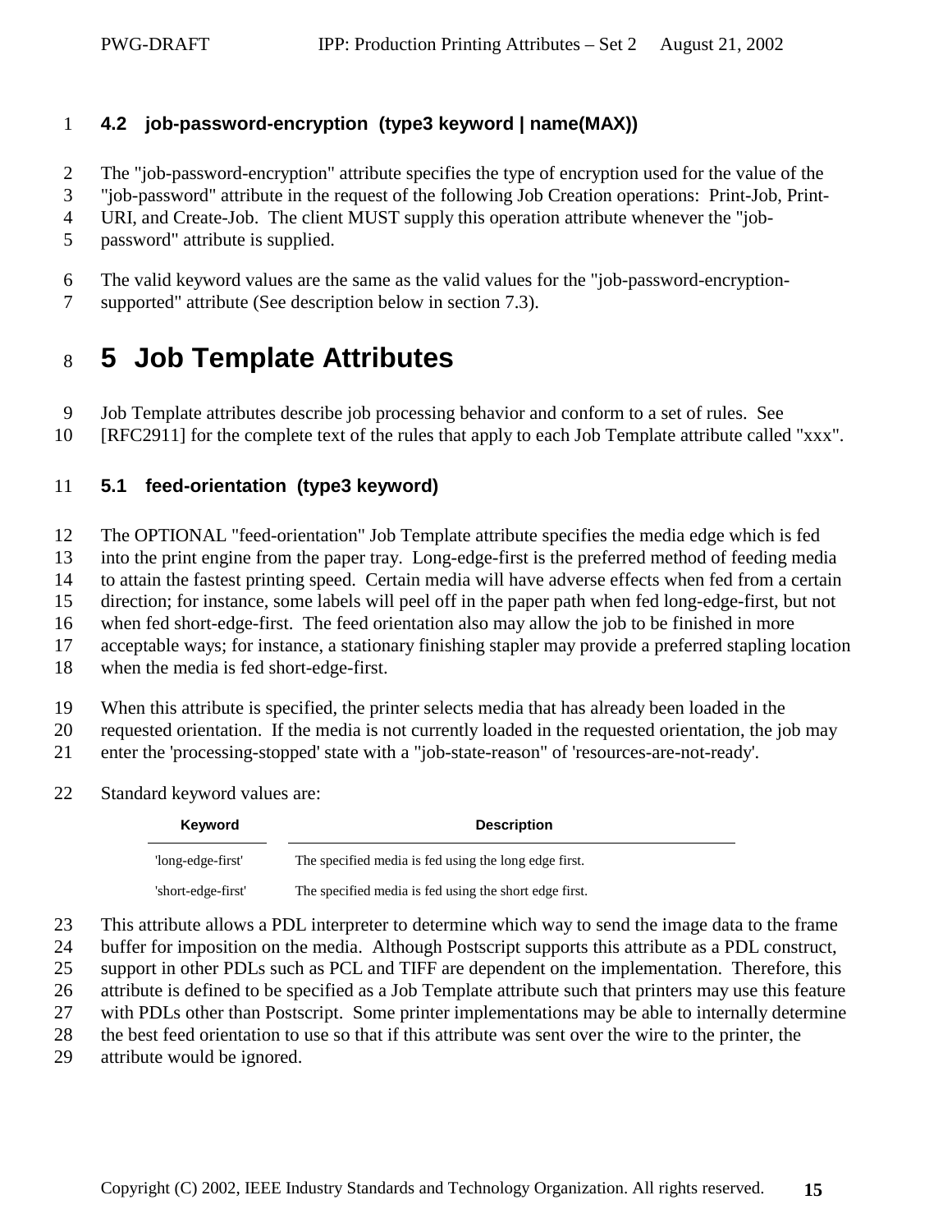### 4.2 job-password-encryption (type3 keyword | name(MAX))

The "job-password-encryption" attribute specifies the type of encryption used for the value of the "job-password" attribute in the request of the following Job Creation operations: Print-Job, Print-URI, and Create-Job. The client MUST supply this operation attribute whenever the "job-password" attribute is supplied.

The valid keyword values are the same as the valid values for the "job-password-encryption-supported" attribute (See description below in section 7.3).

# 5 Job Template Attributes

Job Template attributes describe job processing behavior and conform to a set of rules. See [RFC2911] for the complete text of the rules that apply to each Job Template attribute called "xxx".

### 5.1 feed-orientation (type3 keyword)

The OPTIONAL "feed-orientation" Job Template attribute specifies the media edge which is fed into the print engine from the paper tray. Long-edge-first is the preferred method of feeding media to attain the fastest printing speed. Certain media will have adverse effects when fed from a certain direction; for instance, some labels will peel off in the paper path when fed long-edge-first, but not when fed short-edge-first. The feed orientation also may allow the job to be finished in more acceptable ways; for instance, a stationary finishing stapler may provide a preferred stapling location when the media is fed short-edge-first.

When this attribute is specified, the printer selects media that has already been loaded in the requested orientation. If the media is not currently loaded in the requested orientation, the job may enter the 'processing-stopped' state with a "job-state-reason" of 'resources-are-not-ready'.

Standard keyword values are:

| Keyword | Description |
|---|---|
| 'long-edge-first' | The specified media is fed using the long edge first. |
| 'short-edge-first' | The specified media is fed using the short edge first. |

This attribute allows a PDL interpreter to determine which way to send the image data to the frame buffer for imposition on the media. Although Postscript supports this attribute as a PDL construct, support in other PDLs such as PCL and TIFF are dependent on the implementation. Therefore, this attribute is defined to be specified as a Job Template attribute such that printers may use this feature with PDLs other than Postscript. Some printer implementations may be able to internally determine the best feed orientation to use so that if this attribute was sent over the wire to the printer, the attribute would be ignored.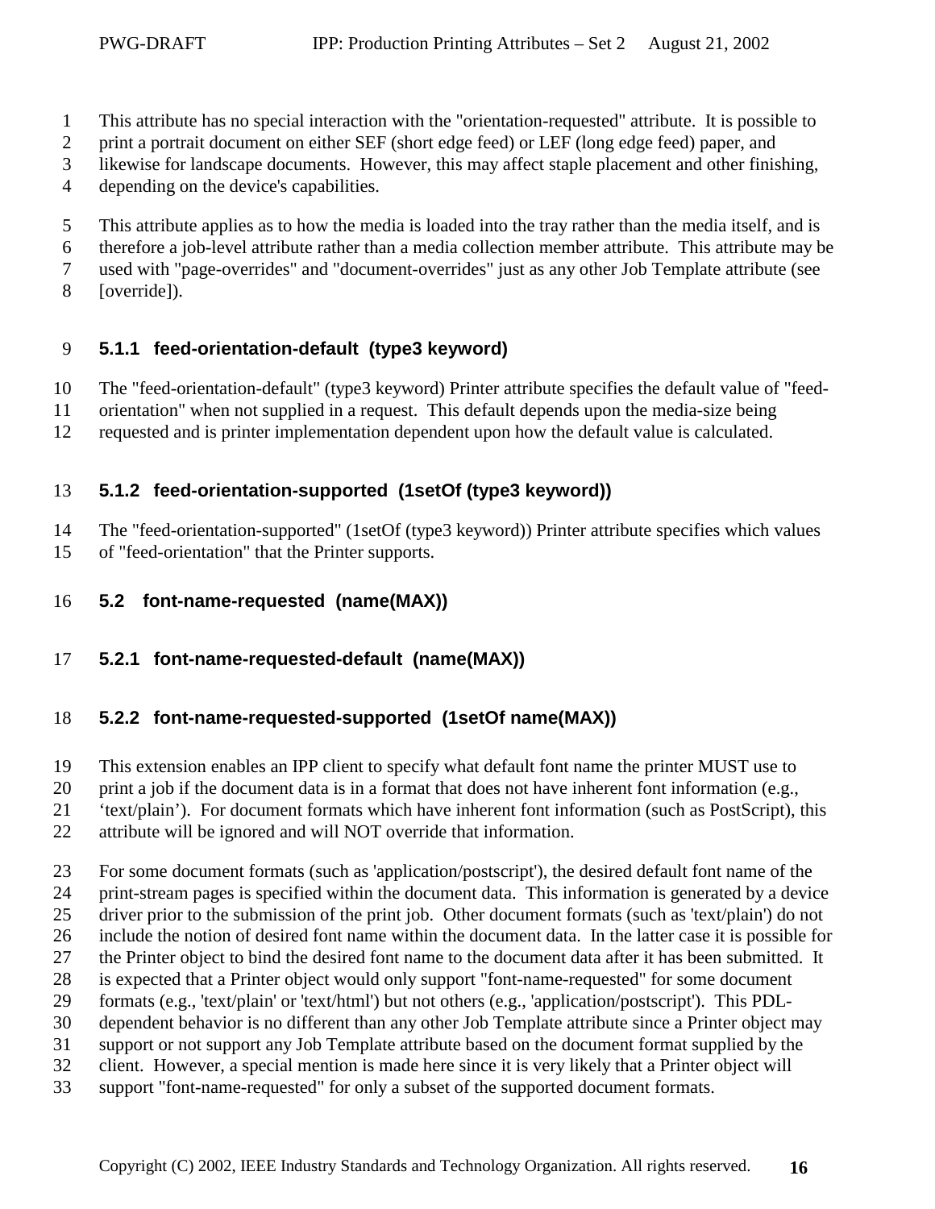This attribute has no special interaction with the "orientation-requested" attribute. It is possible to print a portrait document on either SEF (short edge feed) or LEF (long edge feed) paper, and likewise for landscape documents. However, this may affect staple placement and other finishing, depending on the device's capabilities.

This attribute applies as to how the media is loaded into the tray rather than the media itself, and is therefore a job-level attribute rather than a media collection member attribute. This attribute may be used with "page-overrides" and "document-overrides" just as any other Job Template attribute (see [override]).

### 5.1.1 feed-orientation-default (type3 keyword)

The "feed-orientation-default" (type3 keyword) Printer attribute specifies the default value of "feed-orientation" when not supplied in a request. This default depends upon the media-size being requested and is printer implementation dependent upon how the default value is calculated.

### 5.1.2 feed-orientation-supported (1setOf (type3 keyword))

The "feed-orientation-supported" (1setOf (type3 keyword)) Printer attribute specifies which values of "feed-orientation" that the Printer supports.

## 5.2 font-name-requested (name(MAX))

### 5.2.1 font-name-requested-default (name(MAX))

### 5.2.2 font-name-requested-supported (1setOf name(MAX))

This extension enables an IPP client to specify what default font name the printer MUST use to print a job if the document data is in a format that does not have inherent font information (e.g., 'text/plain'). For document formats which have inherent font information (such as PostScript), this attribute will be ignored and will NOT override that information.

For some document formats (such as 'application/postscript'), the desired default font name of the print-stream pages is specified within the document data. This information is generated by a device driver prior to the submission of the print job. Other document formats (such as 'text/plain') do not include the notion of desired font name within the document data. In the latter case it is possible for the Printer object to bind the desired font name to the document data after it has been submitted. It is expected that a Printer object would only support "font-name-requested" for some document formats (e.g., 'text/plain' or 'text/html') but not others (e.g., 'application/postscript'). This PDL-dependent behavior is no different than any other Job Template attribute since a Printer object may support or not support any Job Template attribute based on the document format supplied by the client. However, a special mention is made here since it is very likely that a Printer object will support "font-name-requested" for only a subset of the supported document formats.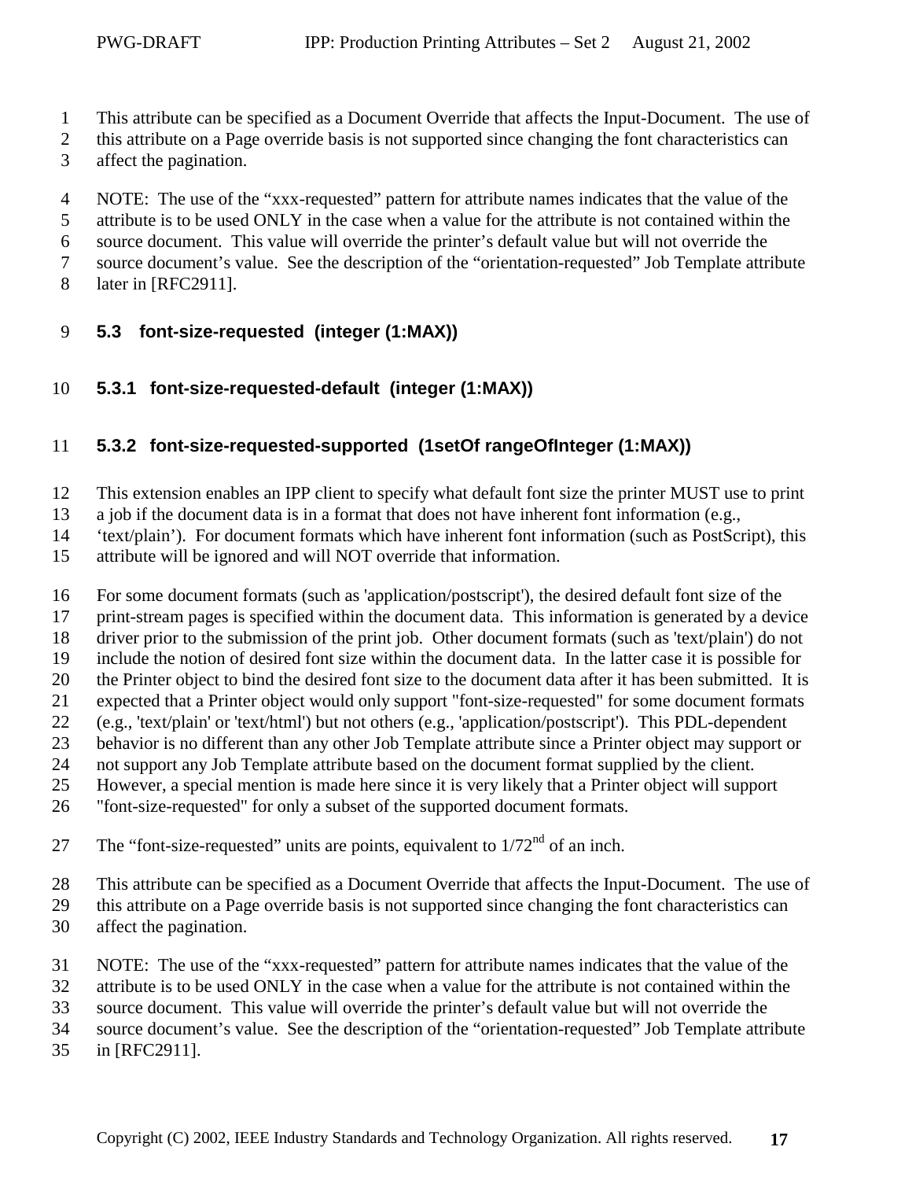This attribute can be specified as a Document Override that affects the Input-Document. The use of this attribute on a Page override basis is not supported since changing the font characteristics can affect the pagination.

NOTE: The use of the “xxx-requested” pattern for attribute names indicates that the value of the attribute is to be used ONLY in the case when a value for the attribute is not contained within the source document. This value will override the printer’s default value but will not override the source document’s value. See the description of the “orientation-requested” Job Template attribute later in [RFC2911].

## 5.3 font-size-requested (integer (1:MAX))

### 5.3.1 font-size-requested-default (integer (1:MAX))

### 5.3.2 font-size-requested-supported (1setOf rangeOfInteger (1:MAX))

This extension enables an IPP client to specify what default font size the printer MUST use to print a job if the document data is in a format that does not have inherent font information (e.g., ‘text/plain’). For document formats which have inherent font information (such as PostScript), this attribute will be ignored and will NOT override that information.

For some document formats (such as 'application/postscript'), the desired default font size of the print-stream pages is specified within the document data. This information is generated by a device driver prior to the submission of the print job. Other document formats (such as 'text/plain') do not include the notion of desired font size within the document data. In the latter case it is possible for the Printer object to bind the desired font size to the document data after it has been submitted. It is expected that a Printer object would only support "font-size-requested" for some document formats (e.g., 'text/plain' or 'text/html') but not others (e.g., 'application/postscript'). This PDL-dependent behavior is no different than any other Job Template attribute since a Printer object may support or not support any Job Template attribute based on the document format supplied by the client. However, a special mention is made here since it is very likely that a Printer object will support "font-size-requested" for only a subset of the supported document formats.

The “font-size-requested” units are points, equivalent to 1/72nd of an inch.

This attribute can be specified as a Document Override that affects the Input-Document. The use of this attribute on a Page override basis is not supported since changing the font characteristics can affect the pagination.

NOTE: The use of the “xxx-requested” pattern for attribute names indicates that the value of the attribute is to be used ONLY in the case when a value for the attribute is not contained within the source document. This value will override the printer’s default value but will not override the source document’s value. See the description of the “orientation-requested” Job Template attribute in [RFC2911].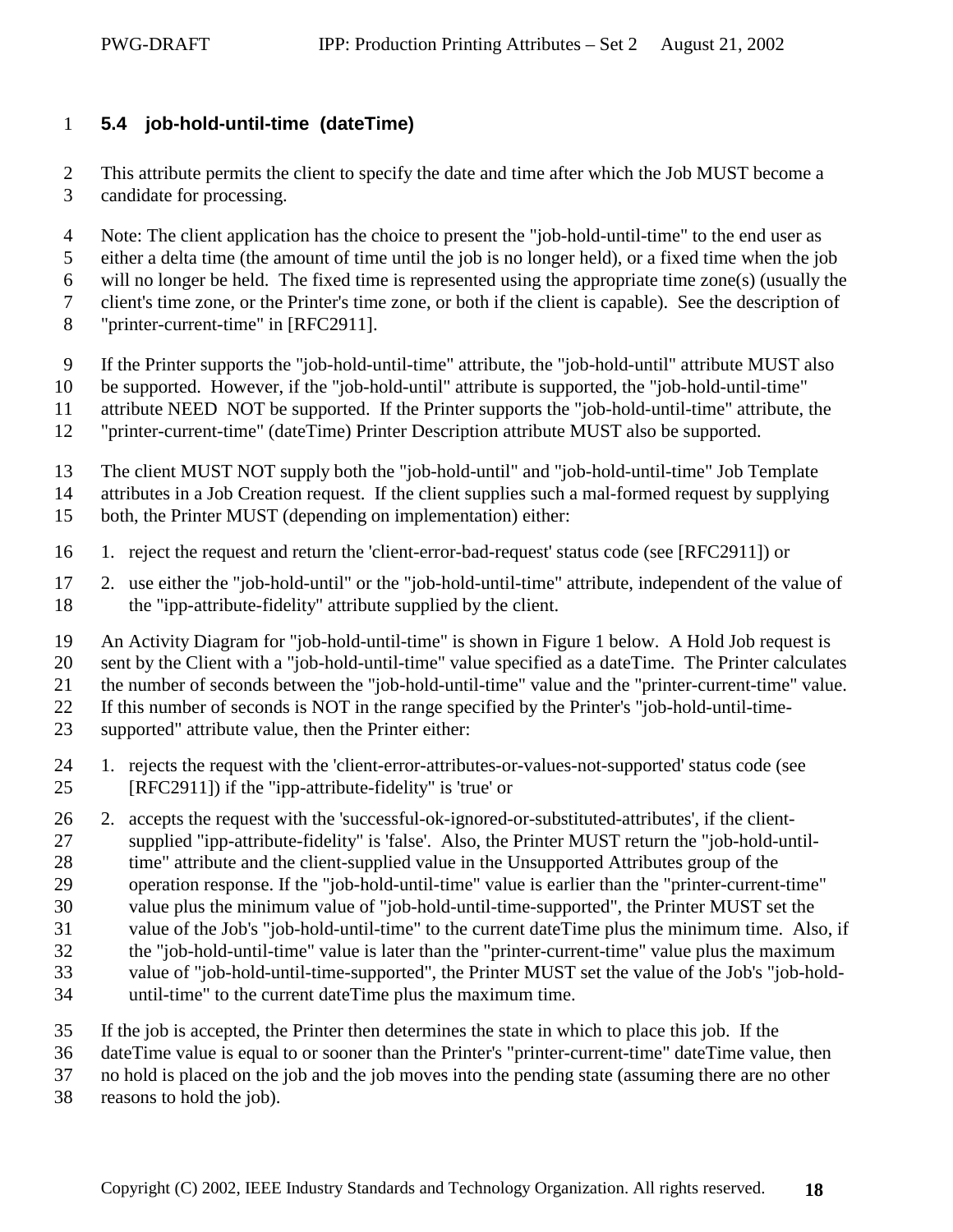### 5.4 job-hold-until-time (dateTime)

This attribute permits the client to specify the date and time after which the Job MUST become a candidate for processing.

Note: The client application has the choice to present the "job-hold-until-time" to the end user as either a delta time (the amount of time until the job is no longer held), or a fixed time when the job will no longer be held. The fixed time is represented using the appropriate time zone(s) (usually the client's time zone, or the Printer's time zone, or both if the client is capable). See the description of "printer-current-time" in [RFC2911].

If the Printer supports the "job-hold-until-time" attribute, the "job-hold-until" attribute MUST also be supported. However, if the "job-hold-until" attribute is supported, the "job-hold-until-time" attribute NEED NOT be supported. If the Printer supports the "job-hold-until-time" attribute, the "printer-current-time" (dateTime) Printer Description attribute MUST also be supported.

The client MUST NOT supply both the "job-hold-until" and "job-hold-until-time" Job Template attributes in a Job Creation request. If the client supplies such a mal-formed request by supplying both, the Printer MUST (depending on implementation) either:

1. reject the request and return the 'client-error-bad-request' status code (see [RFC2911]) or
2. use either the "job-hold-until" or the "job-hold-until-time" attribute, independent of the value of the "ipp-attribute-fidelity" attribute supplied by the client.

An Activity Diagram for "job-hold-until-time" is shown in Figure 1 below. A Hold Job request is sent by the Client with a "job-hold-until-time" value specified as a dateTime. The Printer calculates the number of seconds between the "job-hold-until-time" value and the "printer-current-time" value. If this number of seconds is NOT in the range specified by the Printer's "job-hold-until-time-supported" attribute value, then the Printer either:

1. rejects the request with the 'client-error-attributes-or-values-not-supported' status code (see [RFC2911]) if the "ipp-attribute-fidelity" is 'true' or
2. accepts the request with the 'successful-ok-ignored-or-substituted-attributes', if the client-supplied "ipp-attribute-fidelity" is 'false'. Also, the Printer MUST return the "job-hold-until-time" attribute and the client-supplied value in the Unsupported Attributes group of the operation response. If the "job-hold-until-time" value is earlier than the "printer-current-time" value plus the minimum value of "job-hold-until-time-supported", the Printer MUST set the value of the Job's "job-hold-until-time" to the current dateTime plus the minimum time. Also, if the "job-hold-until-time" value is later than the "printer-current-time" value plus the maximum value of "job-hold-until-time-supported", the Printer MUST set the value of the Job's "job-hold-until-time" to the current dateTime plus the maximum time.

If the job is accepted, the Printer then determines the state in which to place this job. If the dateTime value is equal to or sooner than the Printer's "printer-current-time" dateTime value, then no hold is placed on the job and the job moves into the pending state (assuming there are no other reasons to hold the job).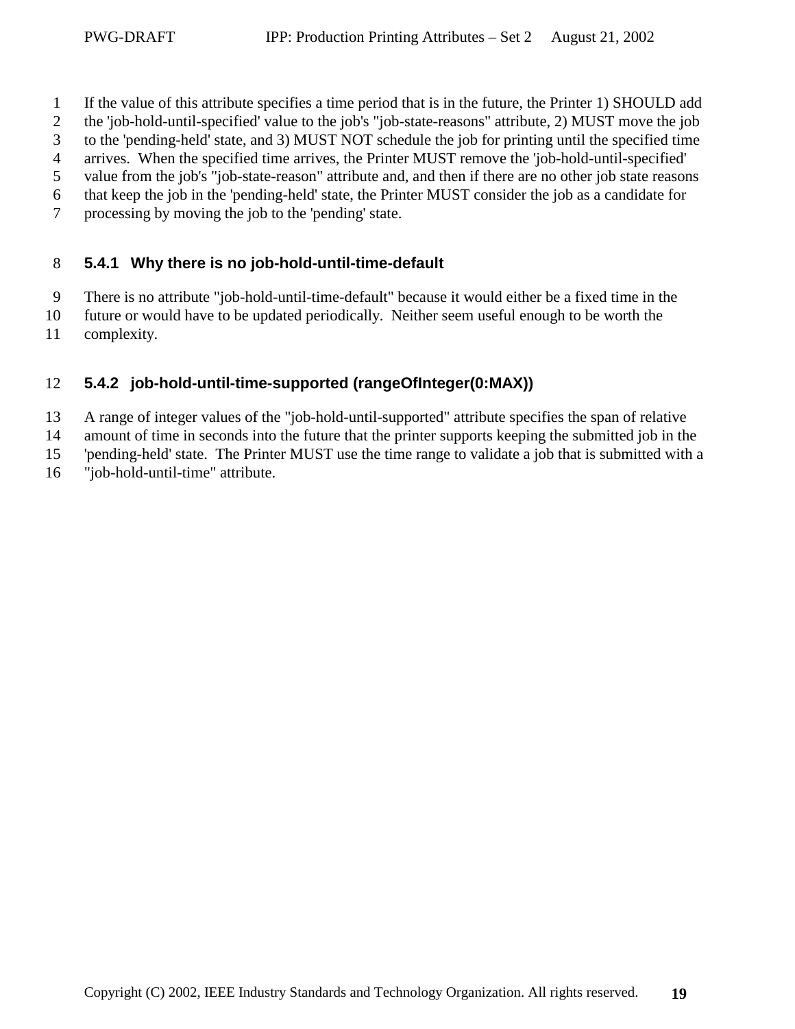If the value of this attribute specifies a time period that is in the future, the Printer 1) SHOULD add the 'job-hold-until-specified' value to the job's "job-state-reasons" attribute, 2) MUST move the job to the 'pending-held' state, and 3) MUST NOT schedule the job for printing until the specified time arrives. When the specified time arrives, the Printer MUST remove the 'job-hold-until-specified' value from the job's "job-state-reason" attribute and, and then if there are no other job state reasons that keep the job in the 'pending-held' state, the Printer MUST consider the job as a candidate for processing by moving the job to the 'pending' state.

### 5.4.1 Why there is no job-hold-until-time-default

There is no attribute "job-hold-until-time-default" because it would either be a fixed time in the future or would have to be updated periodically. Neither seem useful enough to be worth the complexity.

### 5.4.2 job-hold-until-time-supported (rangeOfInteger(0:MAX))

A range of integer values of the "job-hold-until-supported" attribute specifies the span of relative amount of time in seconds into the future that the printer supports keeping the submitted job in the 'pending-held' state. The Printer MUST use the time range to validate a job that is submitted with a "job-hold-until-time" attribute.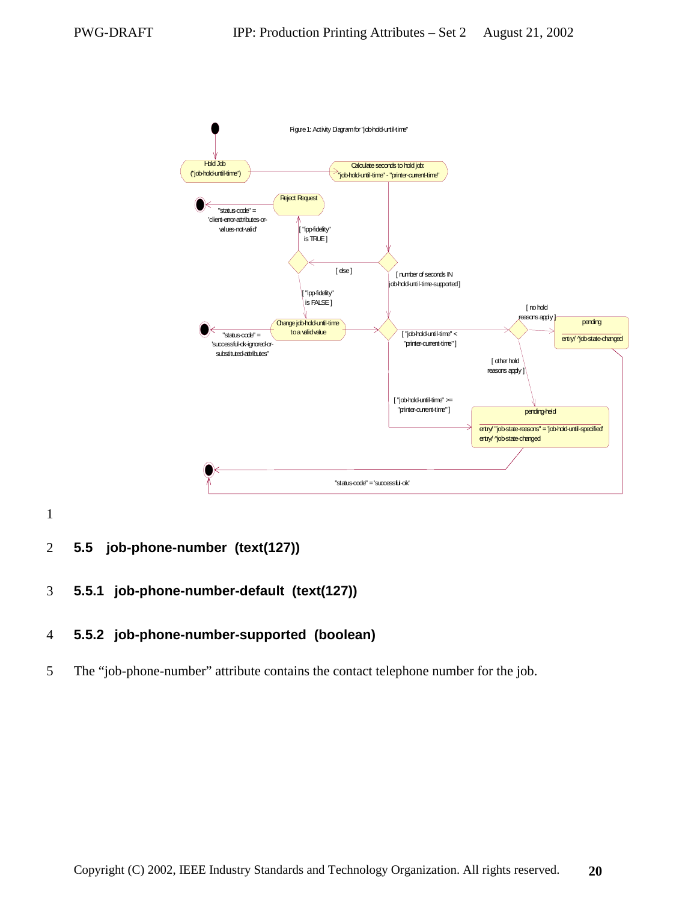Figure 1: Activity Diagram for "job-hold-until-time"

## 5.5 job-phone-number (text(127))

### 5.5.1 job-phone-number-default (text(127))

### 5.5.2 job-phone-number-supported (boolean)

The “job-phone-number” attribute contains the contact telephone number for the job.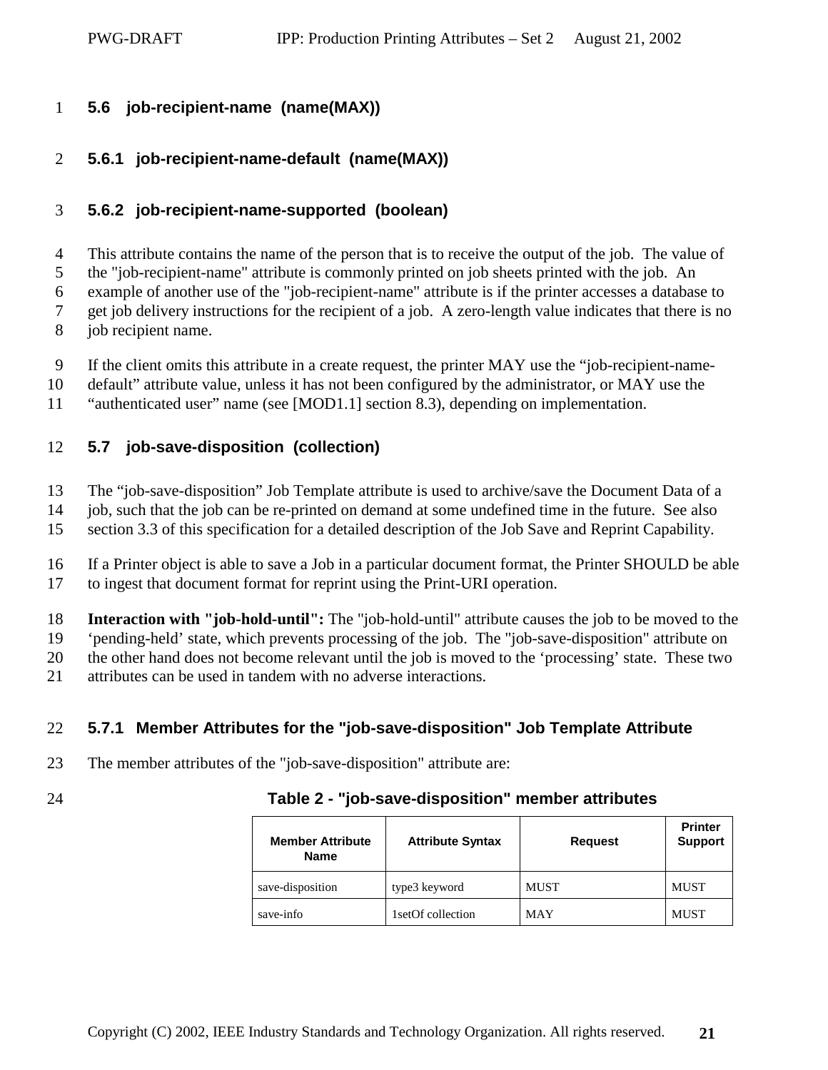### 5.6 job-recipient-name (name(MAX))

#### 5.6.1 job-recipient-name-default (name(MAX))

#### 5.6.2 job-recipient-name-supported (boolean)

This attribute contains the name of the person that is to receive the output of the job. The value of the "job-recipient-name" attribute is commonly printed on job sheets printed with the job. An example of another use of the "job-recipient-name" attribute is if the printer accesses a database to get job delivery instructions for the recipient of a job. A zero-length value indicates that there is no job recipient name.

If the client omits this attribute in a create request, the printer MAY use the "job-recipient-name-default" attribute value, unless it has not been configured by the administrator, or MAY use the "authenticated user" name (see [MOD1.1] section 8.3), depending on implementation.

### 5.7 job-save-disposition (collection)

The "job-save-disposition" Job Template attribute is used to archive/save the Document Data of a job, such that the job can be re-printed on demand at some undefined time in the future. See also section 3.3 of this specification for a detailed description of the Job Save and Reprint Capability.

If a Printer object is able to save a Job in a particular document format, the Printer SHOULD be able to ingest that document format for reprint using the Print-URI operation.

**Interaction with "job-hold-until":** The "job-hold-until" attribute causes the job to be moved to the 'pending-held' state, which prevents processing of the job. The "job-save-disposition" attribute on the other hand does not become relevant until the job is moved to the 'processing' state. These two attributes can be used in tandem with no adverse interactions.

#### 5.7.1 Member Attributes for the "job-save-disposition" Job Template Attribute

The member attributes of the "job-save-disposition" attribute are:

**Table 2 - "job-save-disposition" member attributes**

| Member Attribute Name | Attribute Syntax | Request | Printer Support |
|---|---|---|---|
| save-disposition | type3 keyword | MUST | MUST |
| save-info | 1setOf collection | MAY | MUST |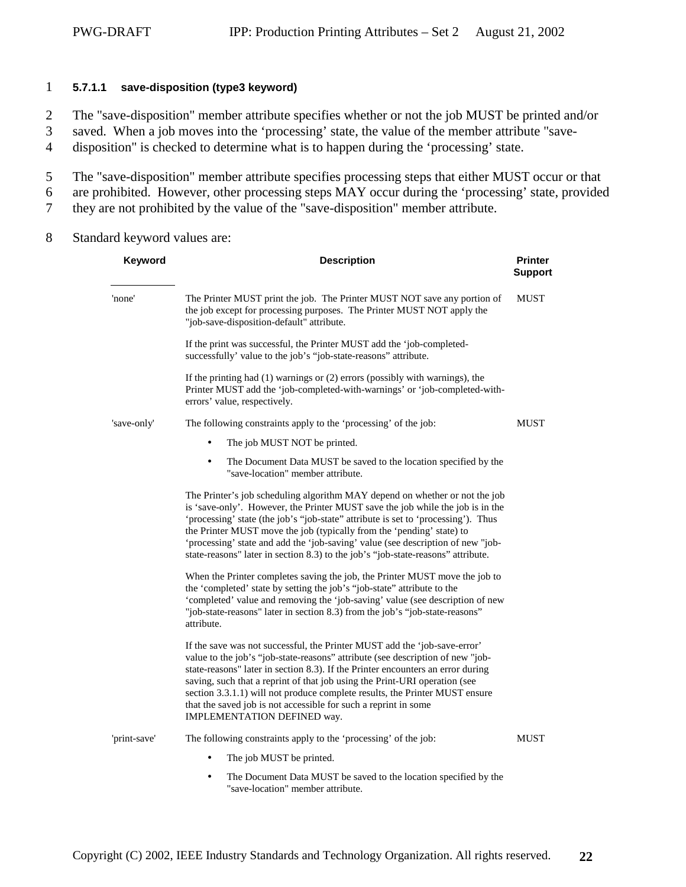#### 5.7.1.1 save-disposition (type3 keyword)

The "save-disposition" member attribute specifies whether or not the job MUST be printed and/or saved. When a job moves into the 'processing' state, the value of the member attribute "save-disposition" is checked to determine what is to happen during the 'processing' state.

The "save-disposition" member attribute specifies processing steps that either MUST occur or that are prohibited. However, other processing steps MAY occur during the 'processing' state, provided they are not prohibited by the value of the "save-disposition" member attribute.

Standard keyword values are:

| Keyword | Description | Printer Support |
|---|---|---|
| 'none' | The Printer MUST print the job. The Printer MUST NOT save any portion of the job except for processing purposes. The Printer MUST NOT apply the "job-save-disposition-default" attribute.<br><br>If the print was successful, the Printer MUST add the 'job-completed-successfully' value to the job's "job-state-reasons" attribute.<br><br>If the printing had (1) warnings or (2) errors (possibly with warnings), the Printer MUST add the 'job-completed-with-warnings' or 'job-completed-with-errors' value, respectively. | MUST |
| 'save-only' | The following constraints apply to the 'processing' of the job:<br>• The job MUST NOT be printed.<br>• The Document Data MUST be saved to the location specified by the "save-location" member attribute.<br><br>The Printer's job scheduling algorithm MAY depend on whether or not the job is 'save-only'. However, the Printer MUST save the job while the job is in the 'processing' state (the job's "job-state" attribute is set to 'processing'). Thus the Printer MUST move the job (typically from the 'pending' state) to 'processing' state and add the 'job-saving' value (see description of new "job-state-reasons" later in section 8.3) to the job's "job-state-reasons" attribute.<br><br>When the Printer completes saving the job, the Printer MUST move the job to the 'completed' state by setting the job's "job-state" attribute to the 'completed' value and removing the 'job-saving' value (see description of new "job-state-reasons" later in section 8.3) from the job's "job-state-reasons" attribute.<br><br>If the save was not successful, the Printer MUST add the 'job-save-error' value to the job's "job-state-reasons" attribute (see description of new "job-state-reasons" later in section 8.3). If the Printer encounters an error during saving, such that a reprint of that job using the Print-URI operation (see section 3.3.1.1) will not produce complete results, the Printer MUST ensure that the saved job is not accessible for such a reprint in some IMPLEMENTATION DEFINED way. | MUST |
| 'print-save' | The following constraints apply to the 'processing' of the job:<br>• The job MUST be printed.<br>• The Document Data MUST be saved to the location specified by the "save-location" member attribute. | MUST |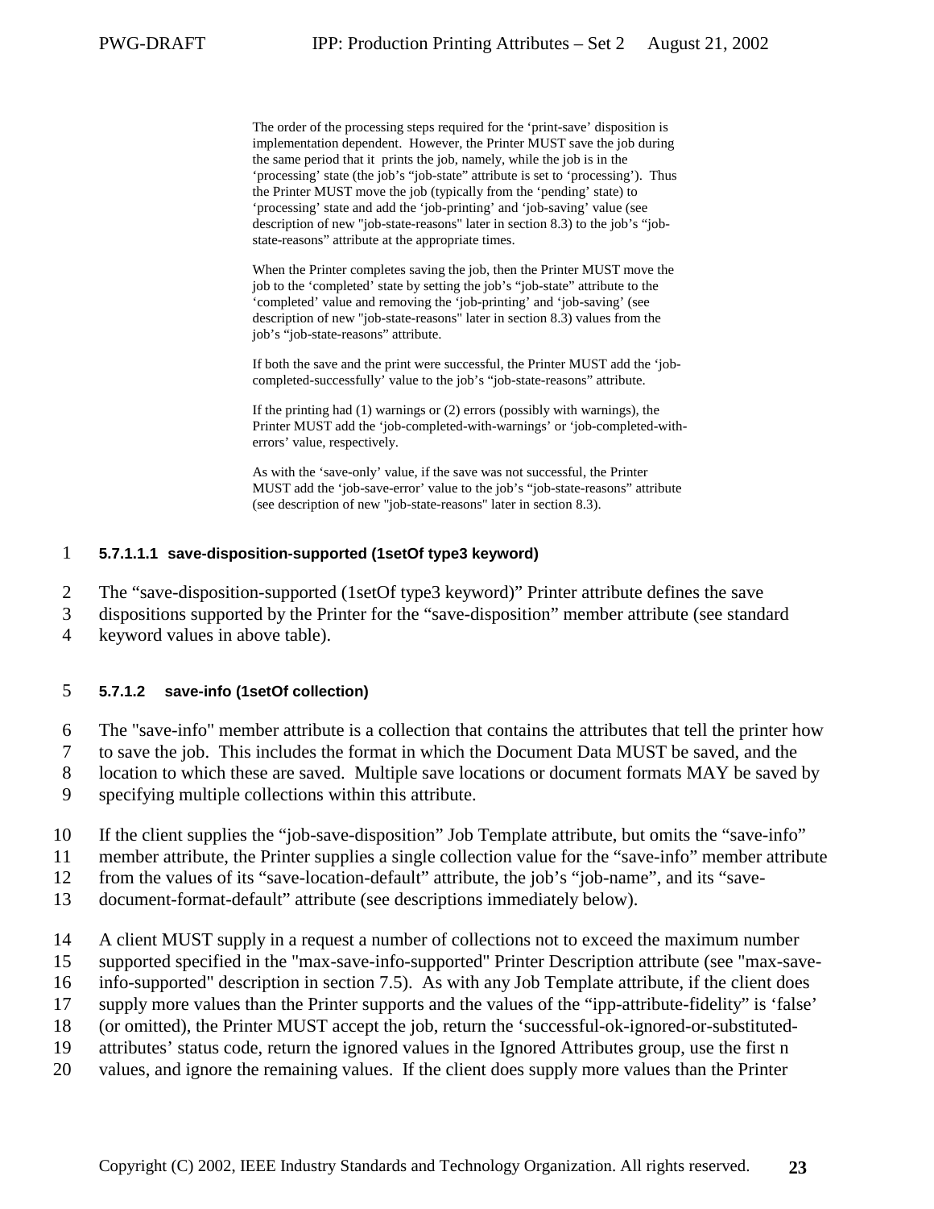The order of the processing steps required for the 'print-save' disposition is implementation dependent. However, the Printer MUST save the job during the same period that it prints the job, namely, while the job is in the 'processing' state (the job's "job-state" attribute is set to 'processing'). Thus the Printer MUST move the job (typically from the 'pending' state) to 'processing' state and add the 'job-printing' and 'job-saving' value (see description of new "job-state-reasons" later in section 8.3) to the job's "job-state-reasons" attribute at the appropriate times.

When the Printer completes saving the job, then the Printer MUST move the job to the 'completed' state by setting the job's "job-state" attribute to the 'completed' value and removing the 'job-printing' and 'job-saving' (see description of new "job-state-reasons" later in section 8.3) values from the job's "job-state-reasons" attribute.

If both the save and the print were successful, the Printer MUST add the 'job-completed-successfully' value to the job's "job-state-reasons" attribute.

If the printing had (1) warnings or (2) errors (possibly with warnings), the Printer MUST add the 'job-completed-with-warnings' or 'job-completed-with-errors' value, respectively.

As with the 'save-only' value, if the save was not successful, the Printer MUST add the 'job-save-error' value to the job's "job-state-reasons" attribute (see description of new "job-state-reasons" later in section 8.3).

##### 5.7.1.1.1 save-disposition-supported (1setOf type3 keyword)

The "save-disposition-supported (1setOf type3 keyword)" Printer attribute defines the save dispositions supported by the Printer for the "save-disposition" member attribute (see standard keyword values in above table).

#### 5.7.1.2 save-info (1setOf collection)

The "save-info" member attribute is a collection that contains the attributes that tell the printer how to save the job. This includes the format in which the Document Data MUST be saved, and the location to which these are saved. Multiple save locations or document formats MAY be saved by specifying multiple collections within this attribute.

If the client supplies the "job-save-disposition" Job Template attribute, but omits the "save-info" member attribute, the Printer supplies a single collection value for the "save-info" member attribute from the values of its "save-location-default" attribute, the job's "job-name", and its "save-document-format-default" attribute (see descriptions immediately below).

A client MUST supply in a request a number of collections not to exceed the maximum number supported specified in the "max-save-info-supported" Printer Description attribute (see "max-save-info-supported" description in section 7.5). As with any Job Template attribute, if the client does supply more values than the Printer supports and the values of the "ipp-attribute-fidelity" is 'false' (or omitted), the Printer MUST accept the job, return the 'successful-ok-ignored-or-substituted-attributes' status code, return the ignored values in the Ignored Attributes group, use the first n values, and ignore the remaining values. If the client does supply more values than the Printer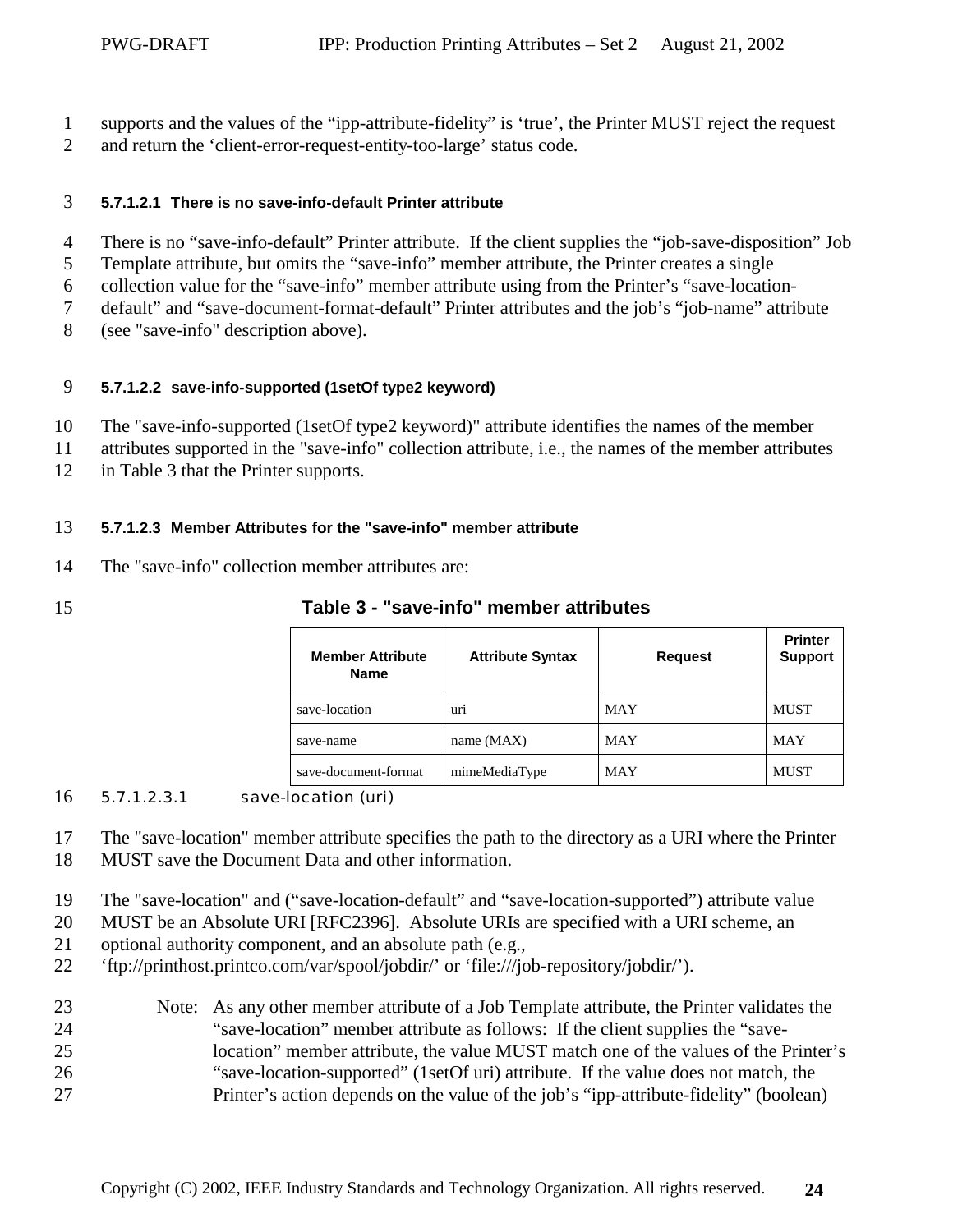supports and the values of the “ipp-attribute-fidelity” is ‘true’, the Printer MUST reject the request and return the ‘client-error-request-entity-too-large’ status code.

##### 5.7.1.2.1 There is no save-info-default Printer attribute

There is no “save-info-default” Printer attribute. If the client supplies the “job-save-disposition” Job Template attribute, but omits the “save-info” member attribute, the Printer creates a single collection value for the “save-info” member attribute using from the Printer’s “save-location-default” and “save-document-format-default” Printer attributes and the job’s “job-name” attribute (see "save-info" description above).

##### 5.7.1.2.2 save-info-supported (1setOf type2 keyword)

The "save-info-supported (1setOf type2 keyword)" attribute identifies the names of the member attributes supported in the "save-info" collection attribute, i.e., the names of the member attributes in Table 3 that the Printer supports.

##### 5.7.1.2.3 Member Attributes for the "save-info" member attribute

The "save-info" collection member attributes are:

**Table 3 - "save-info" member attributes**

| Member Attribute Name | Attribute Syntax | Request | Printer Support |
| --- | --- | --- | --- |
| save-location | uri | MAY | MUST |
| save-name | name (MAX) | MAY | MAY |
| save-document-format | mimeMediaType | MAY | MUST |

###### 5.7.1.2.3.1 save-location (uri)

The "save-location" member attribute specifies the path to the directory as a URI where the Printer MUST save the Document Data and other information.

The "save-location" and (“save-location-default” and “save-location-supported”) attribute value MUST be an Absolute URI [RFC2396]. Absolute URIs are specified with a URI scheme, an optional authority component, and an absolute path (e.g., ‘ftp://printhost.printco.com/var/spool/jobdir/’ or ‘file:///job-repository/jobdir/’).

Note: As any other member attribute of a Job Template attribute, the Printer validates the “save-location” member attribute as follows: If the client supplies the “save-location” member attribute, the value MUST match one of the values of the Printer’s “save-location-supported” (1setOf uri) attribute. If the value does not match, the Printer’s action depends on the value of the job’s “ipp-attribute-fidelity” (boolean)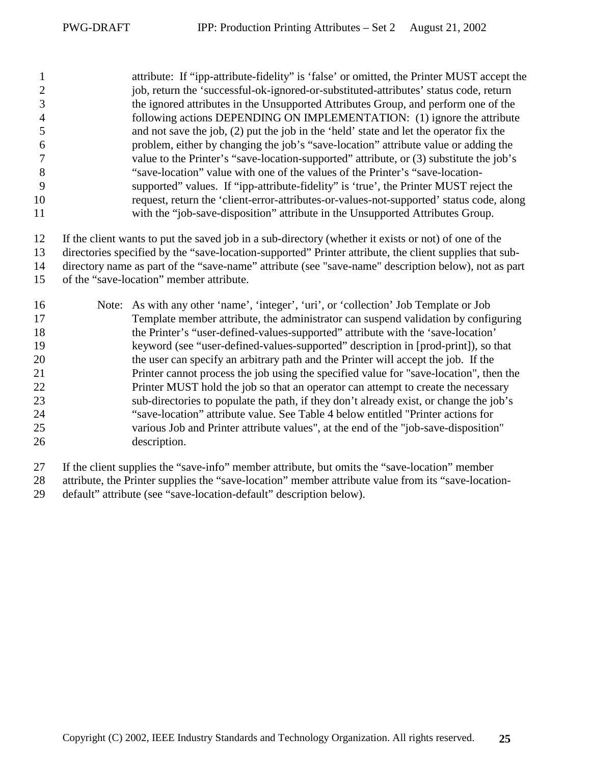attribute: If "ipp-attribute-fidelity" is 'false' or omitted, the Printer MUST accept the job, return the 'successful-ok-ignored-or-substituted-attributes' status code, return the ignored attributes in the Unsupported Attributes Group, and perform one of the following actions DEPENDING ON IMPLEMENTATION: (1) ignore the attribute and not save the job, (2) put the job in the 'held' state and let the operator fix the problem, either by changing the job's "save-location" attribute value or adding the value to the Printer's "save-location-supported" attribute, or (3) substitute the job's "save-location" value with one of the values of the Printer's "save-location-supported" values. If "ipp-attribute-fidelity" is 'true', the Printer MUST reject the request, return the 'client-error-attributes-or-values-not-supported' status code, along with the "job-save-disposition" attribute in the Unsupported Attributes Group.

If the client wants to put the saved job in a sub-directory (whether it exists or not) of one of the directories specified by the "save-location-supported" Printer attribute, the client supplies that sub-directory name as part of the "save-name" attribute (see "save-name" description below), not as part of the "save-location" member attribute.

Note: As with any other 'name', 'integer', 'uri', or 'collection' Job Template or Job Template member attribute, the administrator can suspend validation by configuring the Printer's "user-defined-values-supported" attribute with the 'save-location' keyword (see "user-defined-values-supported" description in [prod-print]), so that the user can specify an arbitrary path and the Printer will accept the job. If the Printer cannot process the job using the specified value for "save-location", then the Printer MUST hold the job so that an operator can attempt to create the necessary sub-directories to populate the path, if they don't already exist, or change the job's "save-location" attribute value. See Table 4 below entitled "Printer actions for various Job and Printer attribute values", at the end of the "job-save-disposition" description.

If the client supplies the "save-info" member attribute, but omits the "save-location" member attribute, the Printer supplies the "save-location" member attribute value from its "save-location-default" attribute (see "save-location-default" description below).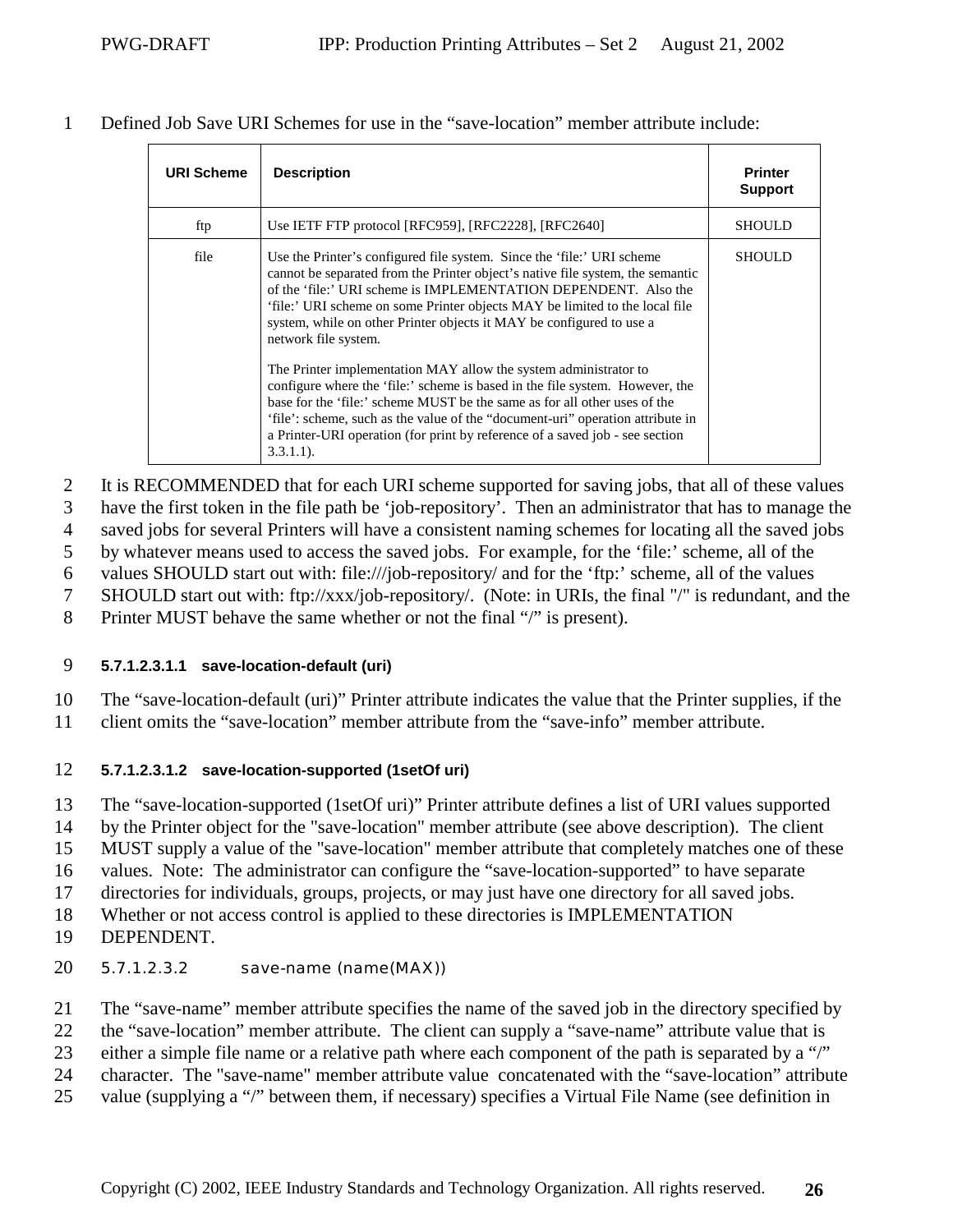Defined Job Save URI Schemes for use in the "save-location" member attribute include:

| URI Scheme | Description | Printer Support |
|---|---|---|
| ftp | Use IETF FTP protocol [RFC959], [RFC2228], [RFC2640] | SHOULD |
| file | Use the Printer's configured file system. Since the 'file:' URI scheme cannot be separated from the Printer object's native file system, the semantic of the 'file:' URI scheme is IMPLEMENTATION DEPENDENT. Also the 'file:' URI scheme on some Printer objects MAY be limited to the local file system, while on other Printer objects it MAY be configured to use a network file system.<br><br>The Printer implementation MAY allow the system administrator to configure where the 'file:' scheme is based in the file system. However, the base for the 'file:' scheme MUST be the same as for all other uses of the 'file': scheme, such as the value of the "document-uri" operation attribute in a Printer-URI operation (for print by reference of a saved job - see section 3.3.1.1). | SHOULD |

It is RECOMMENDED that for each URI scheme supported for saving jobs, that all of these values have the first token in the file path be 'job-repository'. Then an administrator that has to manage the saved jobs for several Printers will have a consistent naming schemes for locating all the saved jobs by whatever means used to access the saved jobs. For example, for the 'file:' scheme, all of the values SHOULD start out with: file:///job-repository/ and for the 'ftp:' scheme, all of the values SHOULD start out with: ftp://xxx/job-repository/. (Note: in URIs, the final "/" is redundant, and the Printer MUST behave the same whether or not the final "/" is present).

###### 5.7.1.2.3.1.1 save-location-default (uri)

The "save-location-default (uri)" Printer attribute indicates the value that the Printer supplies, if the client omits the "save-location" member attribute from the "save-info" member attribute.

###### 5.7.1.2.3.1.2 save-location-supported (1setOf uri)

The "save-location-supported (1setOf uri)" Printer attribute defines a list of URI values supported by the Printer object for the "save-location" member attribute (see above description). The client MUST supply a value of the "save-location" member attribute that completely matches one of these values. Note: The administrator can configure the "save-location-supported" to have separate directories for individuals, groups, projects, or may just have one directory for all saved jobs. Whether or not access control is applied to these directories is IMPLEMENTATION DEPENDENT.

##### 5.7.1.2.3.2 save-name (name(MAX))

The "save-name" member attribute specifies the name of the saved job in the directory specified by the "save-location" member attribute. The client can supply a "save-name" attribute value that is either a simple file name or a relative path where each component of the path is separated by a "/" character. The "save-name" member attribute value concatenated with the "save-location" attribute value (supplying a "/" between them, if necessary) specifies a Virtual File Name (see definition in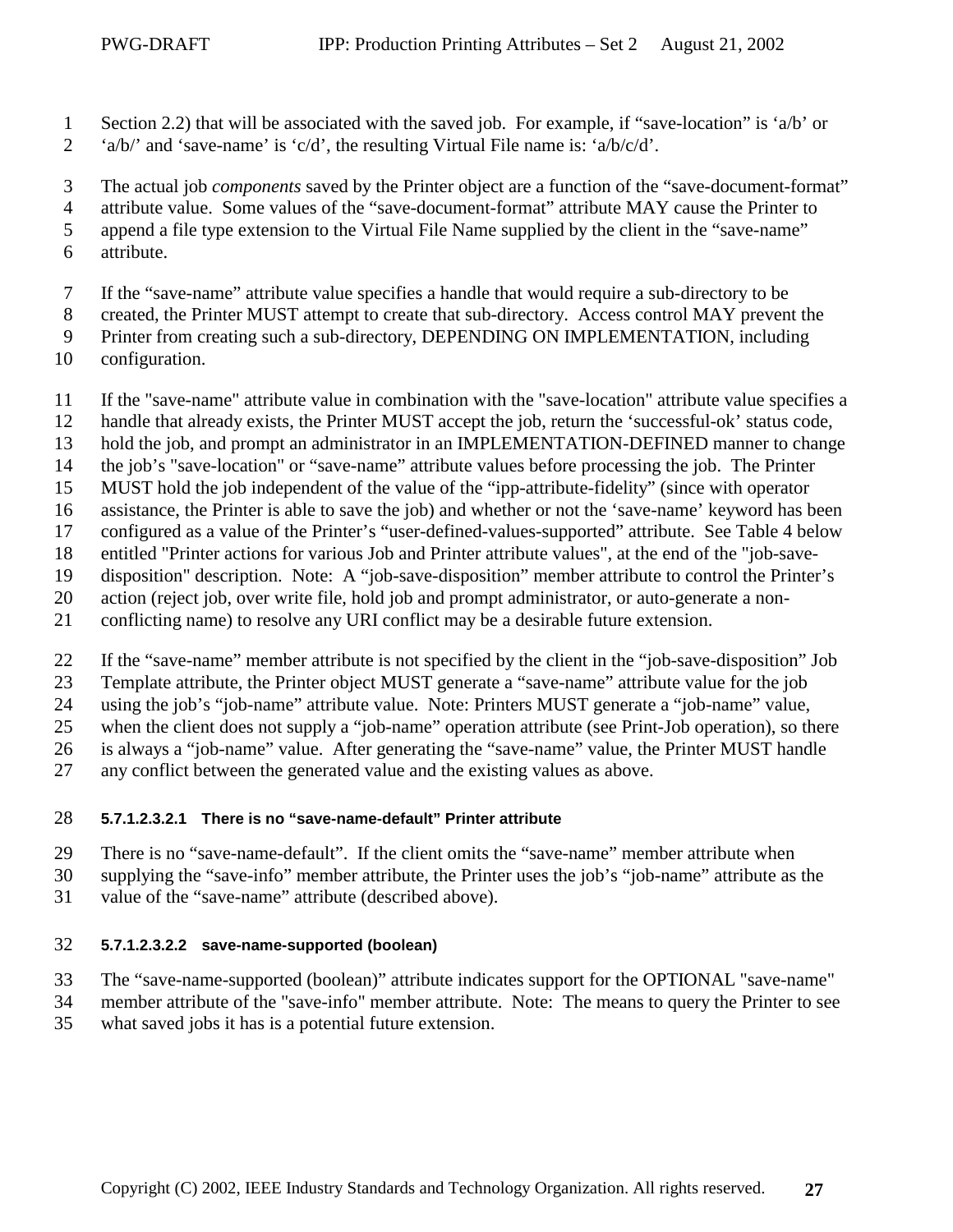Section 2.2) that will be associated with the saved job. For example, if "save-location" is 'a/b' or 'a/b/' and 'save-name' is 'c/d', the resulting Virtual File name is: 'a/b/c/d'.

The actual job *components* saved by the Printer object are a function of the "save-document-format" attribute value. Some values of the "save-document-format" attribute MAY cause the Printer to append a file type extension to the Virtual File Name supplied by the client in the "save-name" attribute.

If the "save-name" attribute value specifies a handle that would require a sub-directory to be created, the Printer MUST attempt to create that sub-directory. Access control MAY prevent the Printer from creating such a sub-directory, DEPENDING ON IMPLEMENTATION, including configuration.

If the "save-name" attribute value in combination with the "save-location" attribute value specifies a handle that already exists, the Printer MUST accept the job, return the 'successful-ok' status code, hold the job, and prompt an administrator in an IMPLEMENTATION-DEFINED manner to change the job's "save-location" or "save-name" attribute values before processing the job. The Printer MUST hold the job independent of the value of the "ipp-attribute-fidelity" (since with operator assistance, the Printer is able to save the job) and whether or not the 'save-name' keyword has been configured as a value of the Printer's "user-defined-values-supported" attribute. See Table 4 below entitled "Printer actions for various Job and Printer attribute values", at the end of the "job-save-disposition" description. Note: A "job-save-disposition" member attribute to control the Printer's action (reject job, over write file, hold job and prompt administrator, or auto-generate a non-conflicting name) to resolve any URI conflict may be a desirable future extension.

If the "save-name" member attribute is not specified by the client in the "job-save-disposition" Job Template attribute, the Printer object MUST generate a "save-name" attribute value for the job using the job's "job-name" attribute value. Note: Printers MUST generate a "job-name" value, when the client does not supply a "job-name" operation attribute (see Print-Job operation), so there is always a "job-name" value. After generating the "save-name" value, the Printer MUST handle any conflict between the generated value and the existing values as above.

##### 5.7.1.2.3.2.1 There is no "save-name-default" Printer attribute

There is no "save-name-default". If the client omits the "save-name" member attribute when supplying the "save-info" member attribute, the Printer uses the job's "job-name" attribute as the value of the "save-name" attribute (described above).

##### 5.7.1.2.3.2.2 save-name-supported (boolean)

The "save-name-supported (boolean)" attribute indicates support for the OPTIONAL "save-name" member attribute of the "save-info" member attribute. Note: The means to query the Printer to see what saved jobs it has is a potential future extension.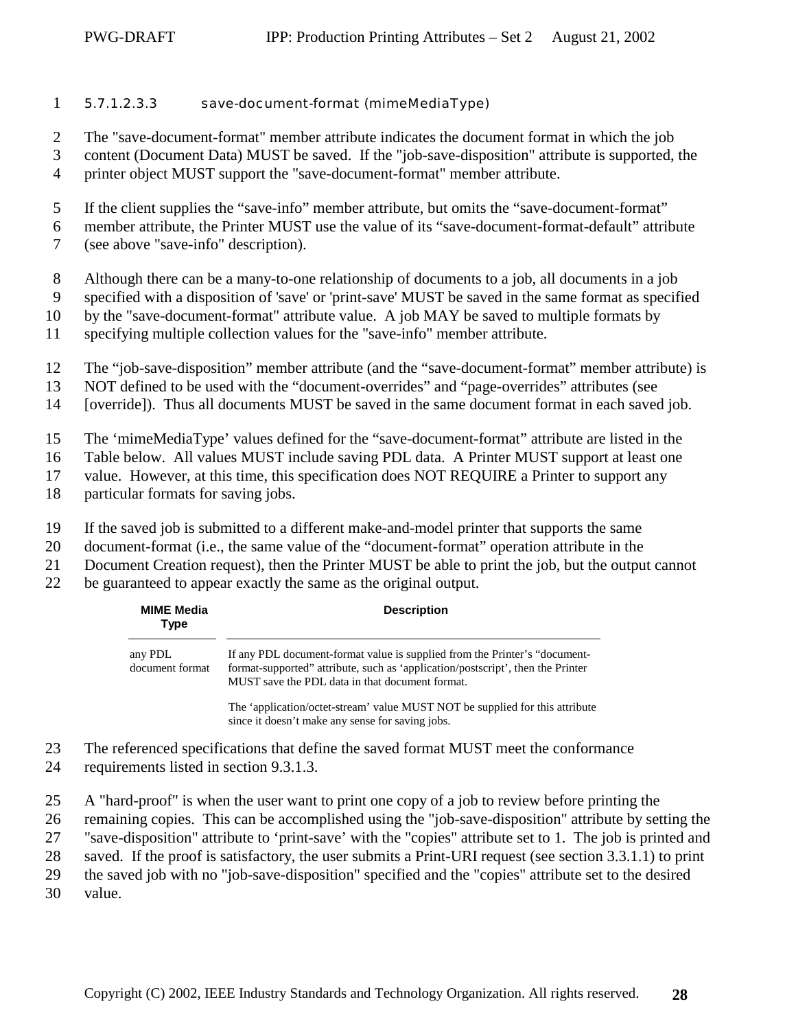##### 5.7.1.2.3.3 save-document-format (mimeMediaType)

The "save-document-format" member attribute indicates the document format in which the job content (Document Data) MUST be saved. If the "job-save-disposition" attribute is supported, the printer object MUST support the "save-document-format" member attribute.

If the client supplies the “save-info” member attribute, but omits the “save-document-format” member attribute, the Printer MUST use the value of its “save-document-format-default” attribute (see above "save-info" description).

Although there can be a many-to-one relationship of documents to a job, all documents in a job specified with a disposition of 'save' or 'print-save' MUST be saved in the same format as specified by the "save-document-format" attribute value. A job MAY be saved to multiple formats by specifying multiple collection values for the "save-info" member attribute.

The “job-save-disposition” member attribute (and the “save-document-format” member attribute) is NOT defined to be used with the “document-overrides” and “page-overrides” attributes (see [override]). Thus all documents MUST be saved in the same document format in each saved job.

The ‘mimeMediaType’ values defined for the “save-document-format” attribute are listed in the Table below. All values MUST include saving PDL data. A Printer MUST support at least one value. However, at this time, this specification does NOT REQUIRE a Printer to support any particular formats for saving jobs.

If the saved job is submitted to a different make-and-model printer that supports the same document-format (i.e., the same value of the “document-format” operation attribute in the Document Creation request), then the Printer MUST be able to print the job, but the output cannot be guaranteed to appear exactly the same as the original output.

| MIME Media Type | Description |
|---|---|
| any PDL document format | If any PDL document-format value is supplied from the Printer’s “document-format-supported” attribute, such as ‘application/postscript’, then the Printer MUST save the PDL data in that document format.<br><br>The ‘application/octet-stream’ value MUST NOT be supplied for this attribute since it doesn’t make any sense for saving jobs. |

The referenced specifications that define the saved format MUST meet the conformance requirements listed in section 9.3.1.3.

A "hard-proof" is when the user want to print one copy of a job to review before printing the remaining copies. This can be accomplished using the "job-save-disposition" attribute by setting the "save-disposition" attribute to ‘print-save’ with the "copies" attribute set to 1. The job is printed and saved. If the proof is satisfactory, the user submits a Print-URI request (see section 3.3.1.1) to print the saved job with no "job-save-disposition" specified and the "copies" attribute set to the desired value.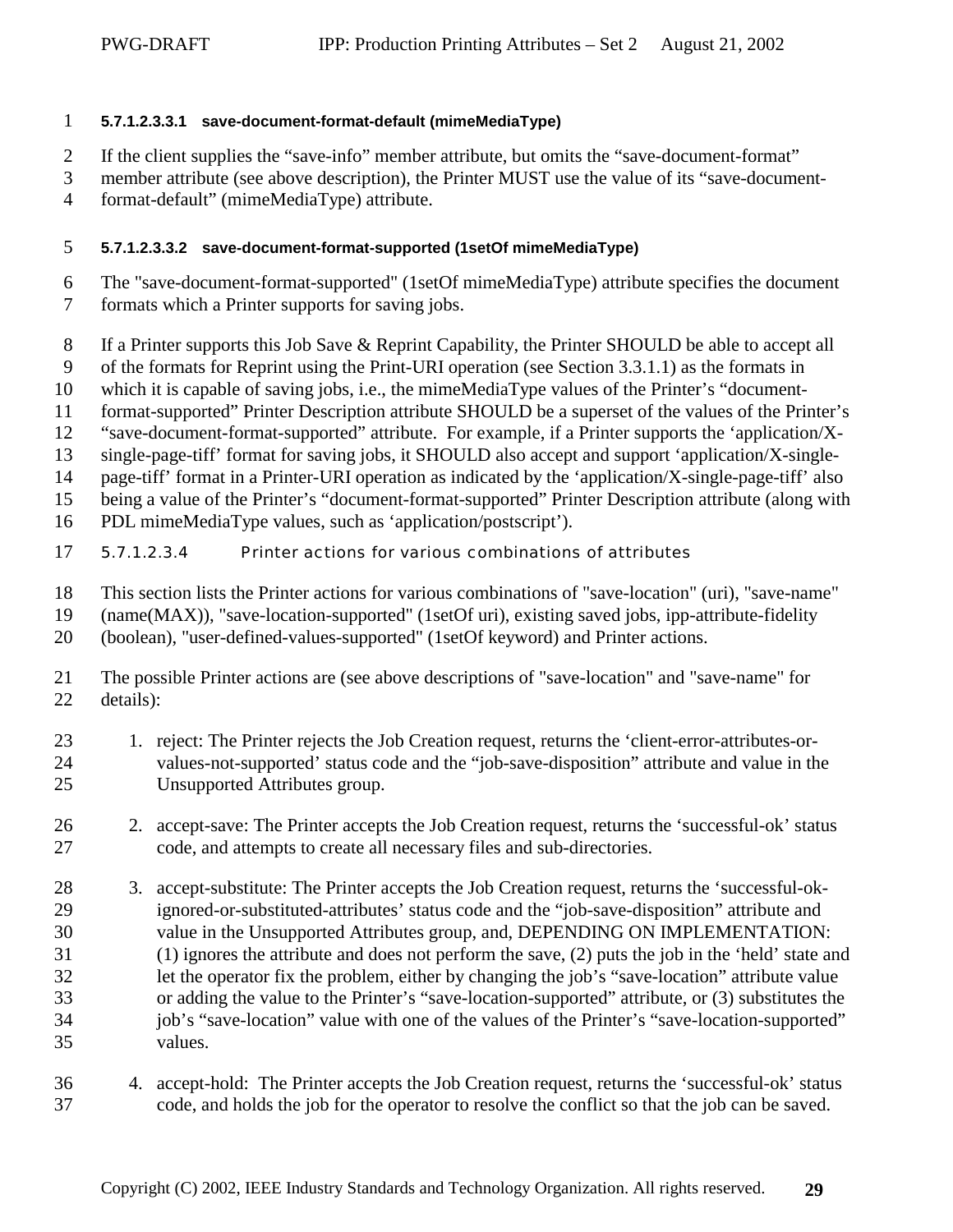##### 5.7.1.2.3.3.1 save-document-format-default (mimeMediaType)

If the client supplies the “save-info” member attribute, but omits the “save-document-format” member attribute (see above description), the Printer MUST use the value of its “save-document-format-default” (mimeMediaType) attribute.

##### 5.7.1.2.3.3.2 save-document-format-supported (1setOf mimeMediaType)

The "save-document-format-supported" (1setOf mimeMediaType) attribute specifies the document formats which a Printer supports for saving jobs.

If a Printer supports this Job Save & Reprint Capability, the Printer SHOULD be able to accept all of the formats for Reprint using the Print-URI operation (see Section 3.3.1.1) as the formats in which it is capable of saving jobs, i.e., the mimeMediaType values of the Printer’s “document-format-supported” Printer Description attribute SHOULD be a superset of the values of the Printer’s “save-document-format-supported” attribute. For example, if a Printer supports the ‘application/X-single-page-tiff’ format for saving jobs, it SHOULD also accept and support ‘application/X-single-page-tiff’ format in a Printer-URI operation as indicated by the ‘application/X-single-page-tiff’ also being a value of the Printer’s “document-format-supported” Printer Description attribute (along with PDL mimeMediaType values, such as ‘application/postscript’).

##### 5.7.1.2.3.4 Printer actions for various combinations of attributes

This section lists the Printer actions for various combinations of "save-location" (uri), "save-name" (name(MAX)), "save-location-supported" (1setOf uri), existing saved jobs, ipp-attribute-fidelity (boolean), "user-defined-values-supported" (1setOf keyword) and Printer actions.

The possible Printer actions are (see above descriptions of "save-location" and "save-name" for details):

1. reject: The Printer rejects the Job Creation request, returns the ‘client-error-attributes-or-values-not-supported’ status code and the “job-save-disposition” attribute and value in the Unsupported Attributes group.

2. accept-save: The Printer accepts the Job Creation request, returns the ‘successful-ok’ status code, and attempts to create all necessary files and sub-directories.

3. accept-substitute: The Printer accepts the Job Creation request, returns the ‘successful-ok-ignored-or-substituted-attributes’ status code and the “job-save-disposition” attribute and value in the Unsupported Attributes group, and, DEPENDING ON IMPLEMENTATION: (1) ignores the attribute and does not perform the save, (2) puts the job in the ‘held’ state and let the operator fix the problem, either by changing the job’s “save-location” attribute value or adding the value to the Printer’s “save-location-supported” attribute, or (3) substitutes the job’s “save-location” value with one of the values of the Printer’s “save-location-supported” values.

4. accept-hold: The Printer accepts the Job Creation request, returns the ‘successful-ok’ status code, and holds the job for the operator to resolve the conflict so that the job can be saved.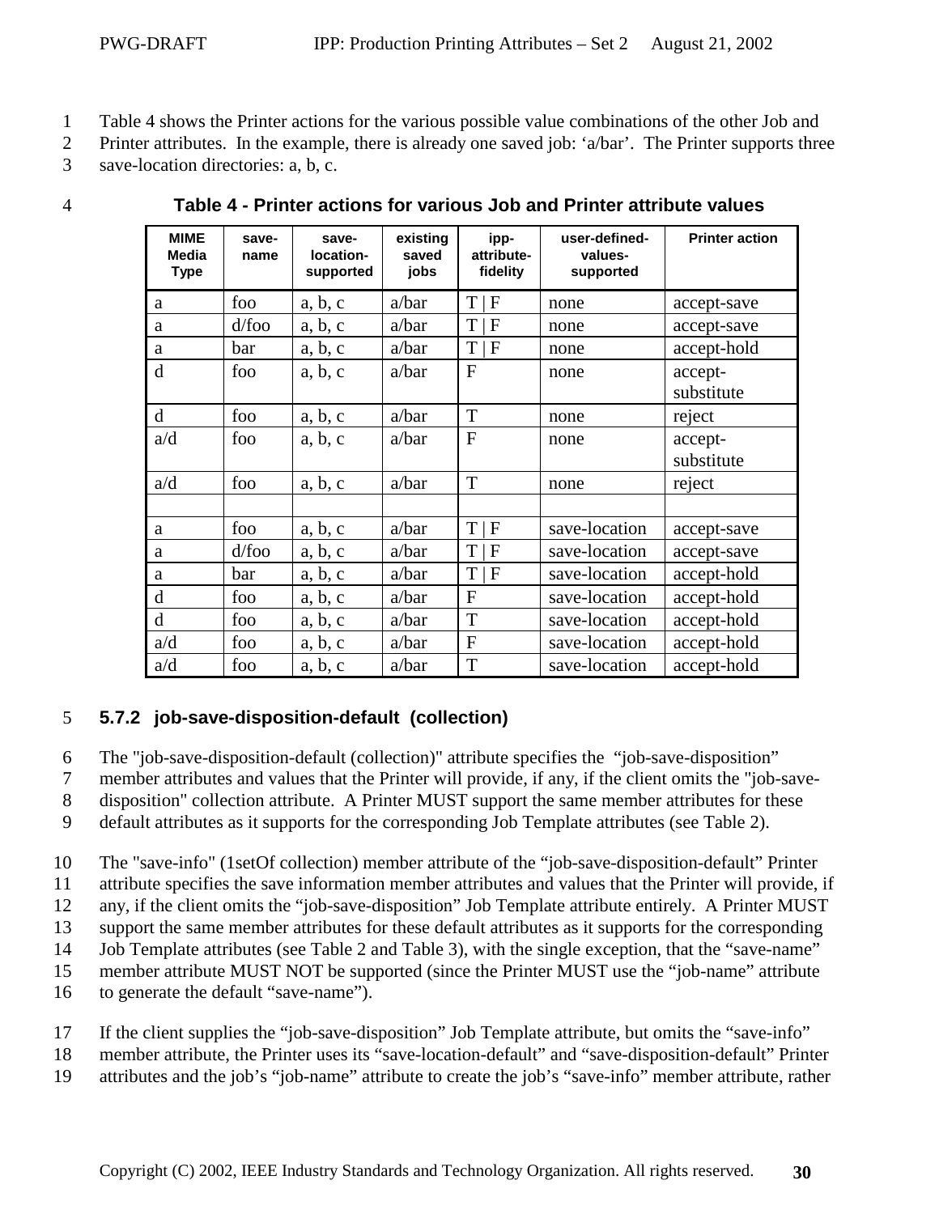Table 4 shows the Printer actions for the various possible value combinations of the other Job and Printer attributes. In the example, there is already one saved job: 'a/bar'. The Printer supports three save-location directories: a, b, c.

**Table 4 - Printer actions for various Job and Printer attribute values**

| MIME Media Type | save-name | save-location-supported | existing saved jobs | ipp-attribute-fidelity | user-defined-values-supported | Printer action |
|---|---|---|---|---|---|---|
| a | foo | a, b, c | a/bar | T \| F | none | accept-save |
| a | d/foo | a, b, c | a/bar | T \| F | none | accept-save |
| a | bar | a, b, c | a/bar | T \| F | none | accept-hold |
| d | foo | a, b, c | a/bar | F | none | accept-substitute |
| d | foo | a, b, c | a/bar | T | none | reject |
| a/d | foo | a, b, c | a/bar | F | none | accept-substitute |
| a/d | foo | a, b, c | a/bar | T | none | reject |
| | | | | | | |
| a | foo | a, b, c | a/bar | T \| F | save-location | accept-save |
| a | d/foo | a, b, c | a/bar | T \| F | save-location | accept-save |
| a | bar | a, b, c | a/bar | T \| F | save-location | accept-hold |
| d | foo | a, b, c | a/bar | F | save-location | accept-hold |
| d | foo | a, b, c | a/bar | T | save-location | accept-hold |
| a/d | foo | a, b, c | a/bar | F | save-location | accept-hold |
| a/d | foo | a, b, c | a/bar | T | save-location | accept-hold |

### 5.7.2 job-save-disposition-default (collection)

The "job-save-disposition-default (collection)" attribute specifies the "job-save-disposition" member attributes and values that the Printer will provide, if any, if the client omits the "job-save-disposition" collection attribute. A Printer MUST support the same member attributes for these default attributes as it supports for the corresponding Job Template attributes (see Table 2).

The "save-info" (1setOf collection) member attribute of the "job-save-disposition-default" Printer attribute specifies the save information member attributes and values that the Printer will provide, if any, if the client omits the "job-save-disposition" Job Template attribute entirely. A Printer MUST support the same member attributes for these default attributes as it supports for the corresponding Job Template attributes (see Table 2 and Table 3), with the single exception, that the "save-name" member attribute MUST NOT be supported (since the Printer MUST use the "job-name" attribute to generate the default "save-name").

If the client supplies the "job-save-disposition" Job Template attribute, but omits the "save-info" member attribute, the Printer uses its "save-location-default" and "save-disposition-default" Printer attributes and the job's "job-name" attribute to create the job's "save-info" member attribute, rather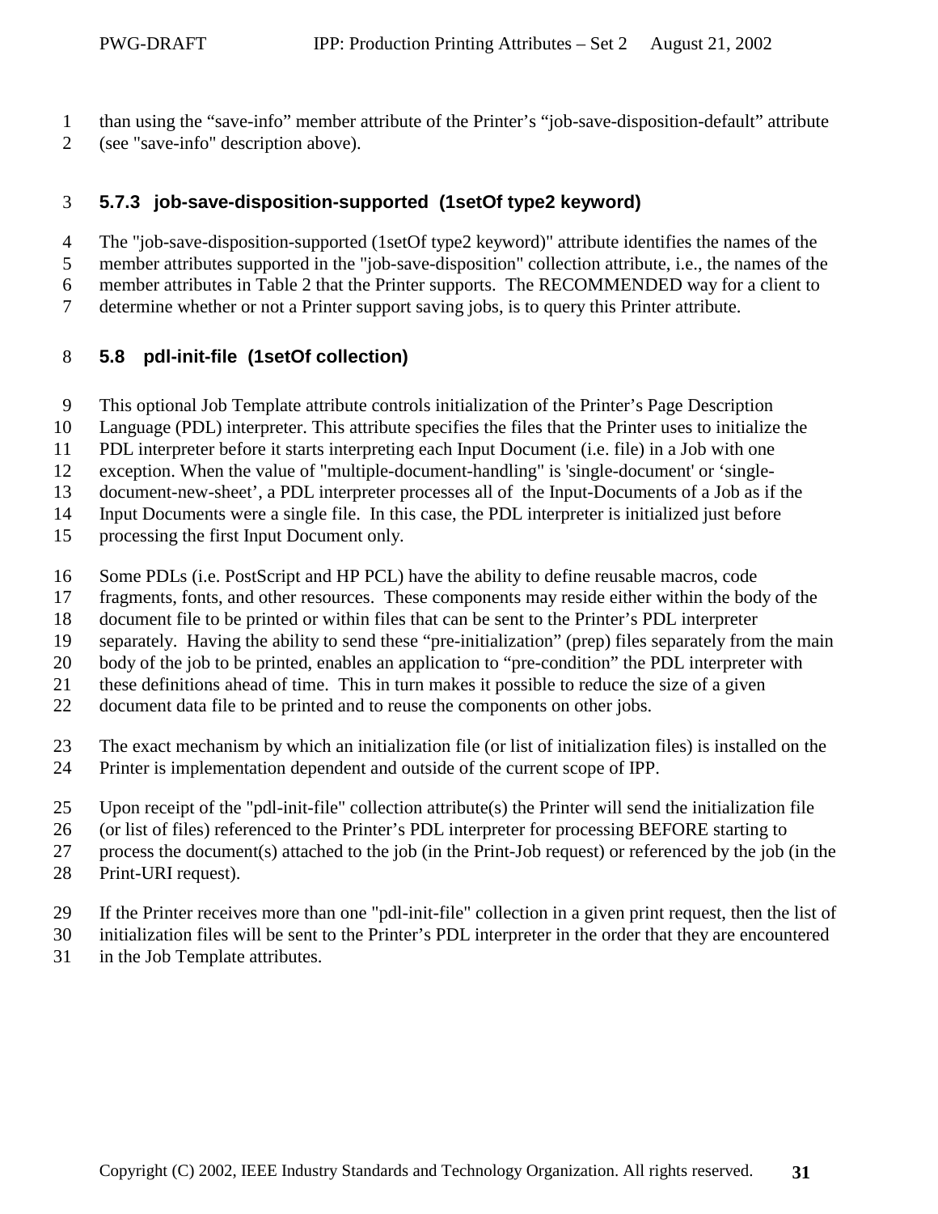than using the “save-info” member attribute of the Printer’s “job-save-disposition-default” attribute (see "save-info" description above).

### 5.7.3 job-save-disposition-supported (1setOf type2 keyword)

The "job-save-disposition-supported (1setOf type2 keyword)" attribute identifies the names of the member attributes supported in the "job-save-disposition" collection attribute, i.e., the names of the member attributes in Table 2 that the Printer supports. The RECOMMENDED way for a client to determine whether or not a Printer support saving jobs, is to query this Printer attribute.

## 5.8 pdl-init-file (1setOf collection)

This optional Job Template attribute controls initialization of the Printer’s Page Description Language (PDL) interpreter. This attribute specifies the files that the Printer uses to initialize the PDL interpreter before it starts interpreting each Input Document (i.e. file) in a Job with one exception. When the value of "multiple-document-handling" is 'single-document' or ‘single-document-new-sheet’, a PDL interpreter processes all of the Input-Documents of a Job as if the Input Documents were a single file. In this case, the PDL interpreter is initialized just before processing the first Input Document only.

Some PDLs (i.e. PostScript and HP PCL) have the ability to define reusable macros, code fragments, fonts, and other resources. These components may reside either within the body of the document file to be printed or within files that can be sent to the Printer’s PDL interpreter separately. Having the ability to send these “pre-initialization” (prep) files separately from the main body of the job to be printed, enables an application to “pre-condition” the PDL interpreter with these definitions ahead of time. This in turn makes it possible to reduce the size of a given document data file to be printed and to reuse the components on other jobs.

The exact mechanism by which an initialization file (or list of initialization files) is installed on the Printer is implementation dependent and outside of the current scope of IPP.

Upon receipt of the "pdl-init-file" collection attribute(s) the Printer will send the initialization file (or list of files) referenced to the Printer’s PDL interpreter for processing BEFORE starting to process the document(s) attached to the job (in the Print-Job request) or referenced by the job (in the Print-URI request).

If the Printer receives more than one "pdl-init-file" collection in a given print request, then the list of initialization files will be sent to the Printer’s PDL interpreter in the order that they are encountered in the Job Template attributes.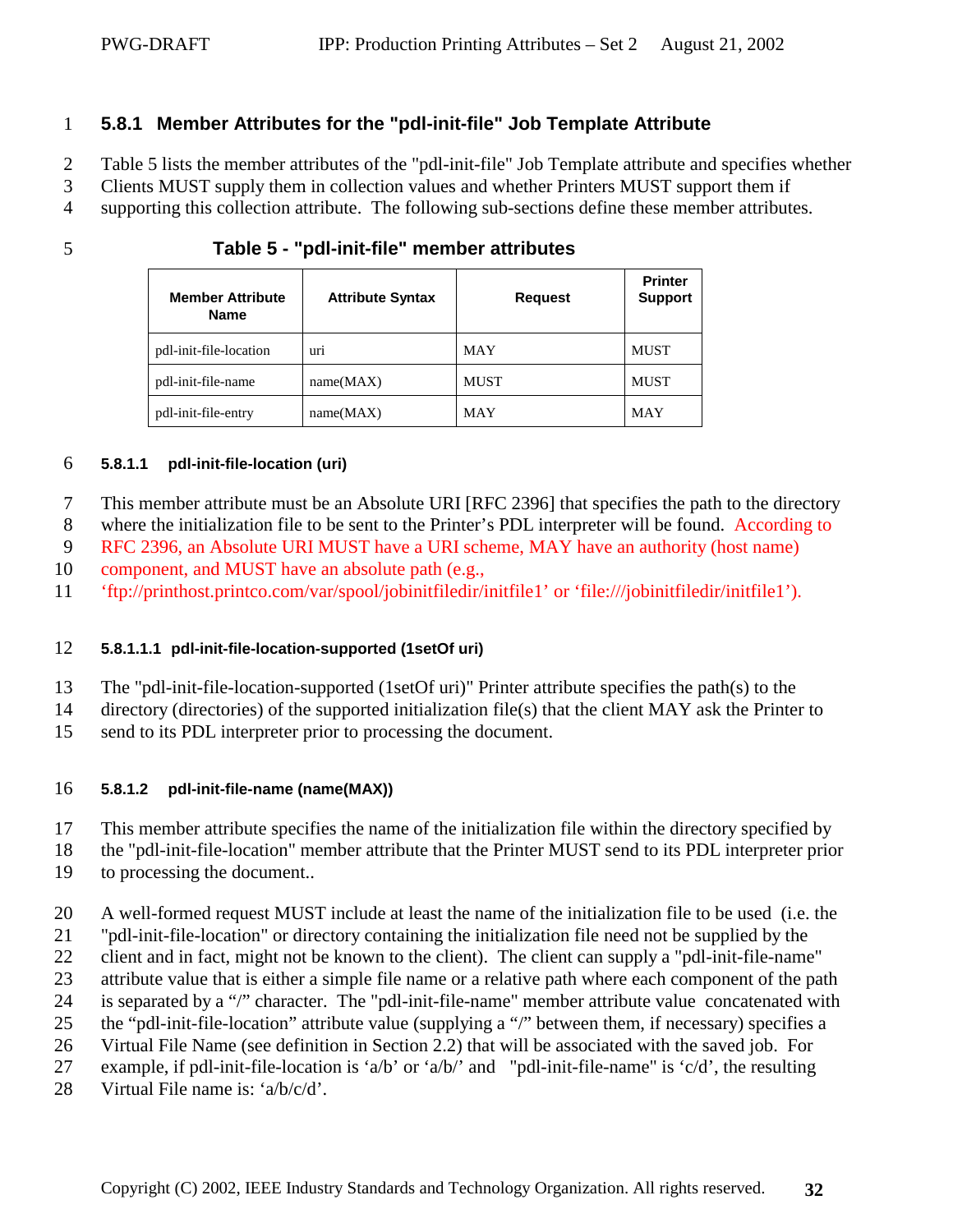### 5.8.1 Member Attributes for the "pdl-init-file" Job Template Attribute

Table 5 lists the member attributes of the "pdl-init-file" Job Template attribute and specifies whether Clients MUST supply them in collection values and whether Printers MUST support them if supporting this collection attribute. The following sub-sections define these member attributes.

**Table 5 - "pdl-init-file" member attributes**

| Member Attribute Name | Attribute Syntax | Request | Printer Support |
|---|---|---|---|
| pdl-init-file-location | uri | MAY | MUST |
| pdl-init-file-name | name(MAX) | MUST | MUST |
| pdl-init-file-entry | name(MAX) | MAY | MAY |

#### 5.8.1.1 pdl-init-file-location (uri)

This member attribute must be an Absolute URI [RFC 2396] that specifies the path to the directory where the initialization file to be sent to the Printer's PDL interpreter will be found. According to RFC 2396, an Absolute URI MUST have a URI scheme, MAY have an authority (host name) component, and MUST have an absolute path (e.g., 'ftp://printhost.printco.com/var/spool/jobinitfiledir/initfile1' or 'file:///jobinitfiledir/initfile1').

##### 5.8.1.1.1 pdl-init-file-location-supported (1setOf uri)

The "pdl-init-file-location-supported (1setOf uri)" Printer attribute specifies the path(s) to the directory (directories) of the supported initialization file(s) that the client MAY ask the Printer to send to its PDL interpreter prior to processing the document.

#### 5.8.1.2 pdl-init-file-name (name(MAX))

This member attribute specifies the name of the initialization file within the directory specified by the "pdl-init-file-location" member attribute that the Printer MUST send to its PDL interpreter prior to processing the document..

A well-formed request MUST include at least the name of the initialization file to be used (i.e. the "pdl-init-file-location" or directory containing the initialization file need not be supplied by the client and in fact, might not be known to the client). The client can supply a "pdl-init-file-name" attribute value that is either a simple file name or a relative path where each component of the path is separated by a "/" character. The "pdl-init-file-name" member attribute value concatenated with the "pdl-init-file-location" attribute value (supplying a "/" between them, if necessary) specifies a Virtual File Name (see definition in Section 2.2) that will be associated with the saved job. For example, if pdl-init-file-location is 'a/b' or 'a/b/' and "pdl-init-file-name" is 'c/d', the resulting Virtual File name is: 'a/b/c/d'.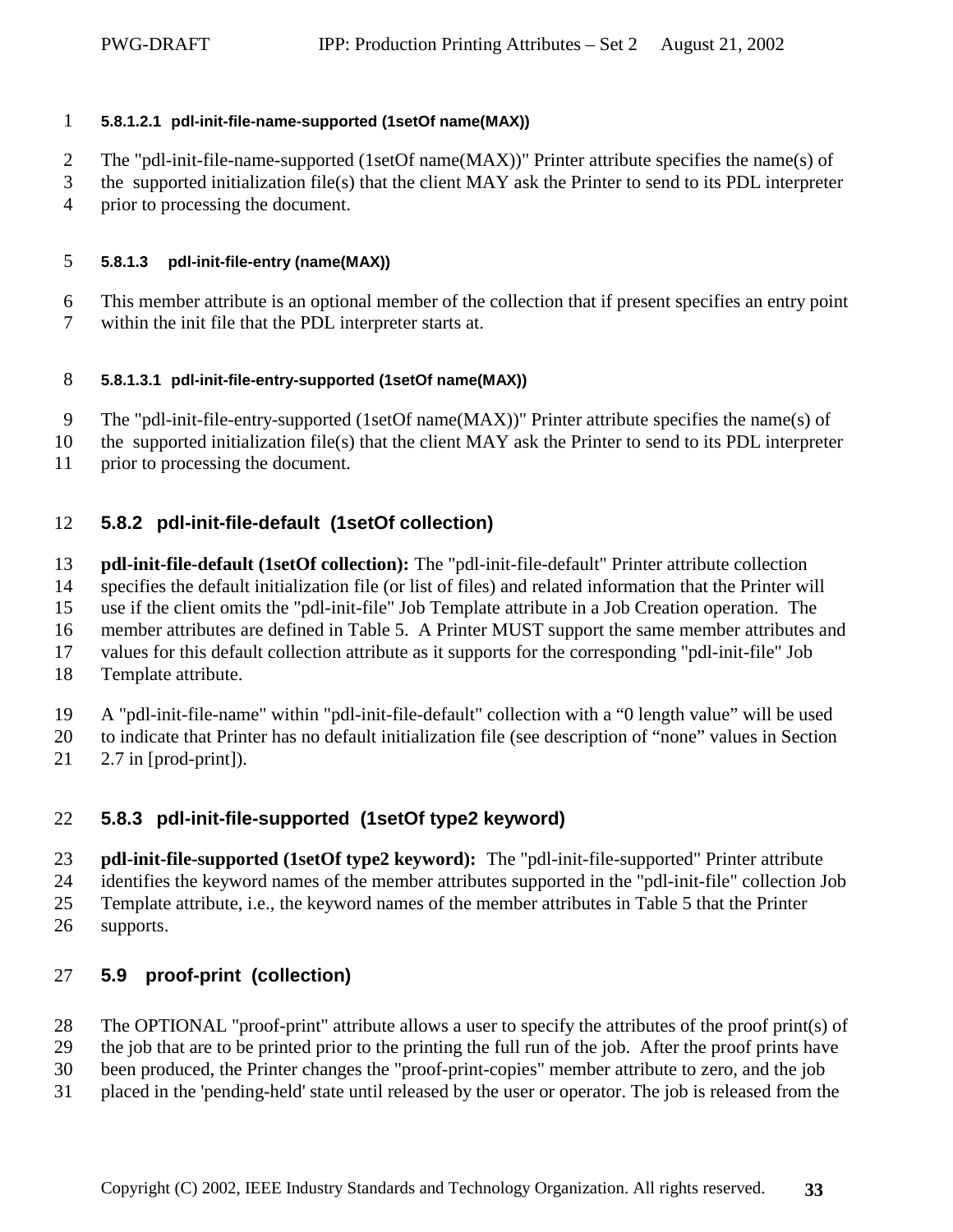##### 5.8.1.2.1 pdl-init-file-name-supported (1setOf name(MAX))

The "pdl-init-file-name-supported (1setOf name(MAX))" Printer attribute specifies the name(s) of the supported initialization file(s) that the client MAY ask the Printer to send to its PDL interpreter prior to processing the document.

#### 5.8.1.3 pdl-init-file-entry (name(MAX))

This member attribute is an optional member of the collection that if present specifies an entry point within the init file that the PDL interpreter starts at.

##### 5.8.1.3.1 pdl-init-file-entry-supported (1setOf name(MAX))

The "pdl-init-file-entry-supported (1setOf name(MAX))" Printer attribute specifies the name(s) of the supported initialization file(s) that the client MAY ask the Printer to send to its PDL interpreter prior to processing the document.

### 5.8.2 pdl-init-file-default (1setOf collection)

**pdl-init-file-default (1setOf collection):** The "pdl-init-file-default" Printer attribute collection specifies the default initialization file (or list of files) and related information that the Printer will use if the client omits the "pdl-init-file" Job Template attribute in a Job Creation operation. The member attributes are defined in Table 5. A Printer MUST support the same member attributes and values for this default collection attribute as it supports for the corresponding "pdl-init-file" Job Template attribute.

A "pdl-init-file-name" within "pdl-init-file-default" collection with a “0 length value” will be used to indicate that Printer has no default initialization file (see description of “none” values in Section 2.7 in [prod-print]).

### 5.8.3 pdl-init-file-supported (1setOf type2 keyword)

**pdl-init-file-supported (1setOf type2 keyword):** The "pdl-init-file-supported" Printer attribute identifies the keyword names of the member attributes supported in the "pdl-init-file" collection Job Template attribute, i.e., the keyword names of the member attributes in Table 5 that the Printer supports.

## 5.9 proof-print (collection)

The OPTIONAL "proof-print" attribute allows a user to specify the attributes of the proof print(s) of the job that are to be printed prior to the printing the full run of the job. After the proof prints have been produced, the Printer changes the "proof-print-copies" member attribute to zero, and the job placed in the 'pending-held' state until released by the user or operator. The job is released from the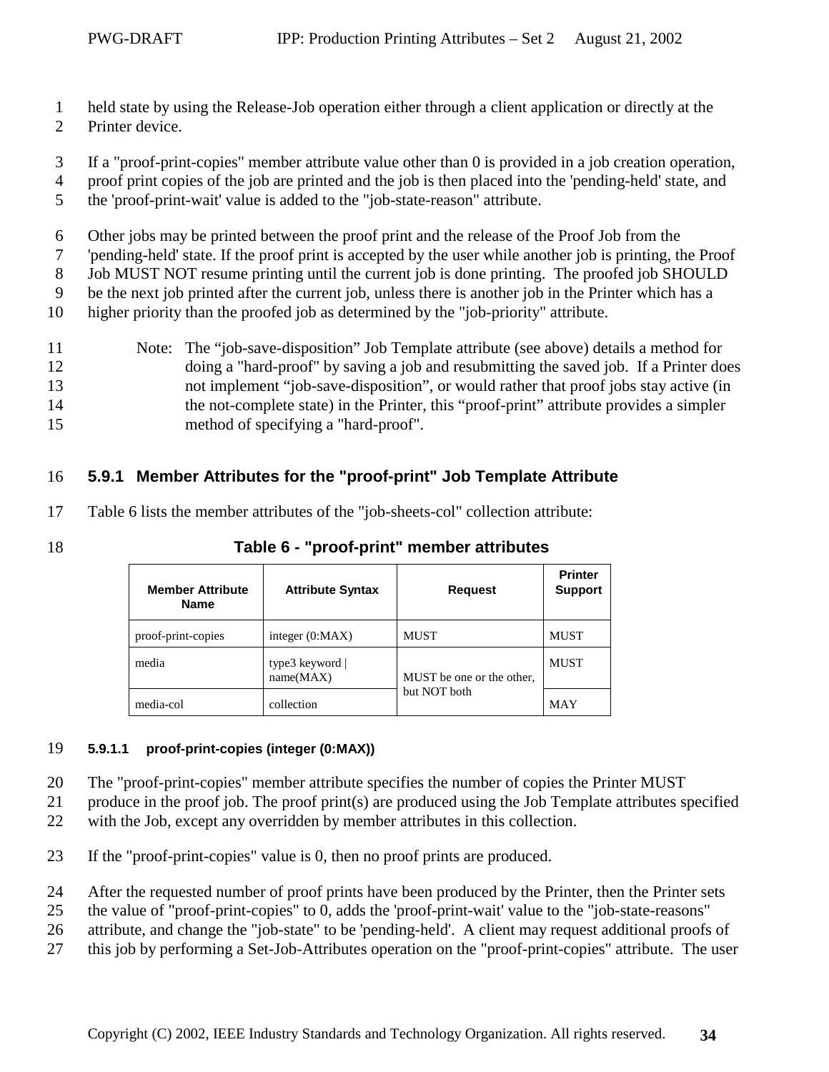held state by using the Release-Job operation either through a client application or directly at the Printer device.

If a "proof-print-copies" member attribute value other than 0 is provided in a job creation operation, proof print copies of the job are printed and the job is then placed into the 'pending-held' state, and the 'proof-print-wait' value is added to the "job-state-reason" attribute.

Other jobs may be printed between the proof print and the release of the Proof Job from the 'pending-held' state. If the proof print is accepted by the user while another job is printing, the Proof Job MUST NOT resume printing until the current job is done printing. The proofed job SHOULD be the next job printed after the current job, unless there is another job in the Printer which has a higher priority than the proofed job as determined by the "job-priority" attribute.

> Note: The “job-save-disposition” Job Template attribute (see above) details a method for doing a "hard-proof" by saving a job and resubmitting the saved job. If a Printer does not implement “job-save-disposition”, or would rather that proof jobs stay active (in the not-complete state) in the Printer, this “proof-print” attribute provides a simpler method of specifying a "hard-proof".

### 5.9.1 Member Attributes for the "proof-print" Job Template Attribute

Table 6 lists the member attributes of the "job-sheets-col" collection attribute:

**Table 6 - "proof-print" member attributes**

| Member Attribute Name | Attribute Syntax | Request | Printer Support |
|---|---|---|---|
| proof-print-copies | integer (0:MAX) | MUST | MUST |
| media | type3 keyword \| name(MAX) | MUST be one or the other, but NOT both | MUST |
| media-col | collection | | MAY |

#### 5.9.1.1 proof-print-copies (integer (0:MAX))

The "proof-print-copies" member attribute specifies the number of copies the Printer MUST produce in the proof job. The proof print(s) are produced using the Job Template attributes specified with the Job, except any overridden by member attributes in this collection.

If the "proof-print-copies" value is 0, then no proof prints are produced.

After the requested number of proof prints have been produced by the Printer, then the Printer sets the value of "proof-print-copies" to 0, adds the 'proof-print-wait' value to the "job-state-reasons" attribute, and change the "job-state" to be 'pending-held'. A client may request additional proofs of this job by performing a Set-Job-Attributes operation on the "proof-print-copies" attribute. The user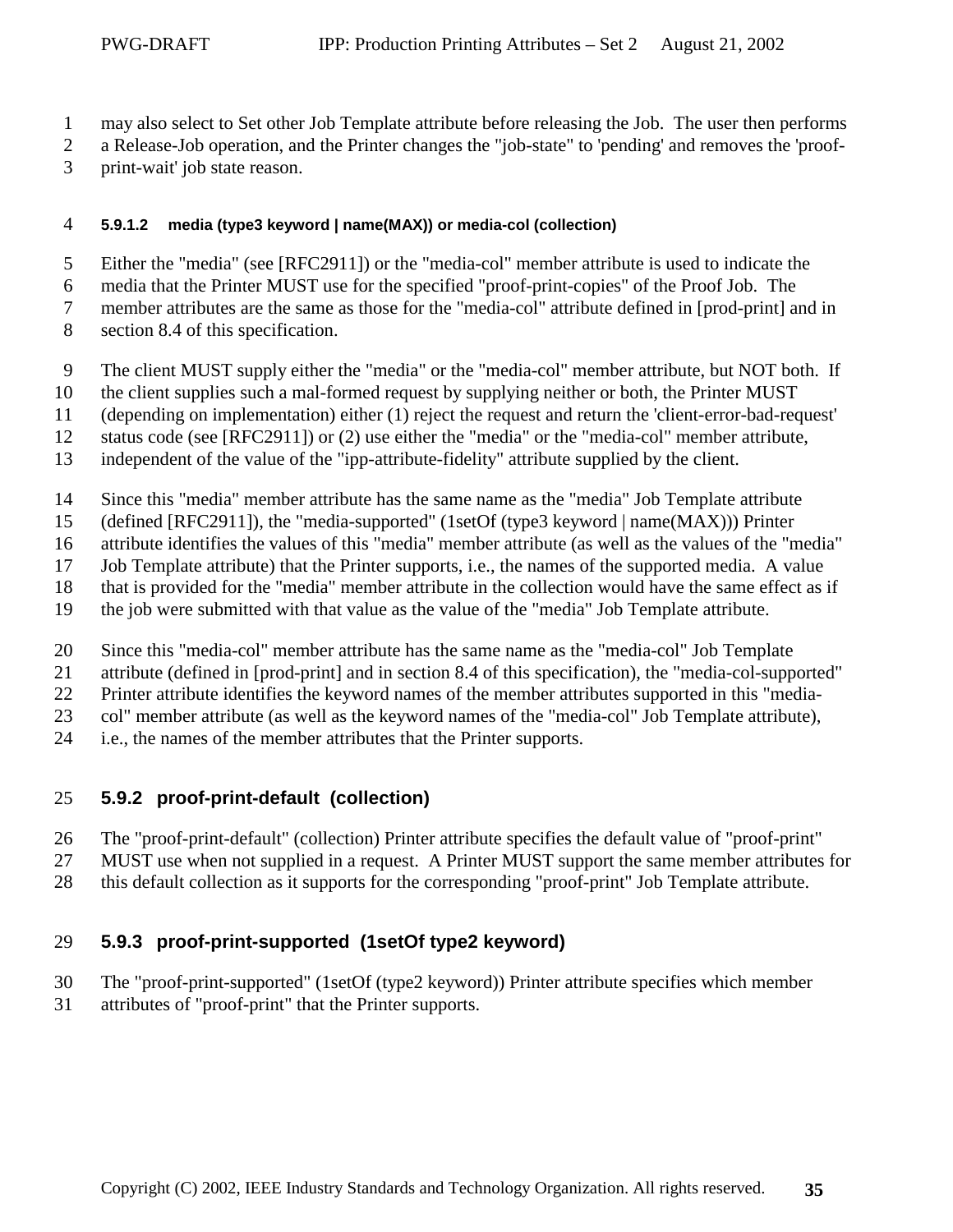may also select to Set other Job Template attribute before releasing the Job. The user then performs a Release-Job operation, and the Printer changes the "job-state" to 'pending' and removes the 'proof-print-wait' job state reason.

#### 5.9.1.2 media (type3 keyword | name(MAX)) or media-col (collection)

Either the "media" (see [RFC2911]) or the "media-col" member attribute is used to indicate the media that the Printer MUST use for the specified "proof-print-copies" of the Proof Job. The member attributes are the same as those for the "media-col" attribute defined in [prod-print] and in section 8.4 of this specification.

The client MUST supply either the "media" or the "media-col" member attribute, but NOT both. If the client supplies such a mal-formed request by supplying neither or both, the Printer MUST (depending on implementation) either (1) reject the request and return the 'client-error-bad-request' status code (see [RFC2911]) or (2) use either the "media" or the "media-col" member attribute, independent of the value of the "ipp-attribute-fidelity" attribute supplied by the client.

Since this "media" member attribute has the same name as the "media" Job Template attribute (defined [RFC2911]), the "media-supported" (1setOf (type3 keyword | name(MAX))) Printer attribute identifies the values of this "media" member attribute (as well as the values of the "media" Job Template attribute) that the Printer supports, i.e., the names of the supported media. A value that is provided for the "media" member attribute in the collection would have the same effect as if the job were submitted with that value as the value of the "media" Job Template attribute.

Since this "media-col" member attribute has the same name as the "media-col" Job Template attribute (defined in [prod-print] and in section 8.4 of this specification), the "media-col-supported" Printer attribute identifies the keyword names of the member attributes supported in this "media-col" member attribute (as well as the keyword names of the "media-col" Job Template attribute), i.e., the names of the member attributes that the Printer supports.

### 5.9.2 proof-print-default (collection)

The "proof-print-default" (collection) Printer attribute specifies the default value of "proof-print" MUST use when not supplied in a request. A Printer MUST support the same member attributes for this default collection as it supports for the corresponding "proof-print" Job Template attribute.

### 5.9.3 proof-print-supported (1setOf type2 keyword)

The "proof-print-supported" (1setOf (type2 keyword)) Printer attribute specifies which member attributes of "proof-print" that the Printer supports.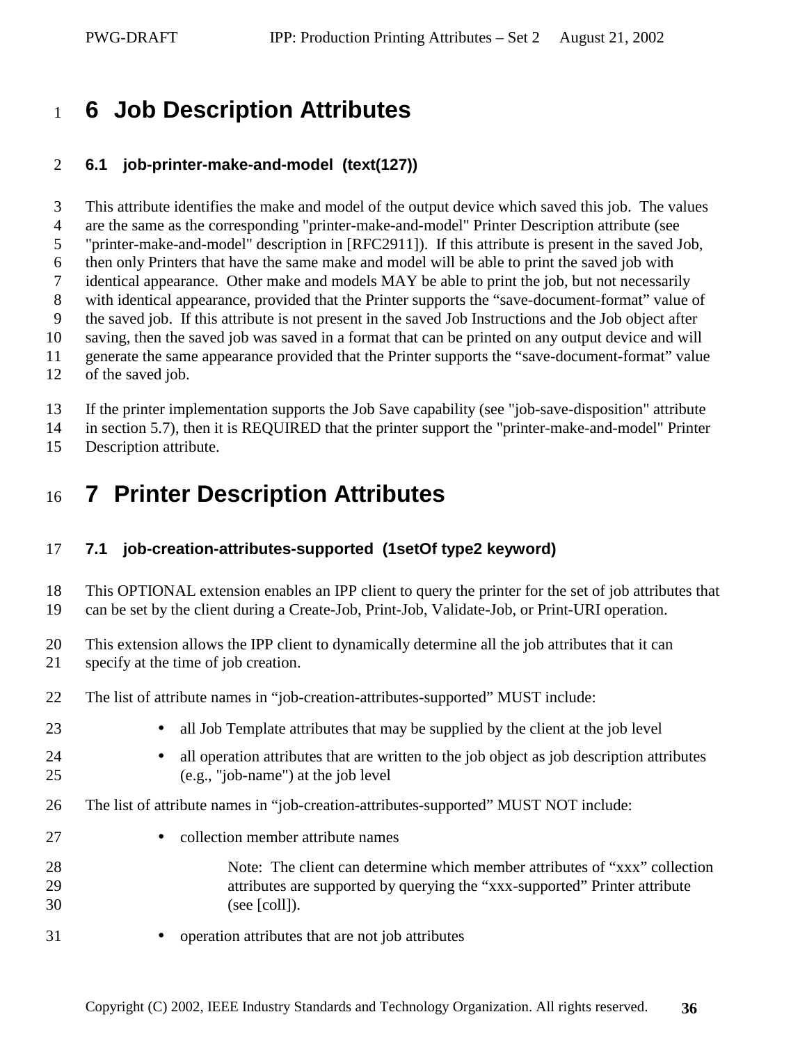# 6 Job Description Attributes

## 6.1 job-printer-make-and-model (text(127))

This attribute identifies the make and model of the output device which saved this job. The values are the same as the corresponding "printer-make-and-model" Printer Description attribute (see "printer-make-and-model" description in [RFC2911]). If this attribute is present in the saved Job, then only Printers that have the same make and model will be able to print the saved job with identical appearance. Other make and models MAY be able to print the job, but not necessarily with identical appearance, provided that the Printer supports the “save-document-format” value of the saved job. If this attribute is not present in the saved Job Instructions and the Job object after saving, then the saved job was saved in a format that can be printed on any output device and will generate the same appearance provided that the Printer supports the “save-document-format” value of the saved job.

If the printer implementation supports the Job Save capability (see "job-save-disposition" attribute in section 5.7), then it is REQUIRED that the printer support the "printer-make-and-model" Printer Description attribute.

# 7 Printer Description Attributes

## 7.1 job-creation-attributes-supported (1setOf type2 keyword)

This OPTIONAL extension enables an IPP client to query the printer for the set of job attributes that can be set by the client during a Create-Job, Print-Job, Validate-Job, or Print-URI operation.

This extension allows the IPP client to dynamically determine all the job attributes that it can specify at the time of job creation.

The list of attribute names in “job-creation-attributes-supported” MUST include:

- all Job Template attributes that may be supplied by the client at the job level
- all operation attributes that are written to the job object as job description attributes (e.g., "job-name") at the job level

The list of attribute names in “job-creation-attributes-supported” MUST NOT include:

- collection member attribute names

    Note: The client can determine which member attributes of “xxx” collection attributes are supported by querying the “xxx-supported” Printer attribute (see [coll]).

- operation attributes that are not job attributes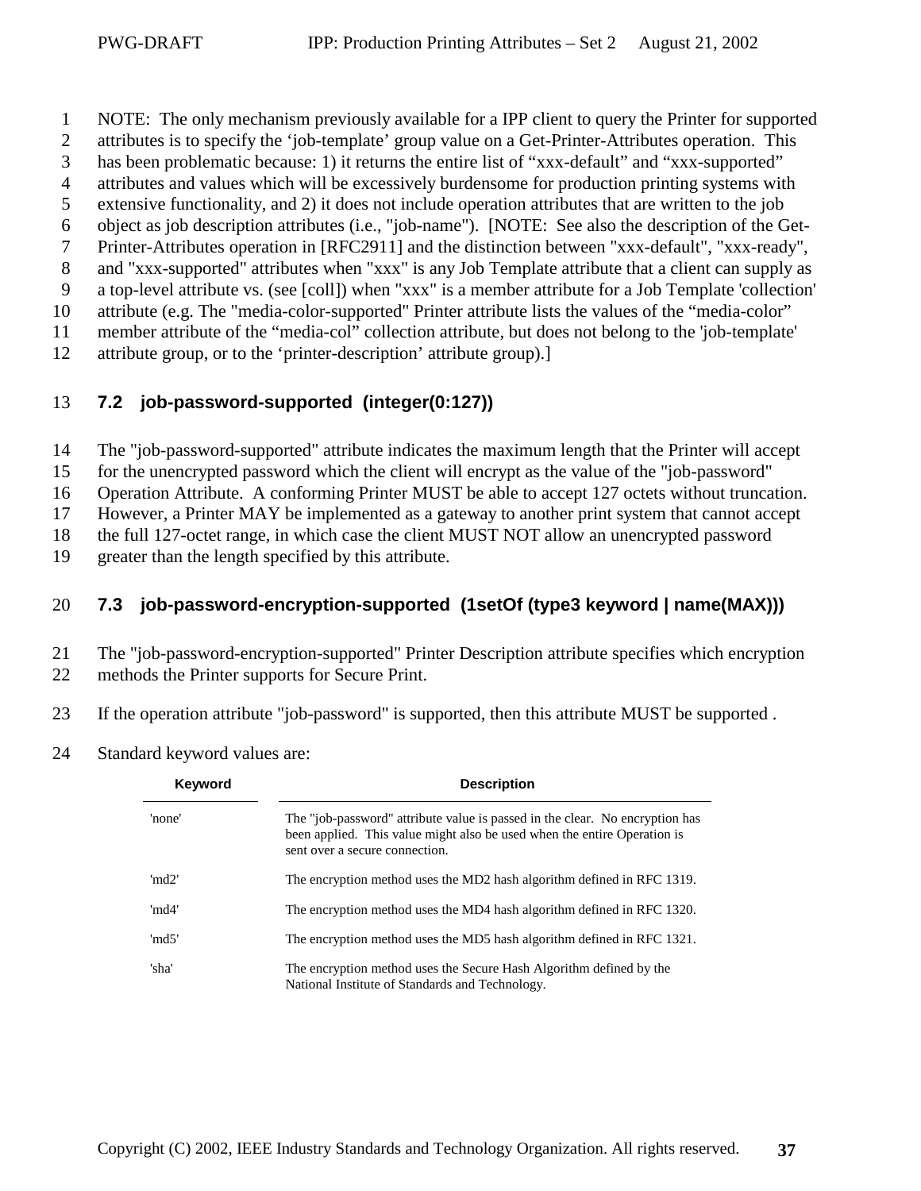NOTE: The only mechanism previously available for a IPP client to query the Printer for supported attributes is to specify the 'job-template' group value on a Get-Printer-Attributes operation. This has been problematic because: 1) it returns the entire list of "xxx-default" and "xxx-supported" attributes and values which will be excessively burdensome for production printing systems with extensive functionality, and 2) it does not include operation attributes that are written to the job object as job description attributes (i.e., "job-name"). [NOTE: See also the description of the Get-Printer-Attributes operation in [RFC2911] and the distinction between "xxx-default", "xxx-ready", and "xxx-supported" attributes when "xxx" is any Job Template attribute that a client can supply as a top-level attribute vs. (see [coll]) when "xxx" is a member attribute for a Job Template 'collection' attribute (e.g. The "media-color-supported" Printer attribute lists the values of the "media-color" member attribute of the "media-col" collection attribute, but does not belong to the 'job-template' attribute group, or to the 'printer-description' attribute group).]

### 7.2 job-password-supported (integer(0:127))

The "job-password-supported" attribute indicates the maximum length that the Printer will accept for the unencrypted password which the client will encrypt as the value of the "job-password" Operation Attribute. A conforming Printer MUST be able to accept 127 octets without truncation. However, a Printer MAY be implemented as a gateway to another print system that cannot accept the full 127-octet range, in which case the client MUST NOT allow an unencrypted password greater than the length specified by this attribute.

### 7.3 job-password-encryption-supported (1setOf (type3 keyword | name(MAX)))

The "job-password-encryption-supported" Printer Description attribute specifies which encryption methods the Printer supports for Secure Print.

If the operation attribute "job-password" is supported, then this attribute MUST be supported .

Standard keyword values are:

| Keyword | Description |
|---|---|
| 'none' | The "job-password" attribute value is passed in the clear. No encryption has been applied. This value might also be used when the entire Operation is sent over a secure connection. |
| 'md2' | The encryption method uses the MD2 hash algorithm defined in RFC 1319. |
| 'md4' | The encryption method uses the MD4 hash algorithm defined in RFC 1320. |
| 'md5' | The encryption method uses the MD5 hash algorithm defined in RFC 1321. |
| 'sha' | The encryption method uses the Secure Hash Algorithm defined by the National Institute of Standards and Technology. |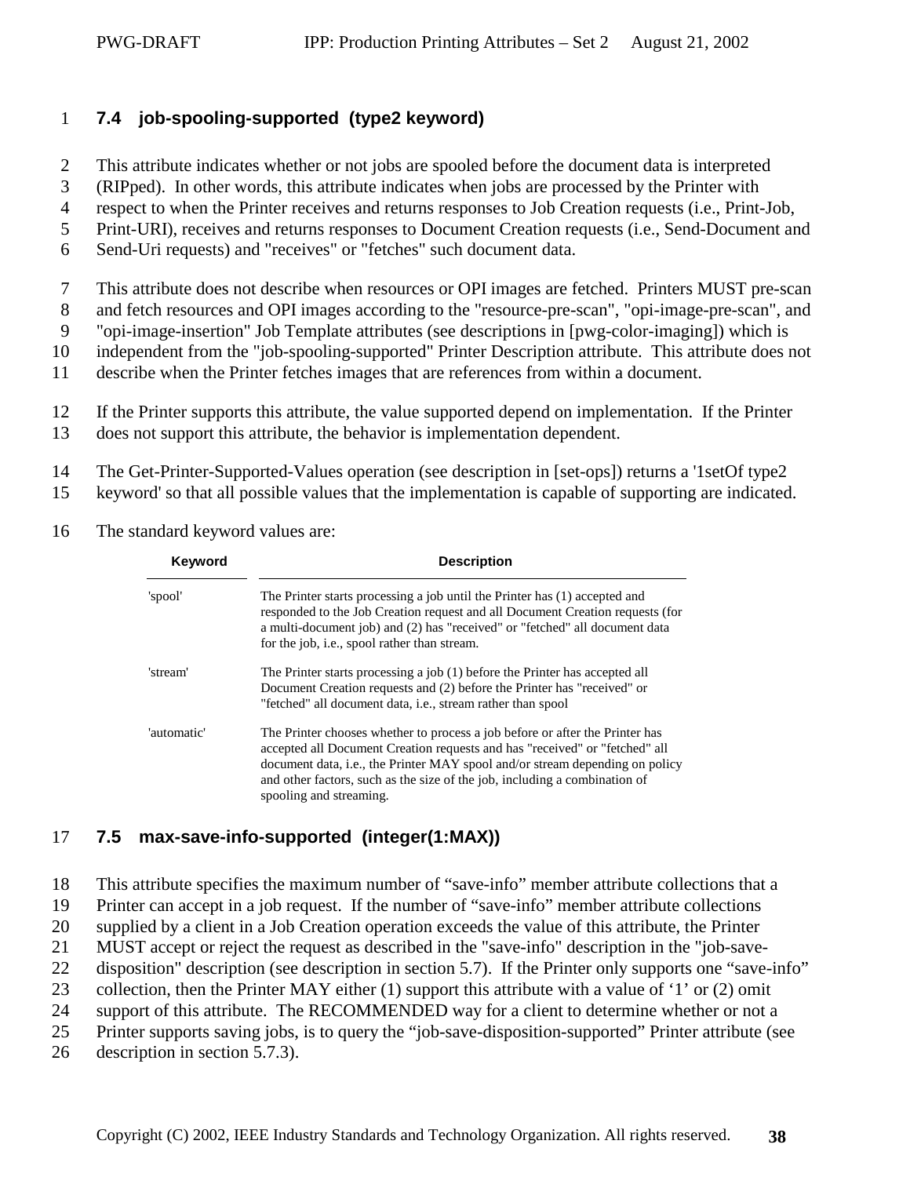### 7.4 job-spooling-supported (type2 keyword)

This attribute indicates whether or not jobs are spooled before the document data is interpreted (RIPped). In other words, this attribute indicates when jobs are processed by the Printer with respect to when the Printer receives and returns responses to Job Creation requests (i.e., Print-Job, Print-URI), receives and returns responses to Document Creation requests (i.e., Send-Document and Send-Uri requests) and "receives" or "fetches" such document data.

This attribute does not describe when resources or OPI images are fetched. Printers MUST pre-scan and fetch resources and OPI images according to the "resource-pre-scan", "opi-image-pre-scan", and "opi-image-insertion" Job Template attributes (see descriptions in [pwg-color-imaging]) which is independent from the "job-spooling-supported" Printer Description attribute. This attribute does not describe when the Printer fetches images that are references from within a document.

If the Printer supports this attribute, the value supported depend on implementation. If the Printer does not support this attribute, the behavior is implementation dependent.

The Get-Printer-Supported-Values operation (see description in [set-ops]) returns a '1setOf type2 keyword' so that all possible values that the implementation is capable of supporting are indicated.

The standard keyword values are:

| Keyword | Description |
|---|---|
| 'spool' | The Printer starts processing a job until the Printer has (1) accepted and responded to the Job Creation request and all Document Creation requests (for a multi-document job) and (2) has "received" or "fetched" all document data for the job, i.e., spool rather than stream. |
| 'stream' | The Printer starts processing a job (1) before the Printer has accepted all Document Creation requests and (2) before the Printer has "received" or "fetched" all document data, i.e., stream rather than spool |
| 'automatic' | The Printer chooses whether to process a job before or after the Printer has accepted all Document Creation requests and has "received" or "fetched" all document data, i.e., the Printer MAY spool and/or stream depending on policy and other factors, such as the size of the job, including a combination of spooling and streaming. |

### 7.5 max-save-info-supported (integer(1:MAX))

This attribute specifies the maximum number of “save-info” member attribute collections that a Printer can accept in a job request. If the number of “save-info” member attribute collections supplied by a client in a Job Creation operation exceeds the value of this attribute, the Printer MUST accept or reject the request as described in the "save-info" description in the "job-save-disposition" description (see description in section 5.7). If the Printer only supports one “save-info” collection, then the Printer MAY either (1) support this attribute with a value of ‘1’ or (2) omit support of this attribute. The RECOMMENDED way for a client to determine whether or not a Printer supports saving jobs, is to query the “job-save-disposition-supported” Printer attribute (see description in section 5.7.3).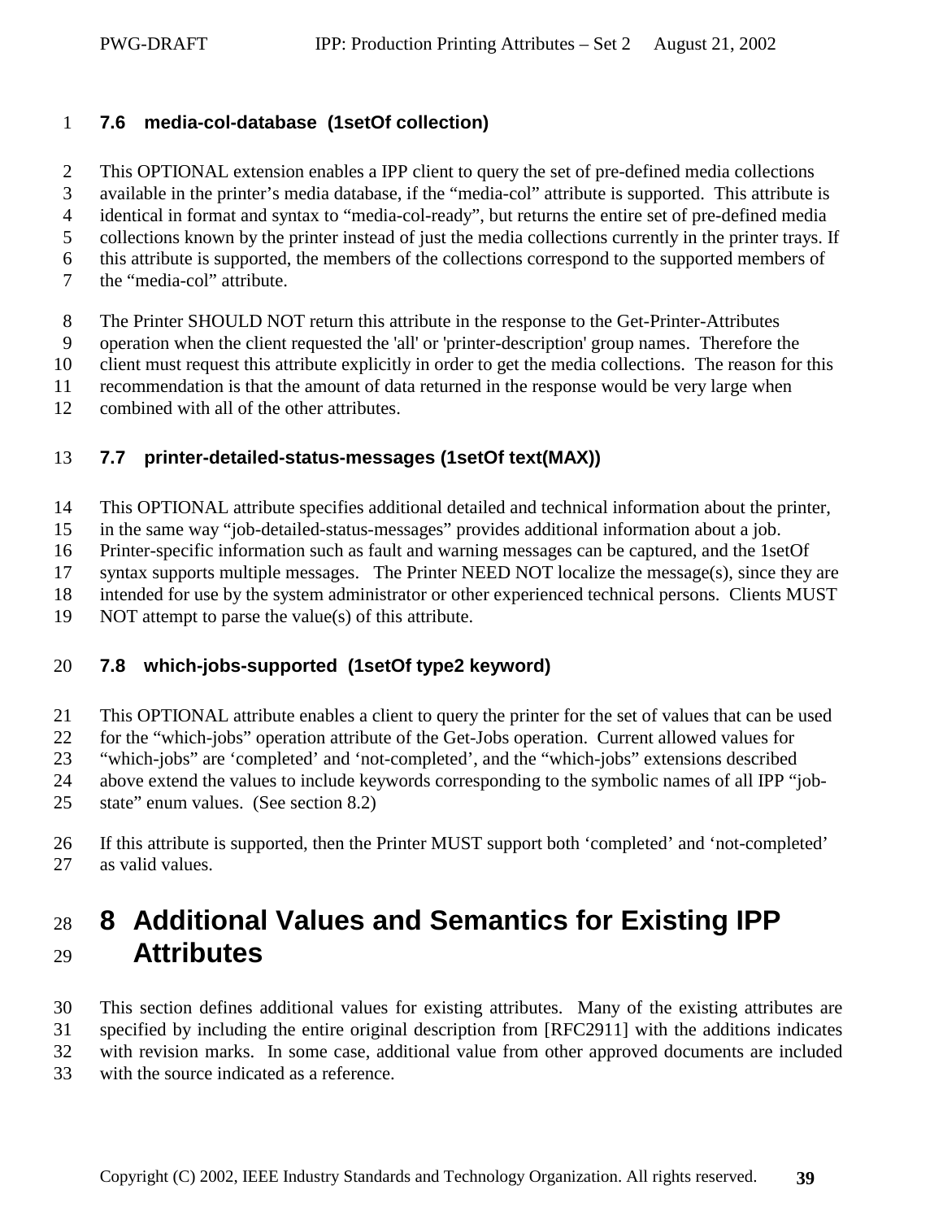### 7.6 media-col-database (1setOf collection)

This OPTIONAL extension enables a IPP client to query the set of pre-defined media collections available in the printer's media database, if the "media-col" attribute is supported. This attribute is identical in format and syntax to "media-col-ready", but returns the entire set of pre-defined media collections known by the printer instead of just the media collections currently in the printer trays. If this attribute is supported, the members of the collections correspond to the supported members of the "media-col" attribute.

The Printer SHOULD NOT return this attribute in the response to the Get-Printer-Attributes operation when the client requested the 'all' or 'printer-description' group names. Therefore the client must request this attribute explicitly in order to get the media collections. The reason for this recommendation is that the amount of data returned in the response would be very large when combined with all of the other attributes.

### 7.7 printer-detailed-status-messages (1setOf text(MAX))

This OPTIONAL attribute specifies additional detailed and technical information about the printer, in the same way "job-detailed-status-messages" provides additional information about a job. Printer-specific information such as fault and warning messages can be captured, and the 1setOf syntax supports multiple messages. The Printer NEED NOT localize the message(s), since they are intended for use by the system administrator or other experienced technical persons. Clients MUST NOT attempt to parse the value(s) of this attribute.

### 7.8 which-jobs-supported (1setOf type2 keyword)

This OPTIONAL attribute enables a client to query the printer for the set of values that can be used for the "which-jobs" operation attribute of the Get-Jobs operation. Current allowed values for "which-jobs" are 'completed' and 'not-completed', and the "which-jobs" extensions described above extend the values to include keywords corresponding to the symbolic names of all IPP "job-state" enum values. (See section 8.2)

If this attribute is supported, then the Printer MUST support both 'completed' and 'not-completed' as valid values.

# 8 Additional Values and Semantics for Existing IPP Attributes

This section defines additional values for existing attributes. Many of the existing attributes are specified by including the entire original description from [RFC2911] with the additions indicates with revision marks. In some case, additional value from other approved documents are included with the source indicated as a reference.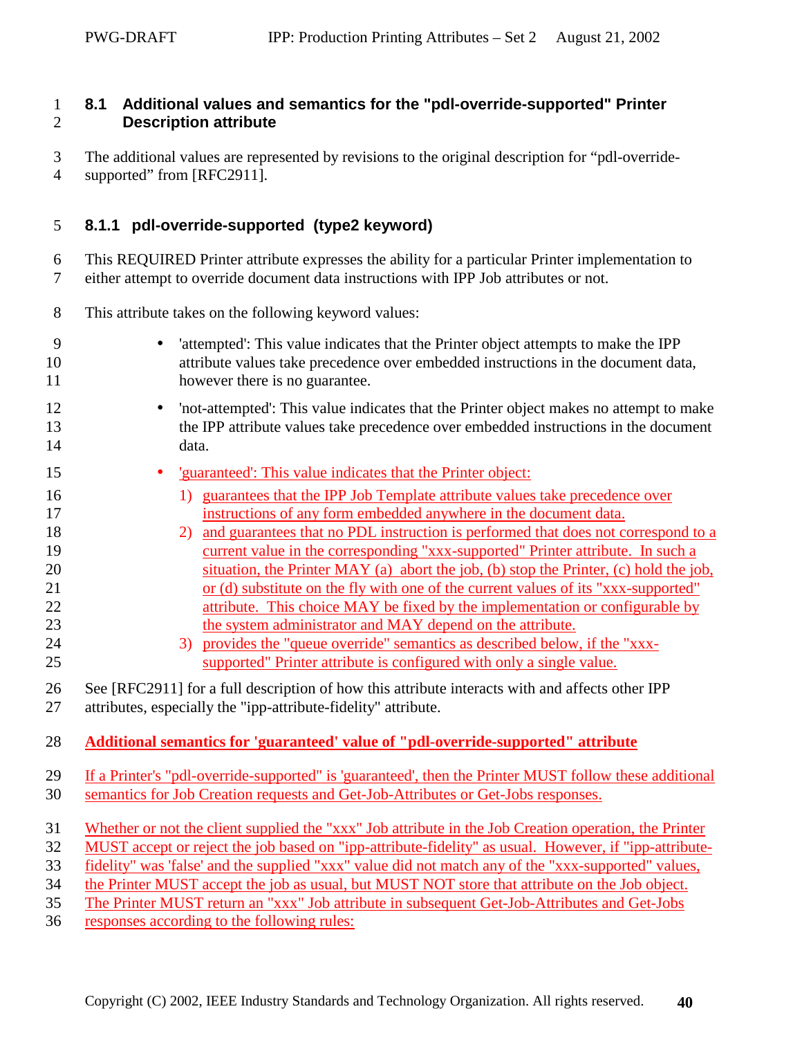## 8.1 Additional values and semantics for the "pdl-override-supported" Printer Description attribute

The additional values are represented by revisions to the original description for "pdl-override-supported" from [RFC2911].

### 8.1.1 pdl-override-supported (type2 keyword)

This REQUIRED Printer attribute expresses the ability for a particular Printer implementation to either attempt to override document data instructions with IPP Job attributes or not.

This attribute takes on the following keyword values:

- 'attempted': This value indicates that the Printer object attempts to make the IPP attribute values take precedence over embedded instructions in the document data, however there is no guarantee.
- 'not-attempted': This value indicates that the Printer object makes no attempt to make the IPP attribute values take precedence over embedded instructions in the document data.
- 'guaranteed': This value indicates that the Printer object:
  1) guarantees that the IPP Job Template attribute values take precedence over instructions of any form embedded anywhere in the document data.
  2) and guarantees that no PDL instruction is performed that does not correspond to a current value in the corresponding "xxx-supported" Printer attribute. In such a situation, the Printer MAY (a) abort the job, (b) stop the Printer, (c) hold the job, or (d) substitute on the fly with one of the current values of its "xxx-supported" attribute. This choice MAY be fixed by the implementation or configurable by the system administrator and MAY depend on the attribute.
  3) provides the "queue override" semantics as described below, if the "xxx-supported" Printer attribute is configured with only a single value.

See [RFC2911] for a full description of how this attribute interacts with and affects other IPP attributes, especially the "ipp-attribute-fidelity" attribute.

**Additional semantics for 'guaranteed' value of "pdl-override-supported" attribute**

If a Printer's "pdl-override-supported" is 'guaranteed', then the Printer MUST follow these additional semantics for Job Creation requests and Get-Job-Attributes or Get-Jobs responses.

Whether or not the client supplied the "xxx" Job attribute in the Job Creation operation, the Printer MUST accept or reject the job based on "ipp-attribute-fidelity" as usual. However, if "ipp-attribute-fidelity" was 'false' and the supplied "xxx" value did not match any of the "xxx-supported" values, the Printer MUST accept the job as usual, but MUST NOT store that attribute on the Job object. The Printer MUST return an "xxx" Job attribute in subsequent Get-Job-Attributes and Get-Jobs responses according to the following rules: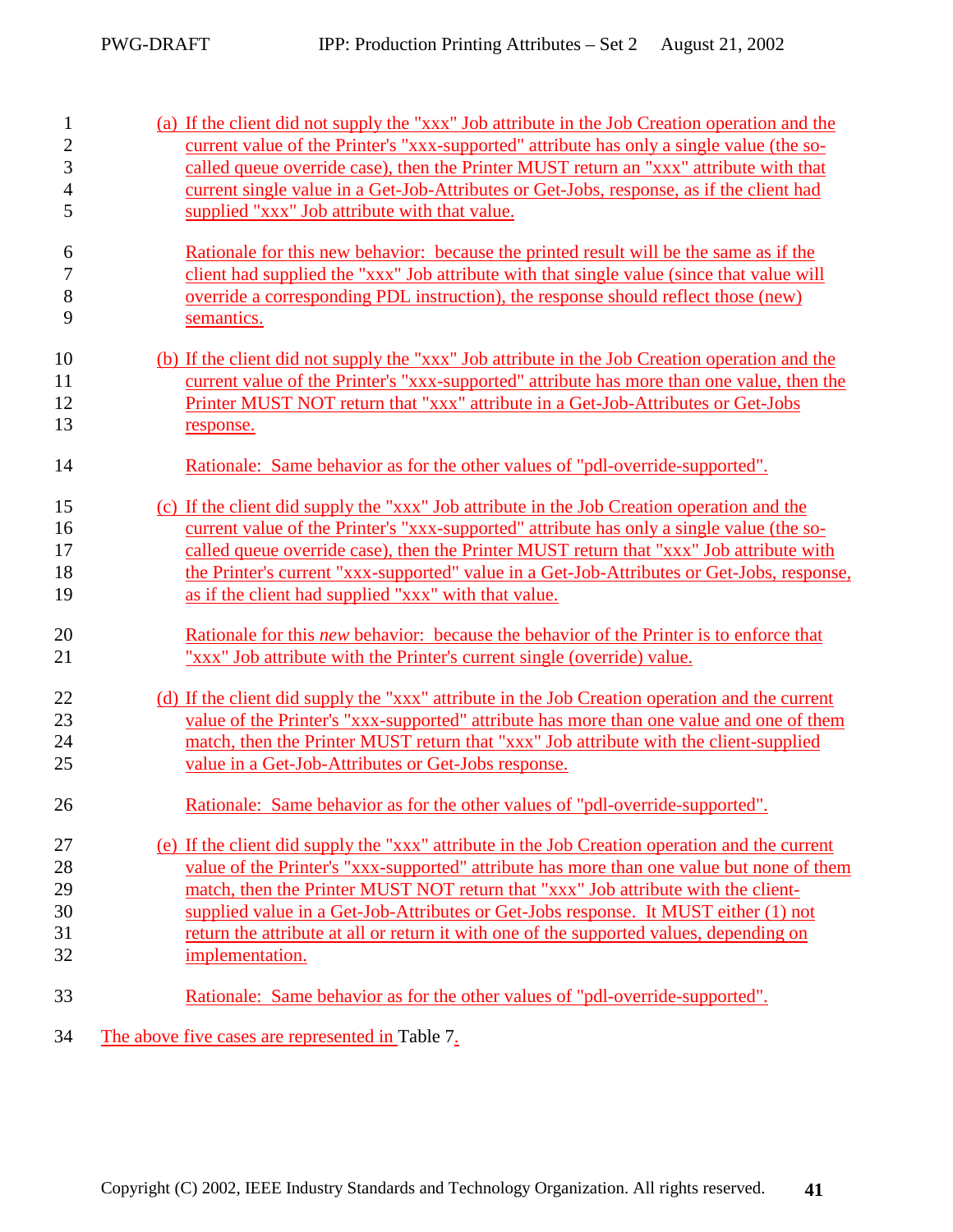(a) If the client did not supply the "xxx" Job attribute in the Job Creation operation and the current value of the Printer's "xxx-supported" attribute has only a single value (the so-called queue override case), then the Printer MUST return an "xxx" attribute with that current single value in a Get-Job-Attributes or Get-Jobs, response, as if the client had supplied "xxx" Job attribute with that value.

Rationale for this new behavior: because the printed result will be the same as if the client had supplied the "xxx" Job attribute with that single value (since that value will override a corresponding PDL instruction), the response should reflect those (new) semantics.

(b) If the client did not supply the "xxx" Job attribute in the Job Creation operation and the current value of the Printer's "xxx-supported" attribute has more than one value, then the Printer MUST NOT return that "xxx" attribute in a Get-Job-Attributes or Get-Jobs response.

Rationale: Same behavior as for the other values of "pdl-override-supported".

(c) If the client did supply the "xxx" Job attribute in the Job Creation operation and the current value of the Printer's "xxx-supported" attribute has only a single value (the so-called queue override case), then the Printer MUST return that "xxx" Job attribute with the Printer's current "xxx-supported" value in a Get-Job-Attributes or Get-Jobs, response, as if the client had supplied "xxx" with that value.

Rationale for this *new* behavior: because the behavior of the Printer is to enforce that "xxx" Job attribute with the Printer's current single (override) value.

(d) If the client did supply the "xxx" attribute in the Job Creation operation and the current value of the Printer's "xxx-supported" attribute has more than one value and one of them match, then the Printer MUST return that "xxx" Job attribute with the client-supplied value in a Get-Job-Attributes or Get-Jobs response.

Rationale: Same behavior as for the other values of "pdl-override-supported".

(e) If the client did supply the "xxx" attribute in the Job Creation operation and the current value of the Printer's "xxx-supported" attribute has more than one value but none of them match, then the Printer MUST NOT return that "xxx" Job attribute with the client-supplied value in a Get-Job-Attributes or Get-Jobs response. It MUST either (1) not return the attribute at all or return it with one of the supported values, depending on implementation.

Rationale: Same behavior as for the other values of "pdl-override-supported".

The above five cases are represented in Table 7.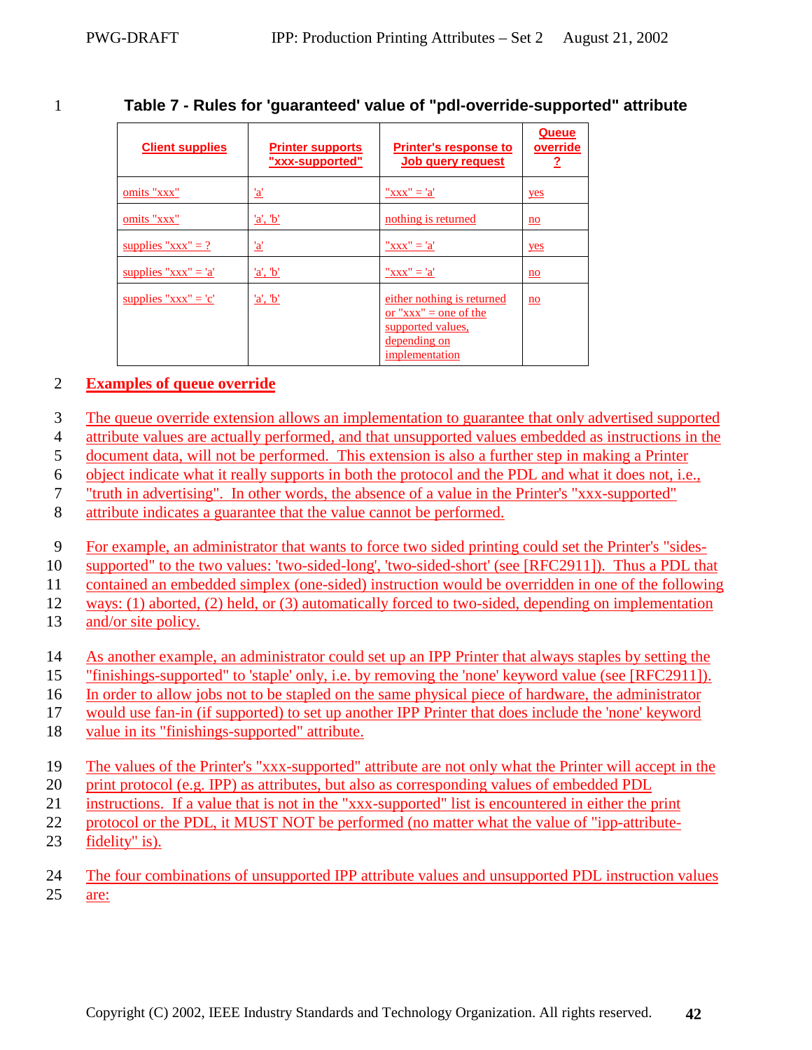**Table 7 - Rules for 'guaranteed' value of "pdl-override-supported" attribute**

| Client supplies | Printer supports "xxx-supported" | Printer's response to Job query request | Queue override ? |
|---|---|---|---|
| omits "xxx" | 'a' | "xxx" = 'a' | yes |
| omits "xxx" | 'a', 'b' | nothing is returned | no |
| supplies "xxx" = ? | 'a' | "xxx" = 'a' | yes |
| supplies "xxx" = 'a' | 'a', 'b' | "xxx" = 'a' | no |
| supplies "xxx" = 'c' | 'a', 'b' | either nothing is returned or "xxx" = one of the supported values, depending on implementation | no |

## Examples of queue override

The queue override extension allows an implementation to guarantee that only advertised supported attribute values are actually performed, and that unsupported values embedded as instructions in the document data, will not be performed. This extension is also a further step in making a Printer object indicate what it really supports in both the protocol and the PDL and what it does not, i.e., "truth in advertising". In other words, the absence of a value in the Printer's "xxx-supported" attribute indicates a guarantee that the value cannot be performed.

For example, an administrator that wants to force two sided printing could set the Printer's "sides-supported" to the two values: 'two-sided-long', 'two-sided-short' (see [RFC2911]). Thus a PDL that contained an embedded simplex (one-sided) instruction would be overridden in one of the following ways: (1) aborted, (2) held, or (3) automatically forced to two-sided, depending on implementation and/or site policy.

As another example, an administrator could set up an IPP Printer that always staples by setting the "finishings-supported" to 'staple' only, i.e. by removing the 'none' keyword value (see [RFC2911]). In order to allow jobs not to be stapled on the same physical piece of hardware, the administrator would use fan-in (if supported) to set up another IPP Printer that does include the 'none' keyword value in its "finishings-supported" attribute.

The values of the Printer's "xxx-supported" attribute are not only what the Printer will accept in the print protocol (e.g. IPP) as attributes, but also as corresponding values of embedded PDL instructions. If a value that is not in the "xxx-supported" list is encountered in either the print protocol or the PDL, it MUST NOT be performed (no matter what the value of "ipp-attribute-fidelity" is).

The four combinations of unsupported IPP attribute values and unsupported PDL instruction values are: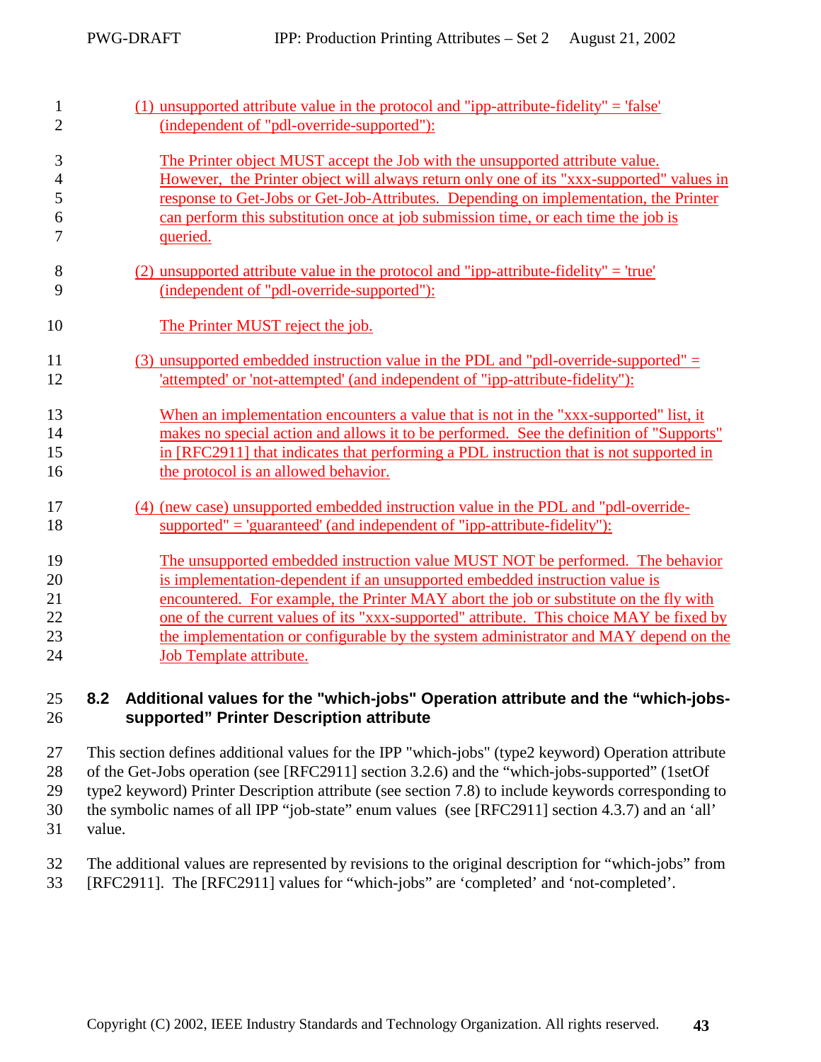(1) unsupported attribute value in the protocol and "ipp-attribute-fidelity" = 'false' (independent of "pdl-override-supported"):

The Printer object MUST accept the Job with the unsupported attribute value. However, the Printer object will always return only one of its "xxx-supported" values in response to Get-Jobs or Get-Job-Attributes. Depending on implementation, the Printer can perform this substitution once at job submission time, or each time the job is queried.

(2) unsupported attribute value in the protocol and "ipp-attribute-fidelity" = 'true' (independent of "pdl-override-supported"):

The Printer MUST reject the job.

(3) unsupported embedded instruction value in the PDL and "pdl-override-supported" = 'attempted' or 'not-attempted' (and independent of "ipp-attribute-fidelity"):

When an implementation encounters a value that is not in the "xxx-supported" list, it makes no special action and allows it to be performed. See the definition of "Supports" in [RFC2911] that indicates that performing a PDL instruction that is not supported in the protocol is an allowed behavior.

(4) (new case) unsupported embedded instruction value in the PDL and "pdl-override-supported" = 'guaranteed' (and independent of "ipp-attribute-fidelity"):

The unsupported embedded instruction value MUST NOT be performed. The behavior is implementation-dependent if an unsupported embedded instruction value is encountered. For example, the Printer MAY abort the job or substitute on the fly with one of the current values of its "xxx-supported" attribute. This choice MAY be fixed by the implementation or configurable by the system administrator and MAY depend on the Job Template attribute.

## 8.2 Additional values for the "which-jobs" Operation attribute and the “which-jobs-supported” Printer Description attribute

This section defines additional values for the IPP "which-jobs" (type2 keyword) Operation attribute of the Get-Jobs operation (see [RFC2911] section 3.2.6) and the “which-jobs-supported” (1setOf type2 keyword) Printer Description attribute (see section 7.8) to include keywords corresponding to the symbolic names of all IPP “job-state” enum values (see [RFC2911] section 4.3.7) and an ‘all’ value.

The additional values are represented by revisions to the original description for “which-jobs” from [RFC2911]. The [RFC2911] values for “which-jobs” are ‘completed’ and ‘not-completed’.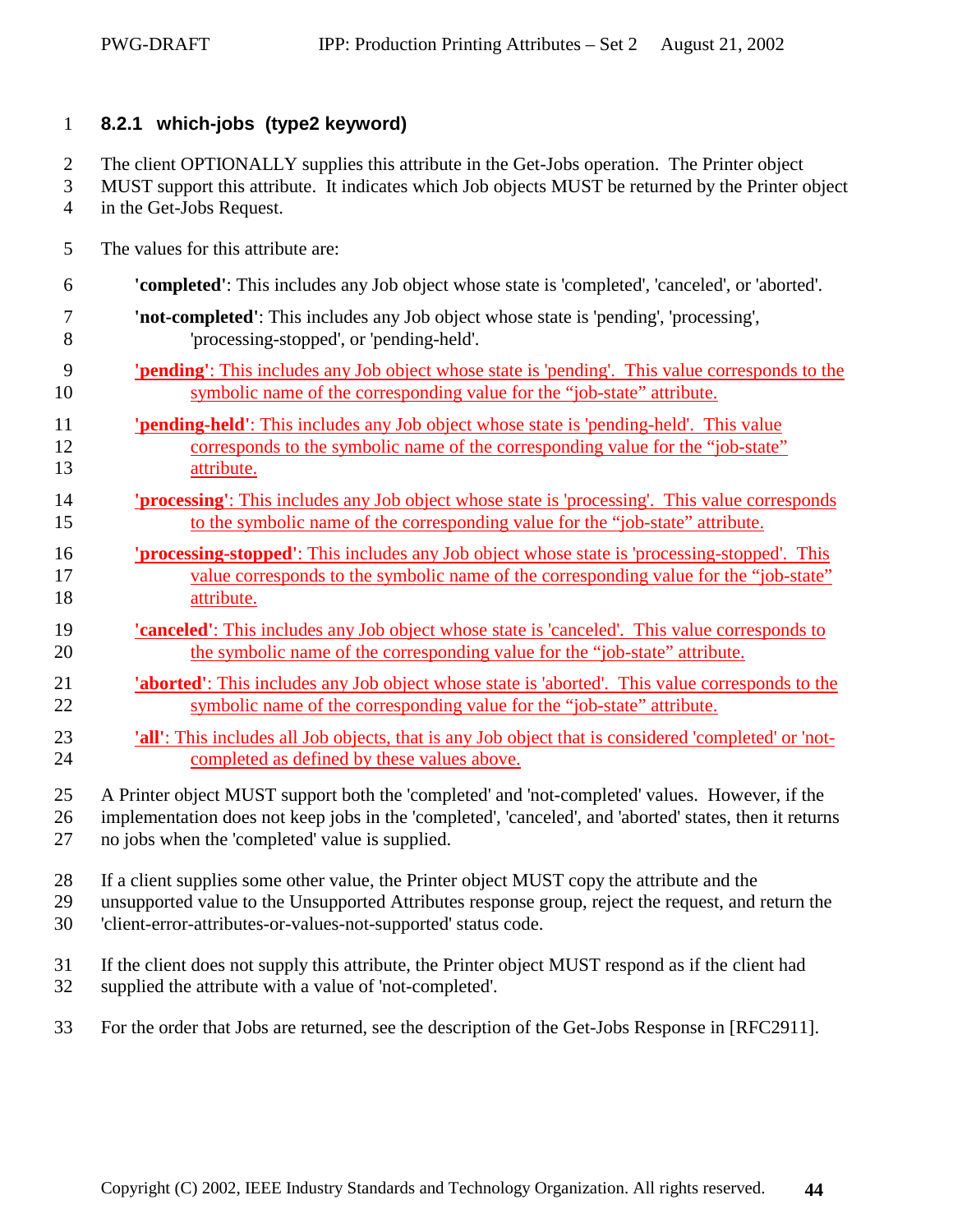### 8.2.1 which-jobs (type2 keyword)

The client OPTIONALLY supplies this attribute in the Get-Jobs operation. The Printer object MUST support this attribute. It indicates which Job objects MUST be returned by the Printer object in the Get-Jobs Request.

The values for this attribute are:

> **'completed'**: This includes any Job object whose state is 'completed', 'canceled', or 'aborted'.
>
> **'not-completed'**: This includes any Job object whose state is 'pending', 'processing', 'processing-stopped', or 'pending-held'.
>
> **'pending'**: This includes any Job object whose state is 'pending'. This value corresponds to the symbolic name of the corresponding value for the "job-state" attribute.
>
> **'pending-held'**: This includes any Job object whose state is 'pending-held'. This value corresponds to the symbolic name of the corresponding value for the "job-state" attribute.
>
> **'processing'**: This includes any Job object whose state is 'processing'. This value corresponds to the symbolic name of the corresponding value for the "job-state" attribute.
>
> **'processing-stopped'**: This includes any Job object whose state is 'processing-stopped'. This value corresponds to the symbolic name of the corresponding value for the "job-state" attribute.
>
> **'canceled'**: This includes any Job object whose state is 'canceled'. This value corresponds to the symbolic name of the corresponding value for the "job-state" attribute.
>
> **'aborted'**: This includes any Job object whose state is 'aborted'. This value corresponds to the symbolic name of the corresponding value for the "job-state" attribute.
>
> **'all'**: This includes all Job objects, that is any Job object that is considered 'completed' or 'not-completed as defined by these values above.

A Printer object MUST support both the 'completed' and 'not-completed' values. However, if the implementation does not keep jobs in the 'completed', 'canceled', and 'aborted' states, then it returns no jobs when the 'completed' value is supplied.

If a client supplies some other value, the Printer object MUST copy the attribute and the unsupported value to the Unsupported Attributes response group, reject the request, and return the 'client-error-attributes-or-values-not-supported' status code.

If the client does not supply this attribute, the Printer object MUST respond as if the client had supplied the attribute with a value of 'not-completed'.

For the order that Jobs are returned, see the description of the Get-Jobs Response in [RFC2911].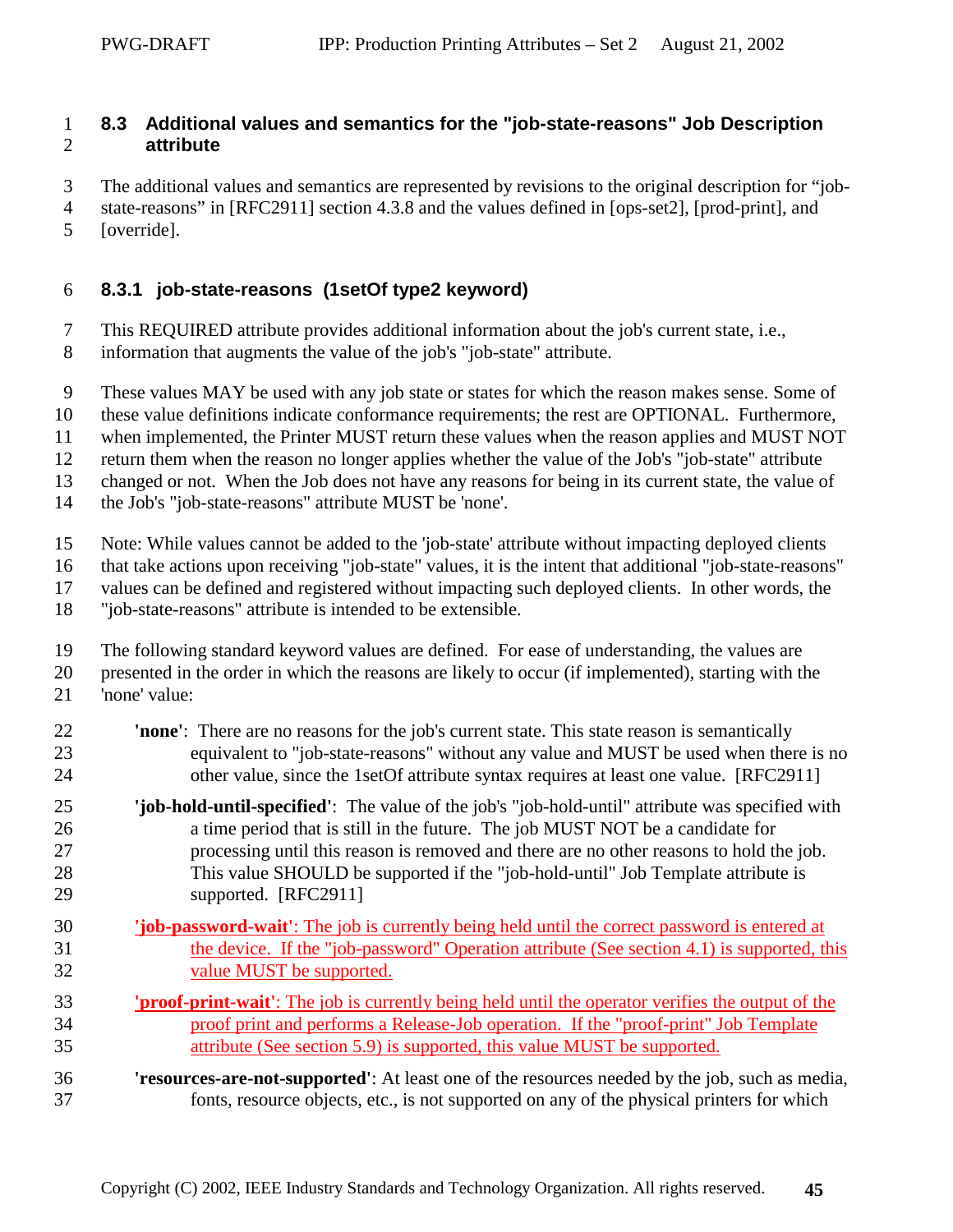## 8.3 Additional values and semantics for the "job-state-reasons" Job Description attribute

The additional values and semantics are represented by revisions to the original description for "job-state-reasons" in [RFC2911] section 4.3.8 and the values defined in [ops-set2], [prod-print], and [override].

### 8.3.1 job-state-reasons (1setOf type2 keyword)

This REQUIRED attribute provides additional information about the job's current state, i.e., information that augments the value of the job's "job-state" attribute.

These values MAY be used with any job state or states for which the reason makes sense. Some of these value definitions indicate conformance requirements; the rest are OPTIONAL. Furthermore, when implemented, the Printer MUST return these values when the reason applies and MUST NOT return them when the reason no longer applies whether the value of the Job's "job-state" attribute changed or not. When the Job does not have any reasons for being in its current state, the value of the Job's "job-state-reasons" attribute MUST be 'none'.

Note: While values cannot be added to the 'job-state' attribute without impacting deployed clients that take actions upon receiving "job-state" values, it is the intent that additional "job-state-reasons" values can be defined and registered without impacting such deployed clients. In other words, the "job-state-reasons" attribute is intended to be extensible.

The following standard keyword values are defined. For ease of understanding, the values are presented in the order in which the reasons are likely to occur (if implemented), starting with the 'none' value:

**'none'**: There are no reasons for the job's current state. This state reason is semantically equivalent to "job-state-reasons" without any value and MUST be used when there is no other value, since the 1setOf attribute syntax requires at least one value. [RFC2911]

**'job-hold-until-specified'**: The value of the job's "job-hold-until" attribute was specified with a time period that is still in the future. The job MUST NOT be a candidate for processing until this reason is removed and there are no other reasons to hold the job. This value SHOULD be supported if the "job-hold-until" Job Template attribute is supported. [RFC2911]

**'job-password-wait'**: The job is currently being held until the correct password is entered at the device. If the "job-password" Operation attribute (See section 4.1) is supported, this value MUST be supported.

**'proof-print-wait'**: The job is currently being held until the operator verifies the output of the proof print and performs a Release-Job operation. If the "proof-print" Job Template attribute (See section 5.9) is supported, this value MUST be supported.

**'resources-are-not-supported'**: At least one of the resources needed by the job, such as media, fonts, resource objects, etc., is not supported on any of the physical printers for which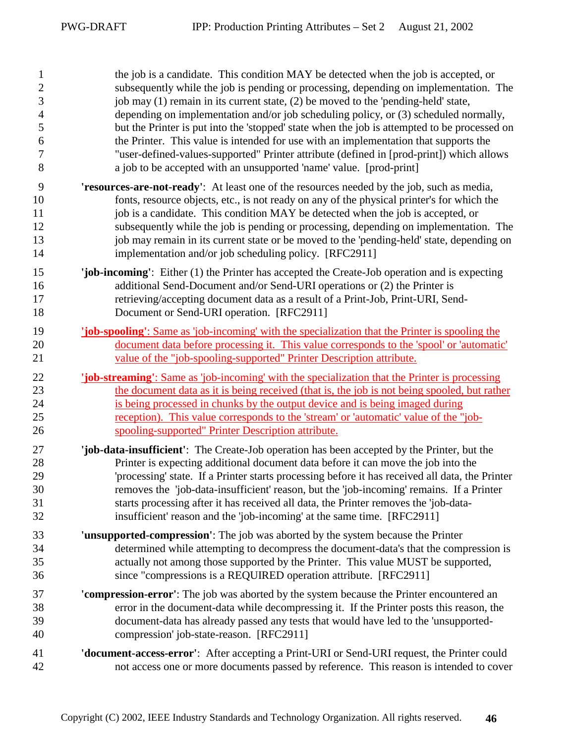the job is a candidate. This condition MAY be detected when the job is accepted, or subsequently while the job is pending or processing, depending on implementation. The job may (1) remain in its current state, (2) be moved to the 'pending-held' state, depending on implementation and/or job scheduling policy, or (3) scheduled normally, but the Printer is put into the 'stopped' state when the job is attempted to be processed on the Printer. This value is intended for use with an implementation that supports the "user-defined-values-supported" Printer attribute (defined in [prod-print]) which allows a job to be accepted with an unsupported 'name' value. [prod-print]

**'resources-are-not-ready'**: At least one of the resources needed by the job, such as media, fonts, resource objects, etc., is not ready on any of the physical printer's for which the job is a candidate. This condition MAY be detected when the job is accepted, or subsequently while the job is pending or processing, depending on implementation. The job may remain in its current state or be moved to the 'pending-held' state, depending on implementation and/or job scheduling policy. [RFC2911]

**'job-incoming'**: Either (1) the Printer has accepted the Create-Job operation and is expecting additional Send-Document and/or Send-URI operations or (2) the Printer is retrieving/accepting document data as a result of a Print-Job, Print-URI, Send-Document or Send-URI operation. [RFC2911]

**'job-spooling'**: Same as 'job-incoming' with the specialization that the Printer is spooling the document data before processing it. This value corresponds to the 'spool' or 'automatic' value of the "job-spooling-supported" Printer Description attribute.

**'job-streaming'**: Same as 'job-incoming' with the specialization that the Printer is processing the document data as it is being received (that is, the job is not being spooled, but rather is being processed in chunks by the output device and is being imaged during reception). This value corresponds to the 'stream' or 'automatic' value of the "job-spooling-supported" Printer Description attribute.

**'job-data-insufficient'**: The Create-Job operation has been accepted by the Printer, but the Printer is expecting additional document data before it can move the job into the 'processing' state. If a Printer starts processing before it has received all data, the Printer removes the 'job-data-insufficient' reason, but the 'job-incoming' remains. If a Printer starts processing after it has received all data, the Printer removes the 'job-data-insufficient' reason and the 'job-incoming' at the same time. [RFC2911]

**'unsupported-compression'**: The job was aborted by the system because the Printer determined while attempting to decompress the document-data's that the compression is actually not among those supported by the Printer. This value MUST be supported, since "compressions is a REQUIRED operation attribute. [RFC2911]

**'compression-error'**: The job was aborted by the system because the Printer encountered an error in the document-data while decompressing it. If the Printer posts this reason, the document-data has already passed any tests that would have led to the 'unsupported-compression' job-state-reason. [RFC2911]

**'document-access-error'**: After accepting a Print-URI or Send-URI request, the Printer could not access one or more documents passed by reference. This reason is intended to cover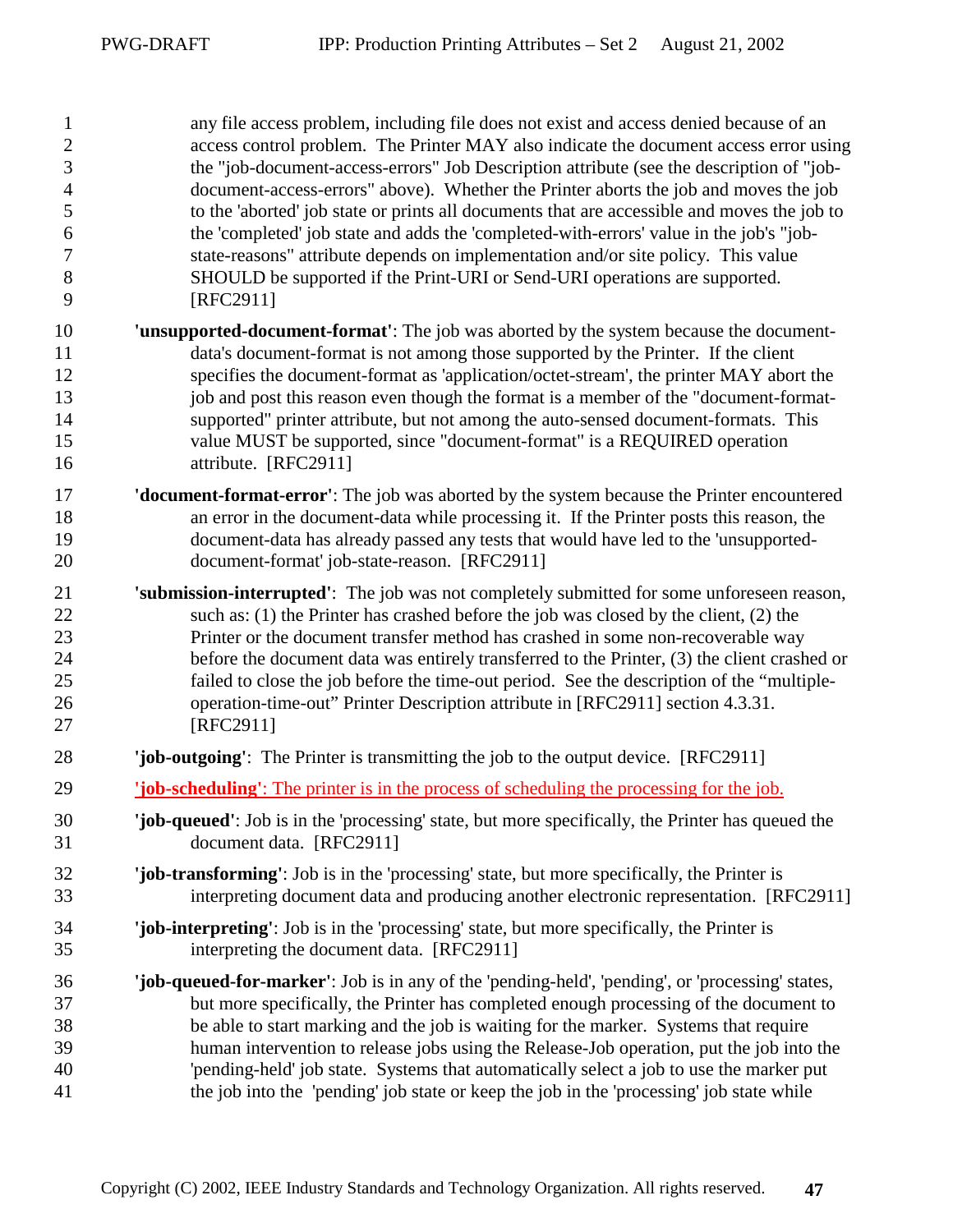any file access problem, including file does not exist and access denied because of an access control problem. The Printer MAY also indicate the document access error using the "job-document-access-errors" Job Description attribute (see the description of "job-document-access-errors" above). Whether the Printer aborts the job and moves the job to the 'aborted' job state or prints all documents that are accessible and moves the job to the 'completed' job state and adds the 'completed-with-errors' value in the job's "job-state-reasons" attribute depends on implementation and/or site policy. This value SHOULD be supported if the Print-URI or Send-URI operations are supported. [RFC2911]

**'unsupported-document-format'**: The job was aborted by the system because the document-data's document-format is not among those supported by the Printer. If the client specifies the document-format as 'application/octet-stream', the printer MAY abort the job and post this reason even though the format is a member of the "document-format-supported" printer attribute, but not among the auto-sensed document-formats. This value MUST be supported, since "document-format" is a REQUIRED operation attribute. [RFC2911]

**'document-format-error'**: The job was aborted by the system because the Printer encountered an error in the document-data while processing it. If the Printer posts this reason, the document-data has already passed any tests that would have led to the 'unsupported-document-format' job-state-reason. [RFC2911]

**'submission-interrupted'**: The job was not completely submitted for some unforeseen reason, such as: (1) the Printer has crashed before the job was closed by the client, (2) the Printer or the document transfer method has crashed in some non-recoverable way before the document data was entirely transferred to the Printer, (3) the client crashed or failed to close the job before the time-out period. See the description of the "multiple-operation-time-out" Printer Description attribute in [RFC2911] section 4.3.31. [RFC2911]

**'job-outgoing'**: The Printer is transmitting the job to the output device. [RFC2911]

**'job-scheduling'**: The printer is in the process of scheduling the processing for the job.

**'job-queued'**: Job is in the 'processing' state, but more specifically, the Printer has queued the document data. [RFC2911]

**'job-transforming'**: Job is in the 'processing' state, but more specifically, the Printer is interpreting document data and producing another electronic representation. [RFC2911]

**'job-interpreting'**: Job is in the 'processing' state, but more specifically, the Printer is interpreting the document data. [RFC2911]

**'job-queued-for-marker'**: Job is in any of the 'pending-held', 'pending', or 'processing' states, but more specifically, the Printer has completed enough processing of the document to be able to start marking and the job is waiting for the marker. Systems that require human intervention to release jobs using the Release-Job operation, put the job into the 'pending-held' job state. Systems that automatically select a job to use the marker put the job into the 'pending' job state or keep the job in the 'processing' job state while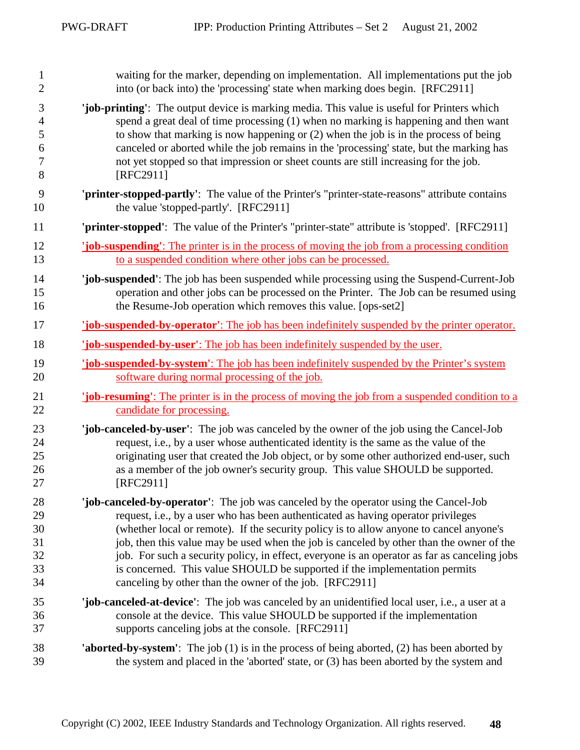waiting for the marker, depending on implementation. All implementations put the job into (or back into) the 'processing' state when marking does begin. [RFC2911]

**'job-printing'**: The output device is marking media. This value is useful for Printers which spend a great deal of time processing (1) when no marking is happening and then want to show that marking is now happening or (2) when the job is in the process of being canceled or aborted while the job remains in the 'processing' state, but the marking has not yet stopped so that impression or sheet counts are still increasing for the job. [RFC2911]

**'printer-stopped-partly'**: The value of the Printer's "printer-state-reasons" attribute contains the value 'stopped-partly'. [RFC2911]

**'printer-stopped'**: The value of the Printer's "printer-state" attribute is 'stopped'. [RFC2911]

**'job-suspending'**: The printer is in the process of moving the job from a processing condition to a suspended condition where other jobs can be processed.

**'job-suspended'**: The job has been suspended while processing using the Suspend-Current-Job operation and other jobs can be processed on the Printer. The Job can be resumed using the Resume-Job operation which removes this value. [ops-set2]

**'job-suspended-by-operator'**: The job has been indefinitely suspended by the printer operator.

**'job-suspended-by-user'**: The job has been indefinitely suspended by the user.

**'job-suspended-by-system'**: The job has been indefinitely suspended by the Printer's system software during normal processing of the job.

**'job-resuming'**: The printer is in the process of moving the job from a suspended condition to a candidate for processing.

**'job-canceled-by-user'**: The job was canceled by the owner of the job using the Cancel-Job request, i.e., by a user whose authenticated identity is the same as the value of the originating user that created the Job object, or by some other authorized end-user, such as a member of the job owner's security group. This value SHOULD be supported. [RFC2911]

**'job-canceled-by-operator'**: The job was canceled by the operator using the Cancel-Job request, i.e., by a user who has been authenticated as having operator privileges (whether local or remote). If the security policy is to allow anyone to cancel anyone's job, then this value may be used when the job is canceled by other than the owner of the job. For such a security policy, in effect, everyone is an operator as far as canceling jobs is concerned. This value SHOULD be supported if the implementation permits canceling by other than the owner of the job. [RFC2911]

**'job-canceled-at-device'**: The job was canceled by an unidentified local user, i.e., a user at a console at the device. This value SHOULD be supported if the implementation supports canceling jobs at the console. [RFC2911]

**'aborted-by-system'**: The job (1) is in the process of being aborted, (2) has been aborted by the system and placed in the 'aborted' state, or (3) has been aborted by the system and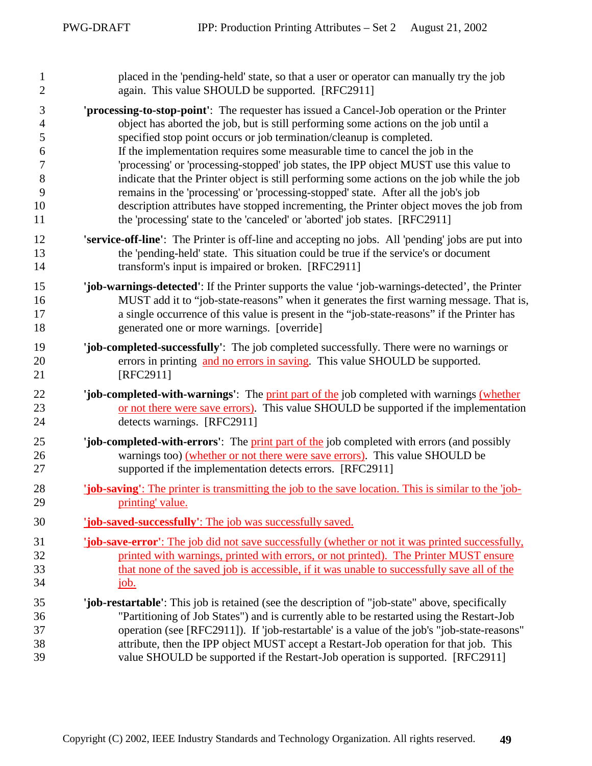placed in the 'pending-held' state, so that a user or operator can manually try the job again. This value SHOULD be supported. [RFC2911]

**'processing-to-stop-point'**: The requester has issued a Cancel-Job operation or the Printer object has aborted the job, but is still performing some actions on the job until a specified stop point occurs or job termination/cleanup is completed.
If the implementation requires some measurable time to cancel the job in the 'processing' or 'processing-stopped' job states, the IPP object MUST use this value to indicate that the Printer object is still performing some actions on the job while the job remains in the 'processing' or 'processing-stopped' state. After all the job's job description attributes have stopped incrementing, the Printer object moves the job from the 'processing' state to the 'canceled' or 'aborted' job states. [RFC2911]

**'service-off-line'**: The Printer is off-line and accepting no jobs. All 'pending' jobs are put into the 'pending-held' state. This situation could be true if the service's or document transform's input is impaired or broken. [RFC2911]

**'job-warnings-detected'**: If the Printer supports the value 'job-warnings-detected', the Printer MUST add it to "job-state-reasons" when it generates the first warning message. That is, a single occurrence of this value is present in the "job-state-reasons" if the Printer has generated one or more warnings. [override]

**'job-completed-successfully'**: The job completed successfully. There were no warnings or errors in printing and no errors in saving. This value SHOULD be supported. [RFC2911]

**'job-completed-with-warnings'**: The print part of the job completed with warnings (whether or not there were save errors). This value SHOULD be supported if the implementation detects warnings. [RFC2911]

**'job-completed-with-errors'**: The print part of the job completed with errors (and possibly warnings too) (whether or not there were save errors). This value SHOULD be supported if the implementation detects errors. [RFC2911]

**'job-saving'**: The printer is transmitting the job to the save location. This is similar to the 'job-printing' value.

**'job-saved-successfully'**: The job was successfully saved.

**'job-save-error'**: The job did not save successfully (whether or not it was printed successfully, printed with warnings, printed with errors, or not printed). The Printer MUST ensure that none of the saved job is accessible, if it was unable to successfully save all of the job.

**'job-restartable'**: This job is retained (see the description of "job-state" above, specifically "Partitioning of Job States") and is currently able to be restarted using the Restart-Job operation (see [RFC2911]). If 'job-restartable' is a value of the job's "job-state-reasons" attribute, then the IPP object MUST accept a Restart-Job operation for that job. This value SHOULD be supported if the Restart-Job operation is supported. [RFC2911]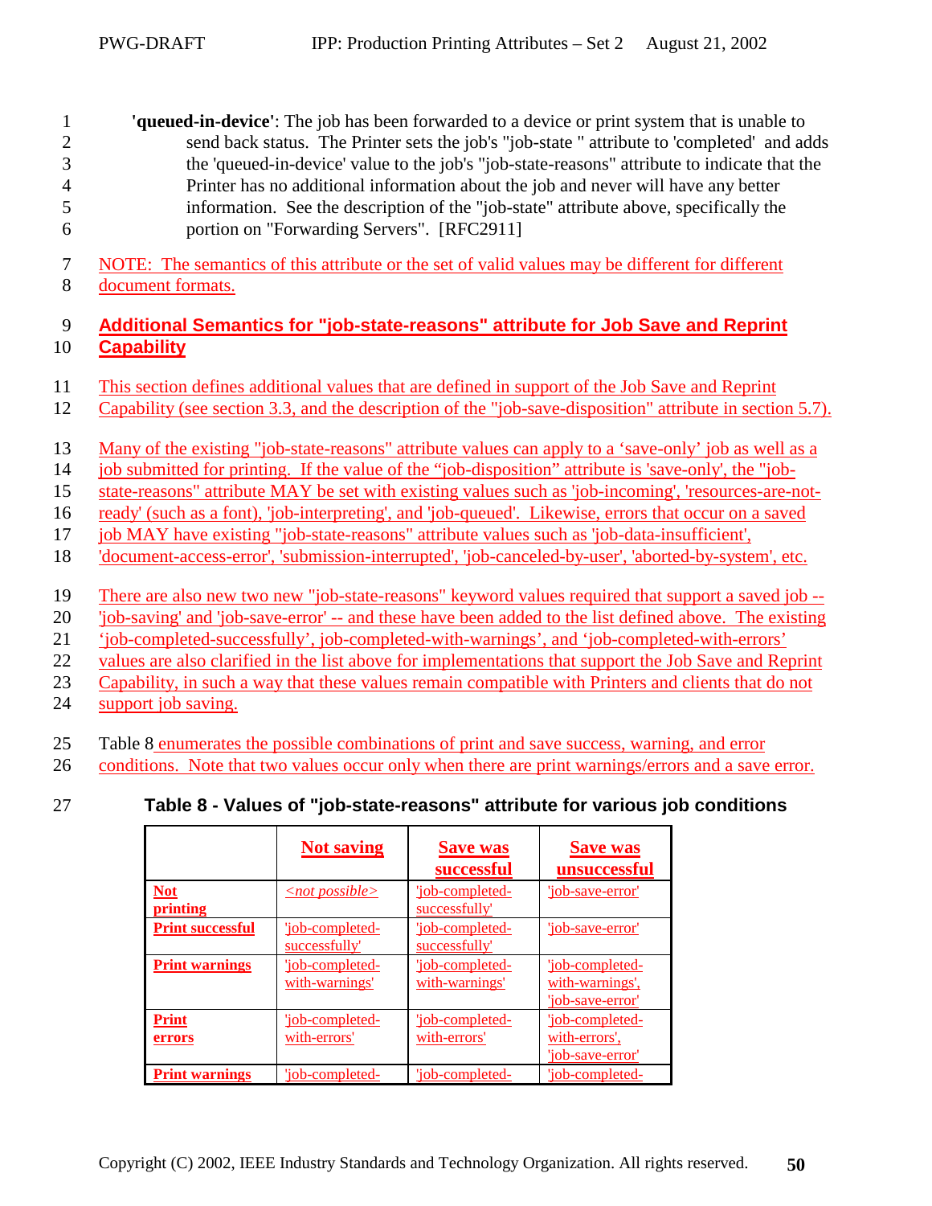**'queued-in-device'**: The job has been forwarded to a device or print system that is unable to send back status. The Printer sets the job's "job-state " attribute to 'completed' and adds the 'queued-in-device' value to the job's "job-state-reasons" attribute to indicate that the Printer has no additional information about the job and never will have any better information. See the description of the "job-state" attribute above, specifically the portion on "Forwarding Servers". [RFC2911]

NOTE: The semantics of this attribute or the set of valid values may be different for different document formats.

## Additional Semantics for "job-state-reasons" attribute for Job Save and Reprint Capability

This section defines additional values that are defined in support of the Job Save and Reprint Capability (see section 3.3, and the description of the "job-save-disposition" attribute in section 5.7).

Many of the existing "job-state-reasons" attribute values can apply to a 'save-only' job as well as a job submitted for printing. If the value of the "job-disposition" attribute is 'save-only', the "job-state-reasons" attribute MAY be set with existing values such as 'job-incoming', 'resources-are-not-ready' (such as a font), 'job-interpreting', and 'job-queued'. Likewise, errors that occur on a saved job MAY have existing "job-state-reasons" attribute values such as 'job-data-insufficient', 'document-access-error', 'submission-interrupted', 'job-canceled-by-user', 'aborted-by-system', etc.

There are also new two new "job-state-reasons" keyword values required that support a saved job -- 'job-saving' and 'job-save-error' -- and these have been added to the list defined above. The existing 'job-completed-successfully', job-completed-with-warnings', and 'job-completed-with-errors' values are also clarified in the list above for implementations that support the Job Save and Reprint Capability, in such a way that these values remain compatible with Printers and clients that do not support job saving.

Table 8 enumerates the possible combinations of print and save success, warning, and error conditions. Note that two values occur only when there are print warnings/errors and a save error.

**Table 8 - Values of "job-state-reasons" attribute for various job conditions**

| | **Not saving** | **Save was successful** | **Save was unsuccessful** |
|---|---|---|---|
| **Not printing** | *<not possible>* | 'job-completed-successfully' | 'job-save-error' |
| **Print successful** | 'job-completed-successfully' | 'job-completed-successfully' | 'job-save-error' |
| **Print warnings** | 'job-completed-with-warnings' | 'job-completed-with-warnings' | 'job-completed-with-warnings', 'job-save-error' |
| **Print errors** | 'job-completed-with-errors' | 'job-completed-with-errors' | 'job-completed-with-errors', 'job-save-error' |
| **Print warnings** | 'job-completed- | 'job-completed- | 'job-completed- |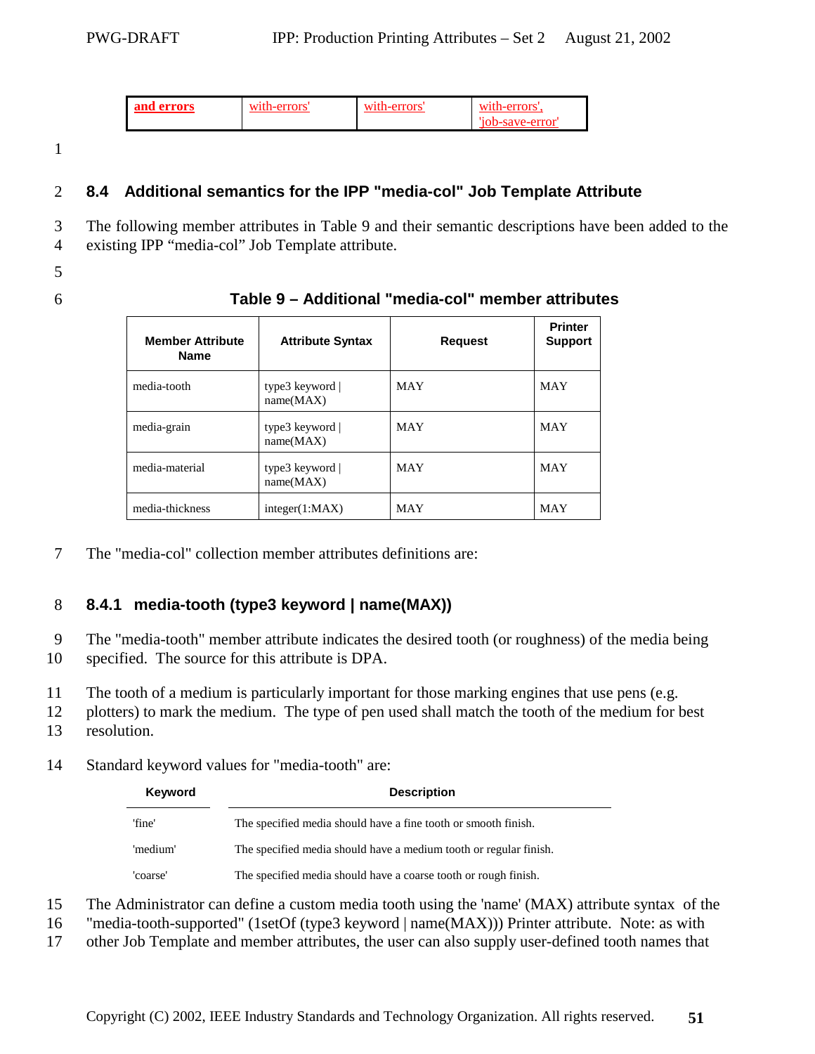| **and errors** | with-errors' | with-errors' | with-errors', 'job-save-error' |
|---|---|---|---|

## 8.4 Additional semantics for the IPP "media-col" Job Template Attribute

The following member attributes in Table 9 and their semantic descriptions have been added to the existing IPP "media-col" Job Template attribute.

**Table 9 – Additional "media-col" member attributes**

| Member Attribute Name | Attribute Syntax | Request | Printer Support |
|---|---|---|---|
| media-tooth | type3 keyword \| name(MAX) | MAY | MAY |
| media-grain | type3 keyword \| name(MAX) | MAY | MAY |
| media-material | type3 keyword \| name(MAX) | MAY | MAY |
| media-thickness | integer(1:MAX) | MAY | MAY |

The "media-col" collection member attributes definitions are:

### 8.4.1 media-tooth (type3 keyword | name(MAX))

The "media-tooth" member attribute indicates the desired tooth (or roughness) of the media being specified. The source for this attribute is DPA.

The tooth of a medium is particularly important for those marking engines that use pens (e.g. plotters) to mark the medium. The type of pen used shall match the tooth of the medium for best resolution.

Standard keyword values for "media-tooth" are:

| Keyword | Description |
|---|---|
| 'fine' | The specified media should have a fine tooth or smooth finish. |
| 'medium' | The specified media should have a medium tooth or regular finish. |
| 'coarse' | The specified media should have a coarse tooth or rough finish. |

The Administrator can define a custom media tooth using the 'name' (MAX) attribute syntax of the "media-tooth-supported" (1setOf (type3 keyword | name(MAX))) Printer attribute. Note: as with other Job Template and member attributes, the user can also supply user-defined tooth names that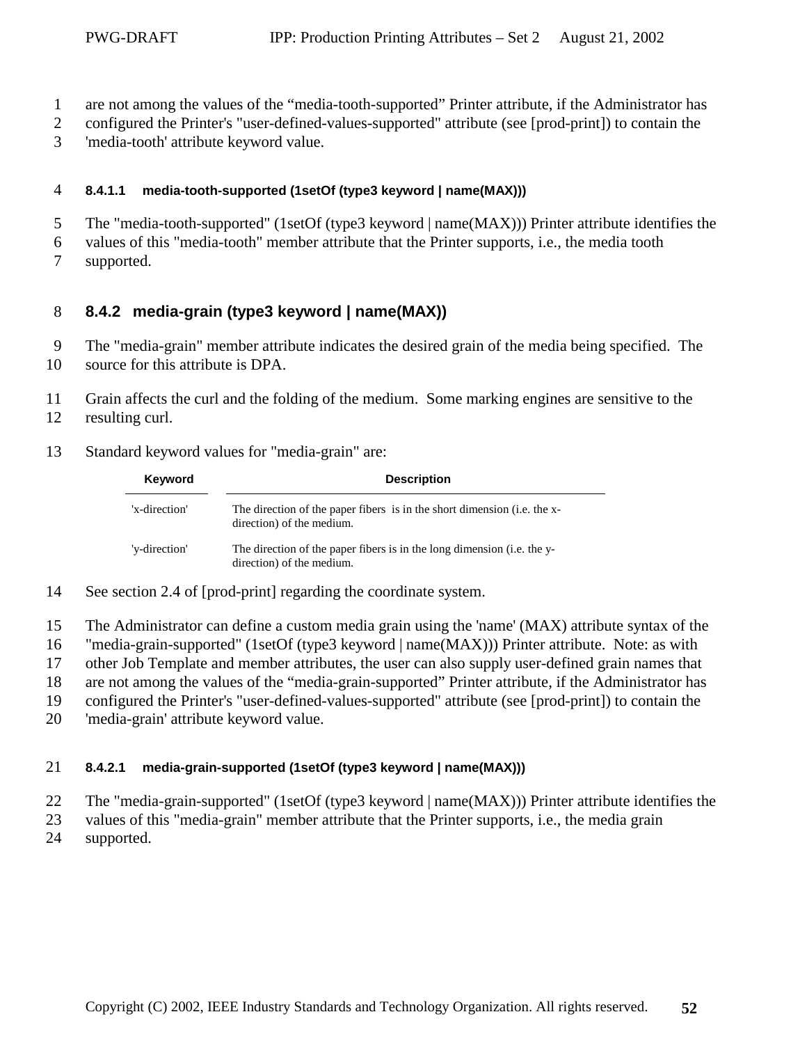are not among the values of the “media-tooth-supported” Printer attribute, if the Administrator has configured the Printer's "user-defined-values-supported" attribute (see [prod-print]) to contain the 'media-tooth' attribute keyword value.

##### 8.4.1.1 media-tooth-supported (1setOf (type3 keyword | name(MAX)))

The "media-tooth-supported" (1setOf (type3 keyword | name(MAX))) Printer attribute identifies the values of this "media-tooth" member attribute that the Printer supports, i.e., the media tooth supported.

### 8.4.2 media-grain (type3 keyword | name(MAX))

The "media-grain" member attribute indicates the desired grain of the media being specified. The source for this attribute is DPA.

Grain affects the curl and the folding of the medium. Some marking engines are sensitive to the resulting curl.

Standard keyword values for "media-grain" are:

| Keyword | Description |
|---|---|
| 'x-direction' | The direction of the paper fibers is in the short dimension (i.e. the x-direction) of the medium. |
| 'y-direction' | The direction of the paper fibers is in the long dimension (i.e. the y-direction) of the medium. |

See section 2.4 of [prod-print] regarding the coordinate system.

The Administrator can define a custom media grain using the 'name' (MAX) attribute syntax of the "media-grain-supported" (1setOf (type3 keyword | name(MAX))) Printer attribute. Note: as with other Job Template and member attributes, the user can also supply user-defined grain names that are not among the values of the “media-grain-supported” Printer attribute, if the Administrator has configured the Printer's "user-defined-values-supported" attribute (see [prod-print]) to contain the 'media-grain' attribute keyword value.

##### 8.4.2.1 media-grain-supported (1setOf (type3 keyword | name(MAX)))

The "media-grain-supported" (1setOf (type3 keyword | name(MAX))) Printer attribute identifies the values of this "media-grain" member attribute that the Printer supports, i.e., the media grain supported.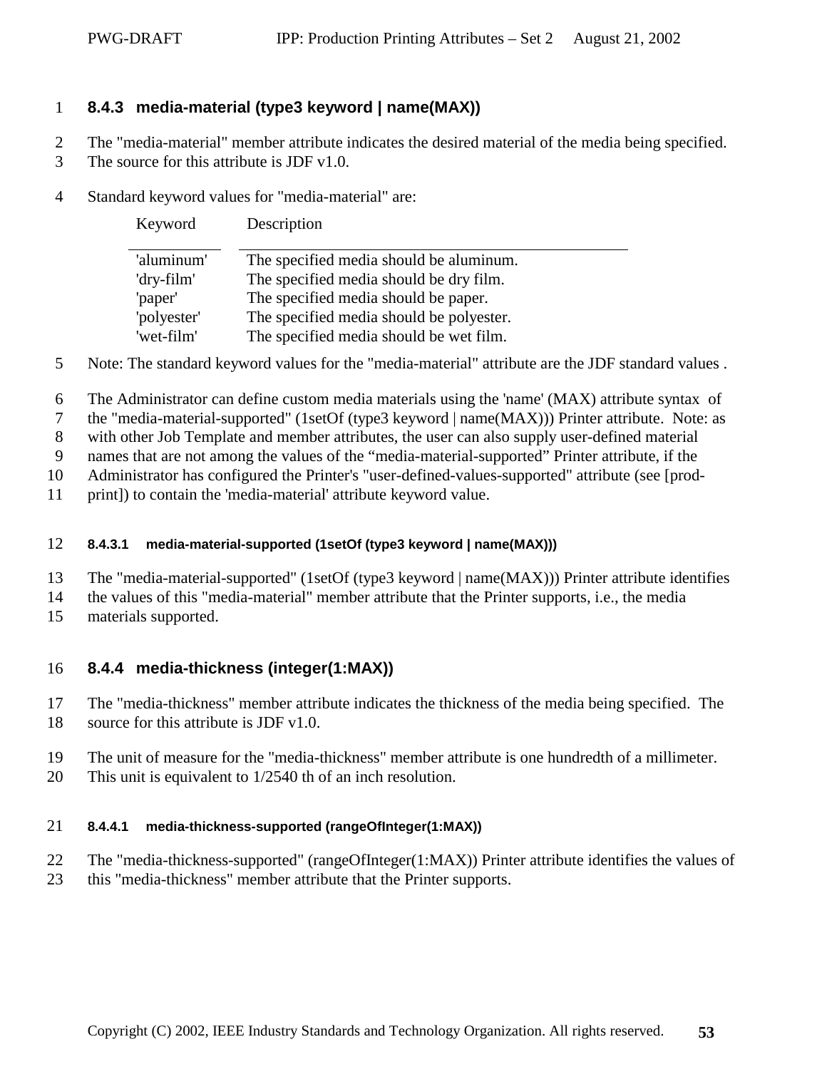### 8.4.3 media-material (type3 keyword | name(MAX))

The "media-material" member attribute indicates the desired material of the media being specified. The source for this attribute is JDF v1.0.

Standard keyword values for "media-material" are:

| Keyword | Description |
|---|---|
| 'aluminum' | The specified media should be aluminum. |
| 'dry-film' | The specified media should be dry film. |
| 'paper' | The specified media should be paper. |
| 'polyester' | The specified media should be polyester. |
| 'wet-film' | The specified media should be wet film. |

Note: The standard keyword values for the "media-material" attribute are the JDF standard values .

The Administrator can define custom media materials using the 'name' (MAX) attribute syntax of the "media-material-supported" (1setOf (type3 keyword | name(MAX))) Printer attribute. Note: as with other Job Template and member attributes, the user can also supply user-defined material names that are not among the values of the "media-material-supported" Printer attribute, if the Administrator has configured the Printer's "user-defined-values-supported" attribute (see [prod-print]) to contain the 'media-material' attribute keyword value.

#### 8.4.3.1 media-material-supported (1setOf (type3 keyword | name(MAX)))

The "media-material-supported" (1setOf (type3 keyword | name(MAX))) Printer attribute identifies the values of this "media-material" member attribute that the Printer supports, i.e., the media materials supported.

### 8.4.4 media-thickness (integer(1:MAX))

The "media-thickness" member attribute indicates the thickness of the media being specified. The source for this attribute is JDF v1.0.

The unit of measure for the "media-thickness" member attribute is one hundredth of a millimeter. This unit is equivalent to 1/2540 th of an inch resolution.

#### 8.4.4.1 media-thickness-supported (rangeOfInteger(1:MAX))

The "media-thickness-supported" (rangeOfInteger(1:MAX)) Printer attribute identifies the values of this "media-thickness" member attribute that the Printer supports.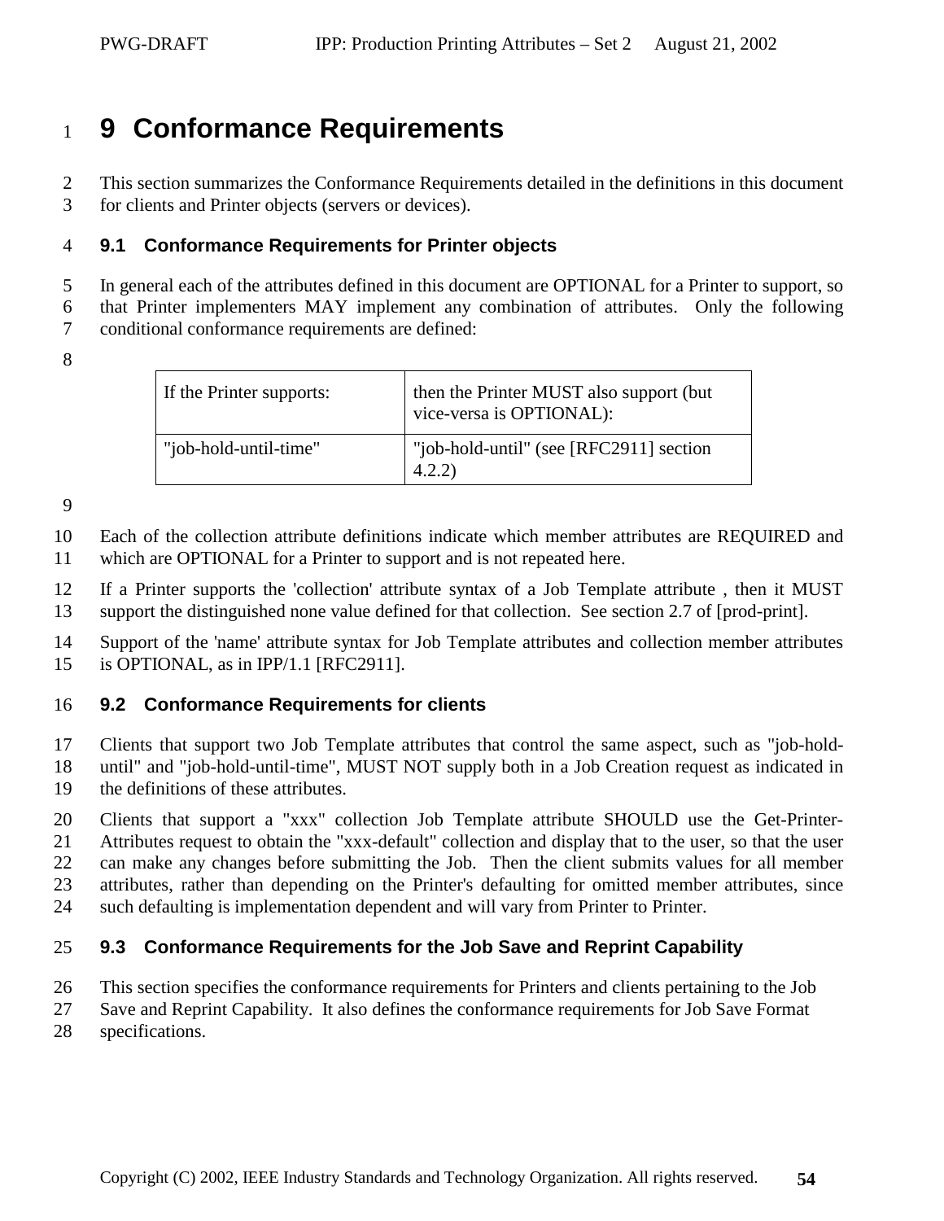# 9 Conformance Requirements

This section summarizes the Conformance Requirements detailed in the definitions in this document for clients and Printer objects (servers or devices).

## 9.1 Conformance Requirements for Printer objects

In general each of the attributes defined in this document are OPTIONAL for a Printer to support, so that Printer implementers MAY implement any combination of attributes. Only the following conditional conformance requirements are defined:

| If the Printer supports: | then the Printer MUST also support (but vice-versa is OPTIONAL): |
|---|---|
| "job-hold-until-time" | "job-hold-until" (see [RFC2911] section 4.2.2) |

Each of the collection attribute definitions indicate which member attributes are REQUIRED and which are OPTIONAL for a Printer to support and is not repeated here.

If a Printer supports the 'collection' attribute syntax of a Job Template attribute , then it MUST support the distinguished none value defined for that collection. See section 2.7 of [prod-print].

Support of the 'name' attribute syntax for Job Template attributes and collection member attributes is OPTIONAL, as in IPP/1.1 [RFC2911].

## 9.2 Conformance Requirements for clients

Clients that support two Job Template attributes that control the same aspect, such as "job-hold-until" and "job-hold-until-time", MUST NOT supply both in a Job Creation request as indicated in the definitions of these attributes.

Clients that support a "xxx" collection Job Template attribute SHOULD use the Get-Printer-Attributes request to obtain the "xxx-default" collection and display that to the user, so that the user can make any changes before submitting the Job. Then the client submits values for all member attributes, rather than depending on the Printer's defaulting for omitted member attributes, since such defaulting is implementation dependent and will vary from Printer to Printer.

## 9.3 Conformance Requirements for the Job Save and Reprint Capability

This section specifies the conformance requirements for Printers and clients pertaining to the Job Save and Reprint Capability. It also defines the conformance requirements for Job Save Format specifications.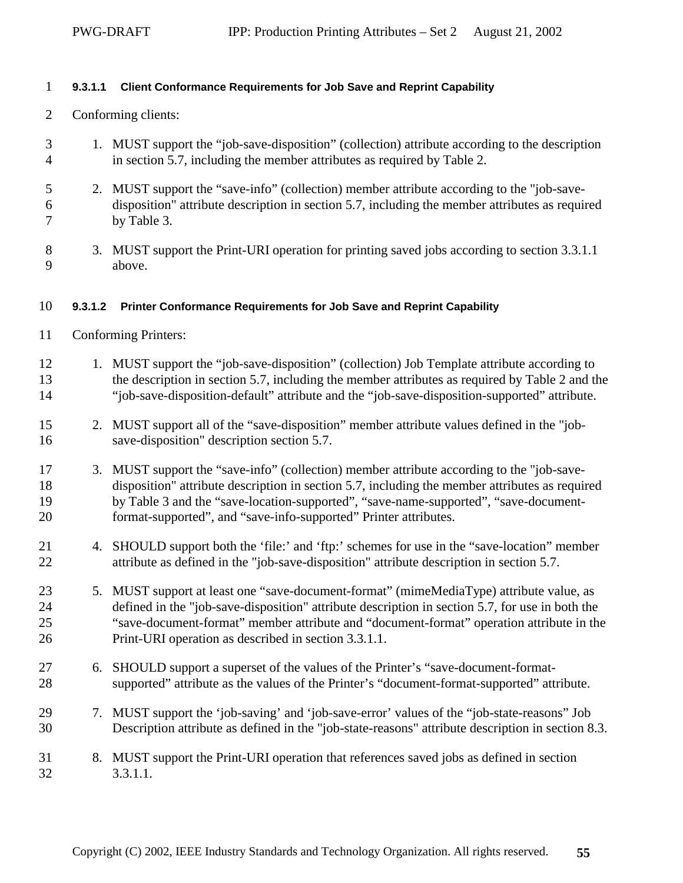#### 9.3.1.1 Client Conformance Requirements for Job Save and Reprint Capability

Conforming clients:

1. MUST support the “job-save-disposition” (collection) attribute according to the description in section 5.7, including the member attributes as required by Table 2.
2. MUST support the “save-info” (collection) member attribute according to the "job-save-disposition" attribute description in section 5.7, including the member attributes as required by Table 3.
3. MUST support the Print-URI operation for printing saved jobs according to section 3.3.1.1 above.

#### 9.3.1.2 Printer Conformance Requirements for Job Save and Reprint Capability

Conforming Printers:

1. MUST support the “job-save-disposition” (collection) Job Template attribute according to the description in section 5.7, including the member attributes as required by Table 2 and the “job-save-disposition-default” attribute and the “job-save-disposition-supported” attribute.
2. MUST support all of the “save-disposition” member attribute values defined in the "job-save-disposition" description section 5.7.
3. MUST support the “save-info” (collection) member attribute according to the "job-save-disposition" attribute description in section 5.7, including the member attributes as required by Table 3 and the “save-location-supported”, “save-name-supported”, “save-document-format-supported”, and “save-info-supported” Printer attributes.
4. SHOULD support both the ‘file:’ and ‘ftp:’ schemes for use in the “save-location” member attribute as defined in the "job-save-disposition" attribute description in section 5.7.
5. MUST support at least one “save-document-format” (mimeMediaType) attribute value, as defined in the "job-save-disposition" attribute description in section 5.7, for use in both the “save-document-format” member attribute and “document-format” operation attribute in the Print-URI operation as described in section 3.3.1.1.
6. SHOULD support a superset of the values of the Printer’s “save-document-format-supported” attribute as the values of the Printer’s “document-format-supported” attribute.
7. MUST support the ‘job-saving’ and ‘job-save-error’ values of the “job-state-reasons” Job Description attribute as defined in the "job-state-reasons" attribute description in section 8.3.
8. MUST support the Print-URI operation that references saved jobs as defined in section 3.3.1.1.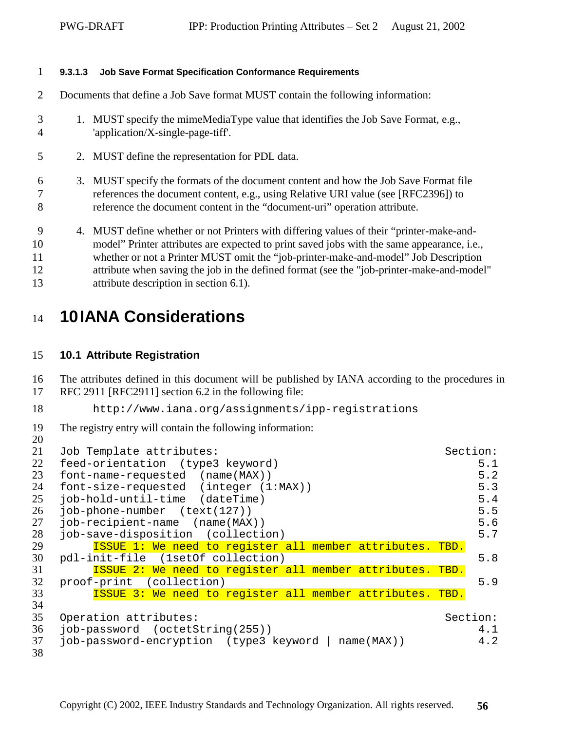#### 9.3.1.3 Job Save Format Specification Conformance Requirements

Documents that define a Job Save format MUST contain the following information:

1. MUST specify the mimeMediaType value that identifies the Job Save Format, e.g., 'application/X-single-page-tiff'.

2. MUST define the representation for PDL data.

3. MUST specify the formats of the document content and how the Job Save Format file references the document content, e.g., using Relative URI value (see [RFC2396]) to reference the document content in the “document-uri” operation attribute.

4. MUST define whether or not Printers with differing values of their “printer-make-and-model” Printer attributes are expected to print saved jobs with the same appearance, i.e., whether or not a Printer MUST omit the “job-printer-make-and-model” Job Description attribute when saving the job in the defined format (see the "job-printer-make-and-model" attribute description in section 6.1).

# 10 IANA Considerations

## 10.1 Attribute Registration

The attributes defined in this document will be published by IANA according to the procedures in RFC 2911 [RFC2911] section 6.2 in the following file:

```
http://www.iana.org/assignments/ipp-registrations
```

The registry entry will contain the following information:

```
Job Template attributes:                                        Section:
feed-orientation  (type3 keyword)                                    5.1
font-name-requested  (name(MAX))                                     5.2
font-size-requested  (integer (1:MAX))                               5.3
job-hold-until-time  (dateTime)                                      5.4
job-phone-number  (text(127))                                        5.5
job-recipient-name  (name(MAX))                                      5.6
job-save-disposition  (collection)                                   5.7
     ISSUE 1: We need to register all member attributes. TBD.
pdl-init-file  (1setOf collection)                                   5.8
     ISSUE 2: We need to register all member attributes. TBD.
proof-print  (collection)                                            5.9
     ISSUE 3: We need to register all member attributes. TBD.

Operation attributes:                                           Section:
job-password  (octetString(255))                                     4.1
job-password-encryption  (type3 keyword | name(MAX))                 4.2
```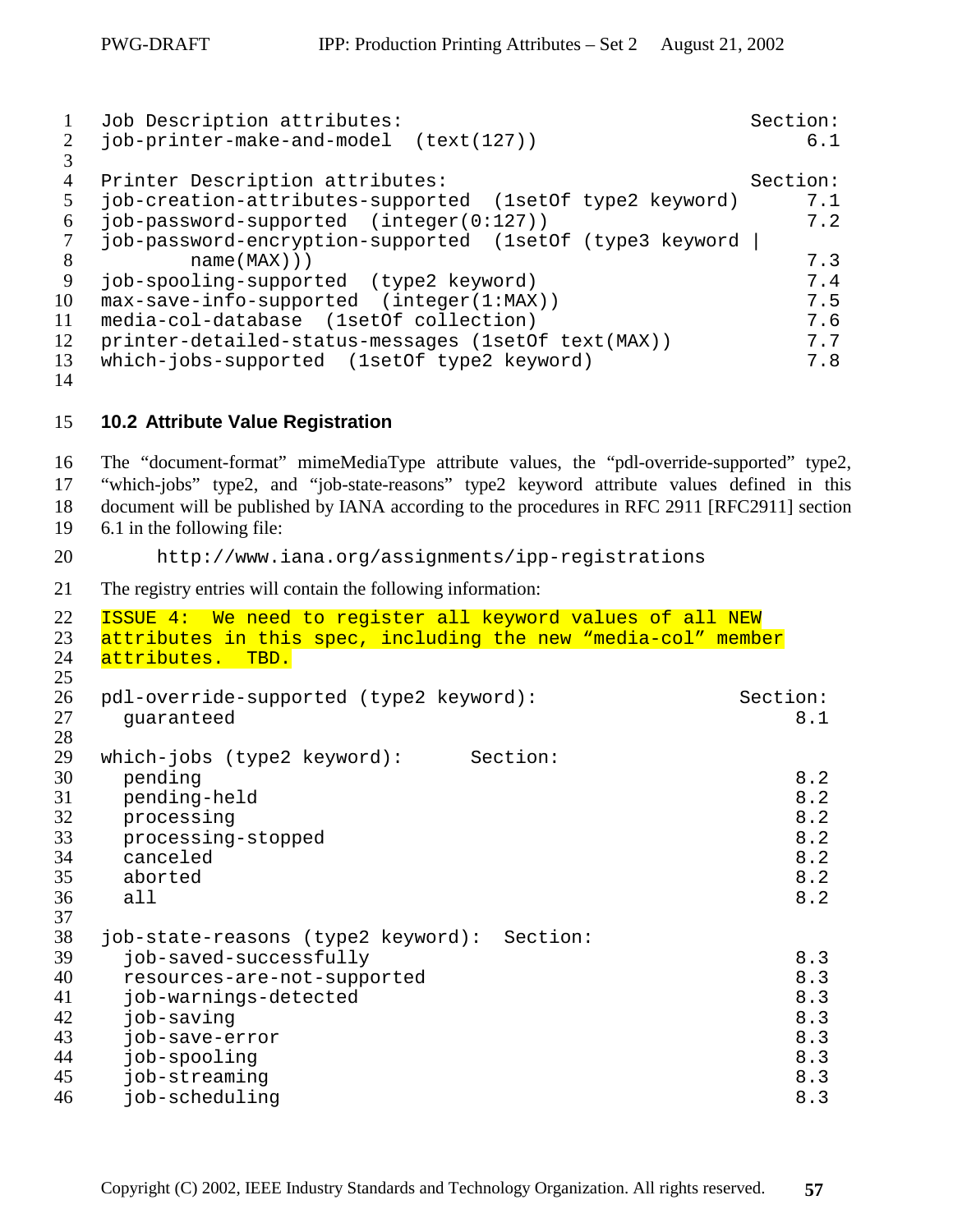```
Job Description attributes:                                     Section:
job-printer-make-and-model  (text(127))                              6.1

Printer Description attributes:                                 Section:
job-creation-attributes-supported  (1setOf type2 keyword)            7.1
job-password-supported  (integer(0:127))                             7.2
job-password-encryption-supported  (1setOf (type3 keyword |
        name(MAX)))                                                  7.3
job-spooling-supported  (type2 keyword)                              7.4
max-save-info-supported  (integer(1:MAX))                            7.5
media-col-database  (1setOf collection)                              7.6
printer-detailed-status-messages (1setOf text(MAX))                  7.7
which-jobs-supported  (1setOf type2 keyword)                         7.8
```

### 10.2 Attribute Value Registration

The “document-format” mimeMediaType attribute values, the “pdl-override-supported” type2, “which-jobs” type2, and “job-state-reasons” type2 keyword attribute values defined in this document will be published by IANA according to the procedures in RFC 2911 [RFC2911] section 6.1 in the following file:

```
http://www.iana.org/assignments/ipp-registrations
```

The registry entries will contain the following information:

```
ISSUE 4:  We need to register all keyword values of all NEW
attributes in this spec, including the new “media-col” member
attributes.  TBD.

pdl-override-supported (type2 keyword):                        Section:
  guaranteed                                                        8.1

which-jobs (type2 keyword):      Section:
  pending                                                           8.2
  pending-held                                                      8.2
  processing                                                        8.2
  processing-stopped                                                8.2
  canceled                                                          8.2
  aborted                                                           8.2
  all                                                               8.2

job-state-reasons (type2 keyword):  Section:
  job-saved-successfully                                            8.3
  resources-are-not-supported                                       8.3
  job-warnings-detected                                             8.3
  job-saving                                                        8.3
  job-save-error                                                    8.3
  job-spooling                                                      8.3
  job-streaming                                                     8.3
  job-scheduling                                                    8.3
```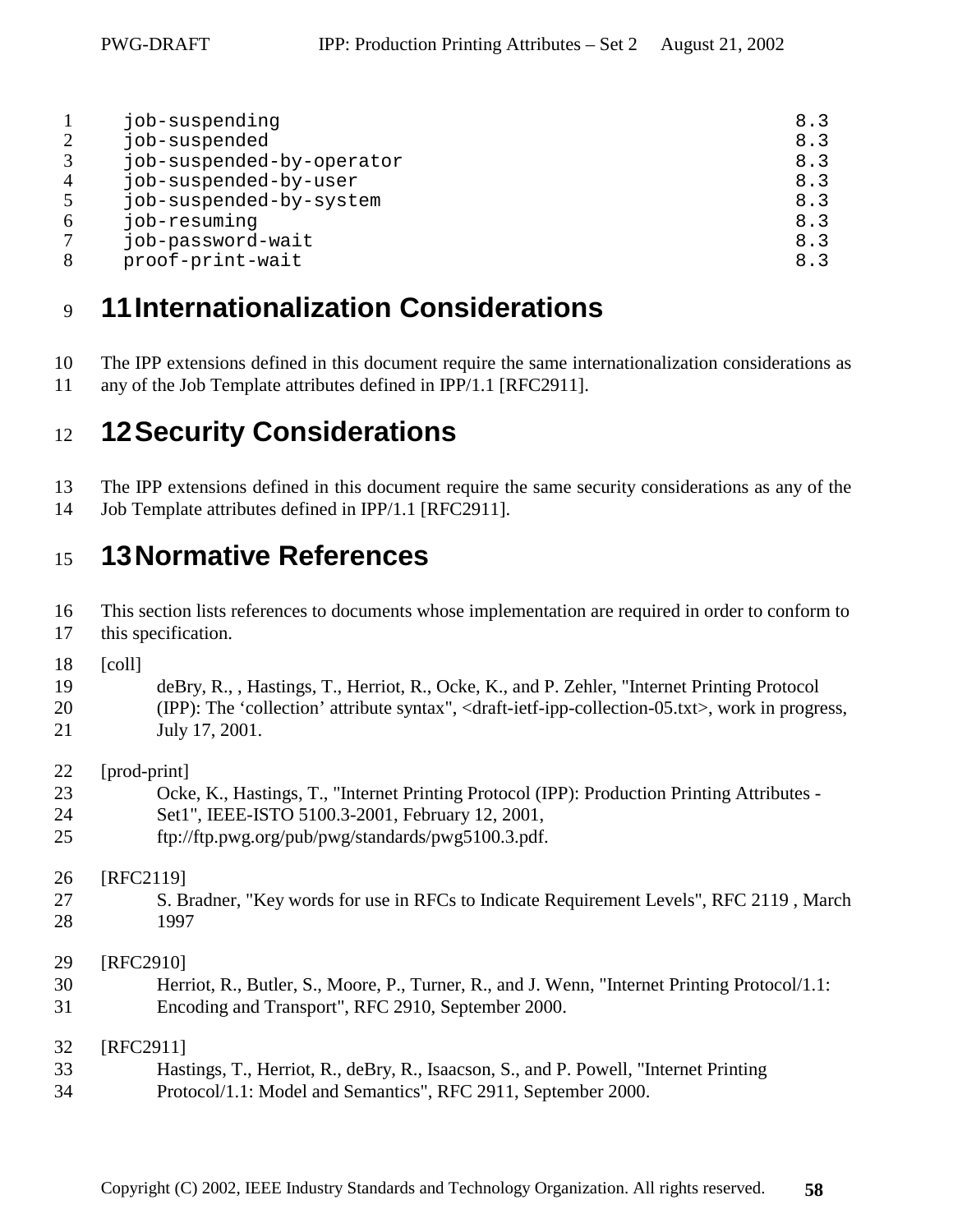```
job-suspending                                                      8.3
job-suspended                                                       8.3
job-suspended-by-operator                                           8.3
job-suspended-by-user                                               8.3
job-suspended-by-system                                             8.3
job-resuming                                                        8.3
job-password-wait                                                   8.3
proof-print-wait                                                    8.3
```

# 11 Internationalization Considerations

The IPP extensions defined in this document require the same internationalization considerations as any of the Job Template attributes defined in IPP/1.1 [RFC2911].

# 12 Security Considerations

The IPP extensions defined in this document require the same security considerations as any of the Job Template attributes defined in IPP/1.1 [RFC2911].

# 13 Normative References

This section lists references to documents whose implementation are required in order to conform to this specification.

[coll]
deBry, R., , Hastings, T., Herriot, R., Ocke, K., and P. Zehler, "Internet Printing Protocol (IPP): The 'collection' attribute syntax", <draft-ietf-ipp-collection-05.txt>, work in progress, July 17, 2001.

[prod-print]
Ocke, K., Hastings, T., "Internet Printing Protocol (IPP): Production Printing Attributes - Set1", IEEE-ISTO 5100.3-2001, February 12, 2001, ftp://ftp.pwg.org/pub/pwg/standards/pwg5100.3.pdf.

[RFC2119]
S. Bradner, "Key words for use in RFCs to Indicate Requirement Levels", RFC 2119 , March 1997

[RFC2910]
Herriot, R., Butler, S., Moore, P., Turner, R., and J. Wenn, "Internet Printing Protocol/1.1: Encoding and Transport", RFC 2910, September 2000.

[RFC2911]
Hastings, T., Herriot, R., deBry, R., Isaacson, S., and P. Powell, "Internet Printing Protocol/1.1: Model and Semantics", RFC 2911, September 2000.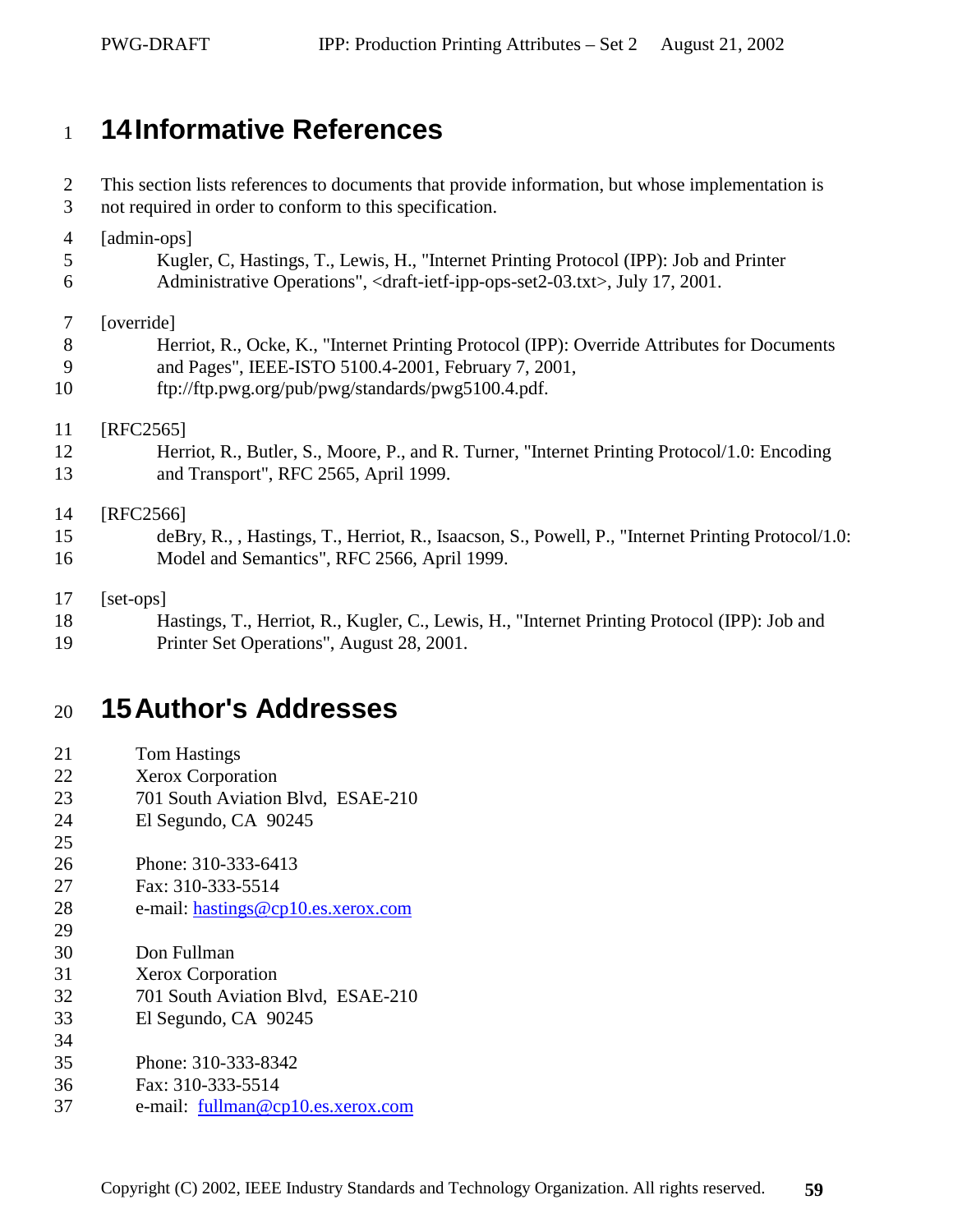# 14 Informative References

This section lists references to documents that provide information, but whose implementation is not required in order to conform to this specification.

[admin-ops]
Kugler, C, Hastings, T., Lewis, H., "Internet Printing Protocol (IPP): Job and Printer Administrative Operations", <draft-ietf-ipp-ops-set2-03.txt>, July 17, 2001.

[override]
Herriot, R., Ocke, K., "Internet Printing Protocol (IPP): Override Attributes for Documents and Pages", IEEE-ISTO 5100.4-2001, February 7, 2001, ftp://ftp.pwg.org/pub/pwg/standards/pwg5100.4.pdf.

[RFC2565]
Herriot, R., Butler, S., Moore, P., and R. Turner, "Internet Printing Protocol/1.0: Encoding and Transport", RFC 2565, April 1999.

[RFC2566]
deBry, R., , Hastings, T., Herriot, R., Isaacson, S., Powell, P., "Internet Printing Protocol/1.0: Model and Semantics", RFC 2566, April 1999.

[set-ops]
Hastings, T., Herriot, R., Kugler, C., Lewis, H., "Internet Printing Protocol (IPP): Job and Printer Set Operations", August 28, 2001.

# 15 Author's Addresses

Tom Hastings
Xerox Corporation
701 South Aviation Blvd, ESAE-210
El Segundo, CA 90245

Phone: 310-333-6413
Fax: 310-333-5514
e-mail: hastings@cp10.es.xerox.com

Don Fullman
Xerox Corporation
701 South Aviation Blvd, ESAE-210
El Segundo, CA 90245

Phone: 310-333-8342
Fax: 310-333-5514
e-mail: fullman@cp10.es.xerox.com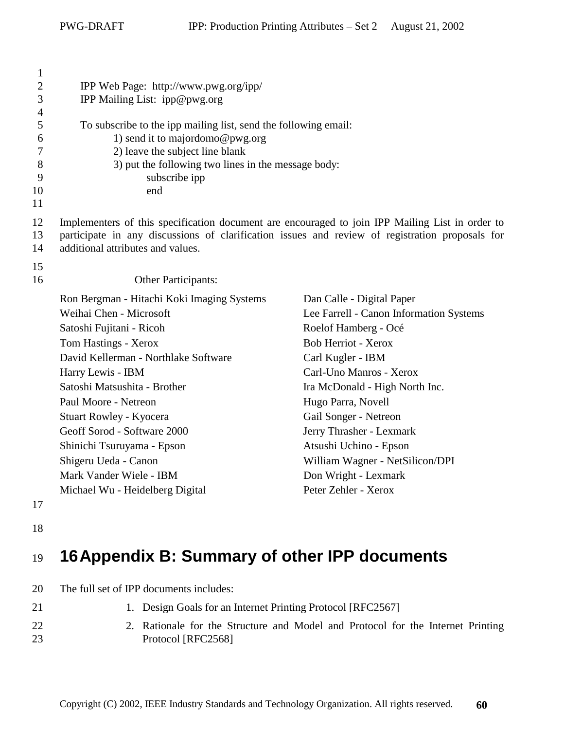IPP Web Page: http://www.pwg.org/ipp/
IPP Mailing List: ipp@pwg.org

To subscribe to the ipp mailing list, send the following email:
1) send it to majordomo@pwg.org
2) leave the subject line blank
3) put the following two lines in the message body:
subscribe ipp
end

Implementers of this specification document are encouraged to join IPP Mailing List in order to participate in any discussions of clarification issues and review of registration proposals for additional attributes and values.

Other Participants:

| | |
|---|---|
| Ron Bergman - Hitachi Koki Imaging Systems | Dan Calle - Digital Paper |
| Weihai Chen - Microsoft | Lee Farrell - Canon Information Systems |
| Satoshi Fujitani - Ricoh | Roelof Hamberg - Océ |
| Tom Hastings - Xerox | Bob Herriot - Xerox |
| David Kellerman - Northlake Software | Carl Kugler - IBM |
| Harry Lewis - IBM | Carl-Uno Manros - Xerox |
| Satoshi Matsushita - Brother | Ira McDonald - High North Inc. |
| Paul Moore - Netreon | Hugo Parra, Novell |
| Stuart Rowley - Kyocera | Gail Songer - Netreon |
| Geoff Sorod - Software 2000 | Jerry Thrasher - Lexmark |
| Shinichi Tsuruyama - Epson | Atsushi Uchino - Epson |
| Shigeru Ueda - Canon | William Wagner - NetSilicon/DPI |
| Mark Vander Wiele - IBM | Don Wright - Lexmark |
| Michael Wu - Heidelberg Digital | Peter Zehler - Xerox |

# 16 Appendix B: Summary of other IPP documents

The full set of IPP documents includes:

1. Design Goals for an Internet Printing Protocol [RFC2567]
2. Rationale for the Structure and Model and Protocol for the Internet Printing Protocol [RFC2568]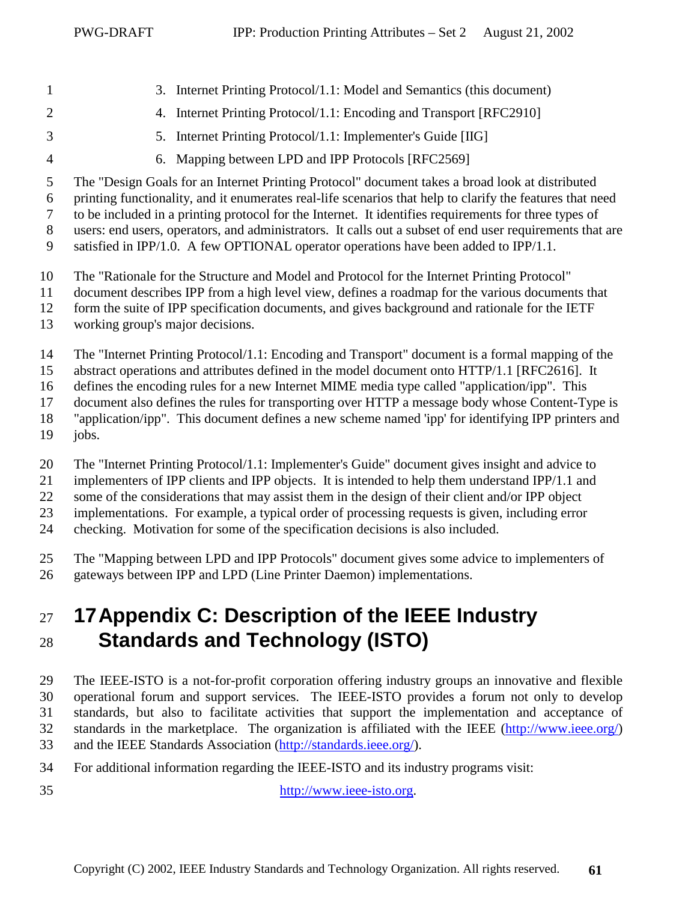3. Internet Printing Protocol/1.1: Model and Semantics (this document)
4. Internet Printing Protocol/1.1: Encoding and Transport [RFC2910]
5. Internet Printing Protocol/1.1: Implementer's Guide [IIG]
6. Mapping between LPD and IPP Protocols [RFC2569]

The "Design Goals for an Internet Printing Protocol" document takes a broad look at distributed printing functionality, and it enumerates real-life scenarios that help to clarify the features that need to be included in a printing protocol for the Internet. It identifies requirements for three types of users: end users, operators, and administrators. It calls out a subset of end user requirements that are satisfied in IPP/1.0. A few OPTIONAL operator operations have been added to IPP/1.1.

The "Rationale for the Structure and Model and Protocol for the Internet Printing Protocol" document describes IPP from a high level view, defines a roadmap for the various documents that form the suite of IPP specification documents, and gives background and rationale for the IETF working group's major decisions.

The "Internet Printing Protocol/1.1: Encoding and Transport" document is a formal mapping of the abstract operations and attributes defined in the model document onto HTTP/1.1 [RFC2616]. It defines the encoding rules for a new Internet MIME media type called "application/ipp". This document also defines the rules for transporting over HTTP a message body whose Content-Type is "application/ipp". This document defines a new scheme named 'ipp' for identifying IPP printers and jobs.

The "Internet Printing Protocol/1.1: Implementer's Guide" document gives insight and advice to implementers of IPP clients and IPP objects. It is intended to help them understand IPP/1.1 and some of the considerations that may assist them in the design of their client and/or IPP object implementations. For example, a typical order of processing requests is given, including error checking. Motivation for some of the specification decisions is also included.

The "Mapping between LPD and IPP Protocols" document gives some advice to implementers of gateways between IPP and LPD (Line Printer Daemon) implementations.

# 17 Appendix C: Description of the IEEE Industry Standards and Technology (ISTO)

The IEEE-ISTO is a not-for-profit corporation offering industry groups an innovative and flexible operational forum and support services. The IEEE-ISTO provides a forum not only to develop standards, but also to facilitate activities that support the implementation and acceptance of standards in the marketplace. The organization is affiliated with the IEEE (http://www.ieee.org/) and the IEEE Standards Association (http://standards.ieee.org/).

For additional information regarding the IEEE-ISTO and its industry programs visit:

http://www.ieee-isto.org.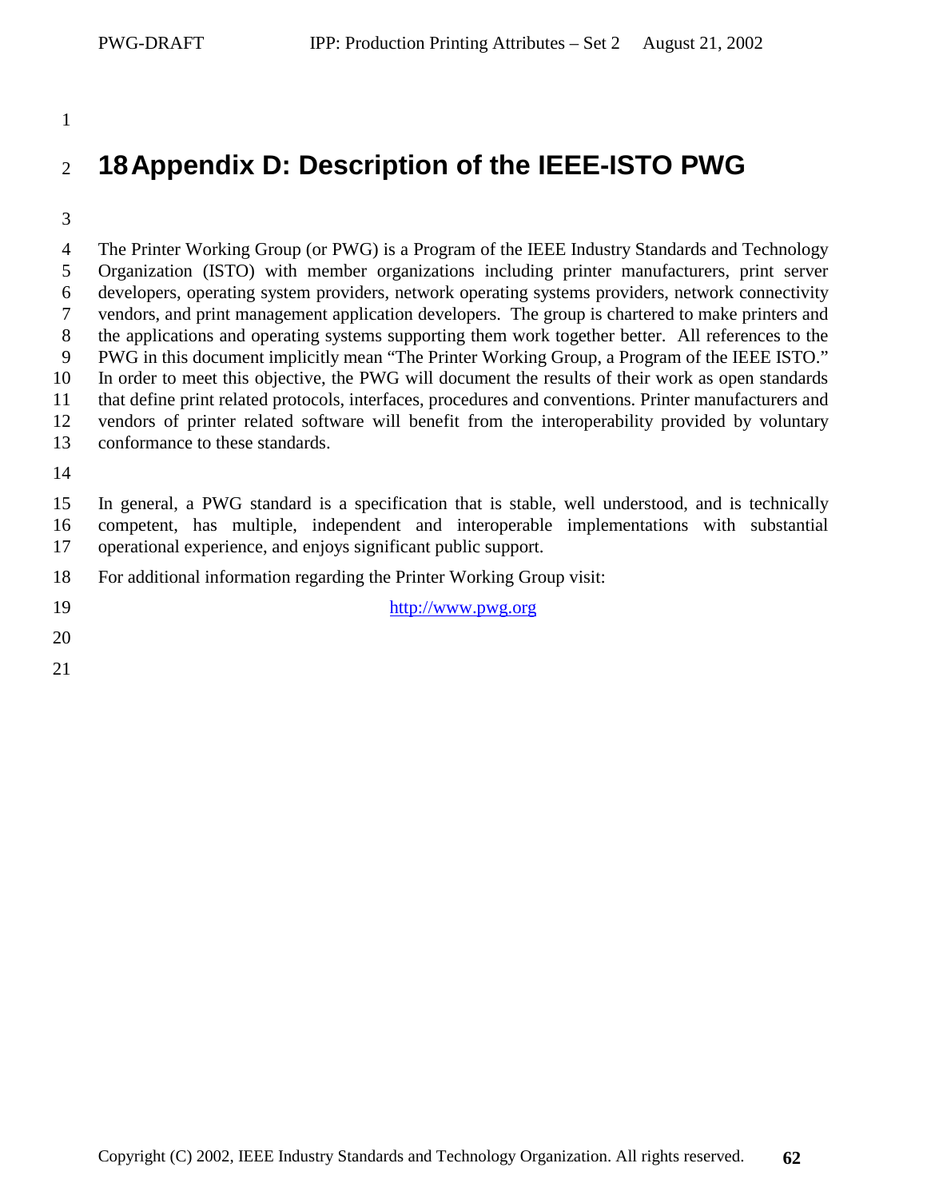# 18 Appendix D: Description of the IEEE-ISTO PWG

The Printer Working Group (or PWG) is a Program of the IEEE Industry Standards and Technology Organization (ISTO) with member organizations including printer manufacturers, print server developers, operating system providers, network operating systems providers, network connectivity vendors, and print management application developers. The group is chartered to make printers and the applications and operating systems supporting them work together better. All references to the PWG in this document implicitly mean "The Printer Working Group, a Program of the IEEE ISTO." In order to meet this objective, the PWG will document the results of their work as open standards that define print related protocols, interfaces, procedures and conventions. Printer manufacturers and vendors of printer related software will benefit from the interoperability provided by voluntary conformance to these standards.

In general, a PWG standard is a specification that is stable, well understood, and is technically competent, has multiple, independent and interoperable implementations with substantial operational experience, and enjoys significant public support.

For additional information regarding the Printer Working Group visit:

http://www.pwg.org